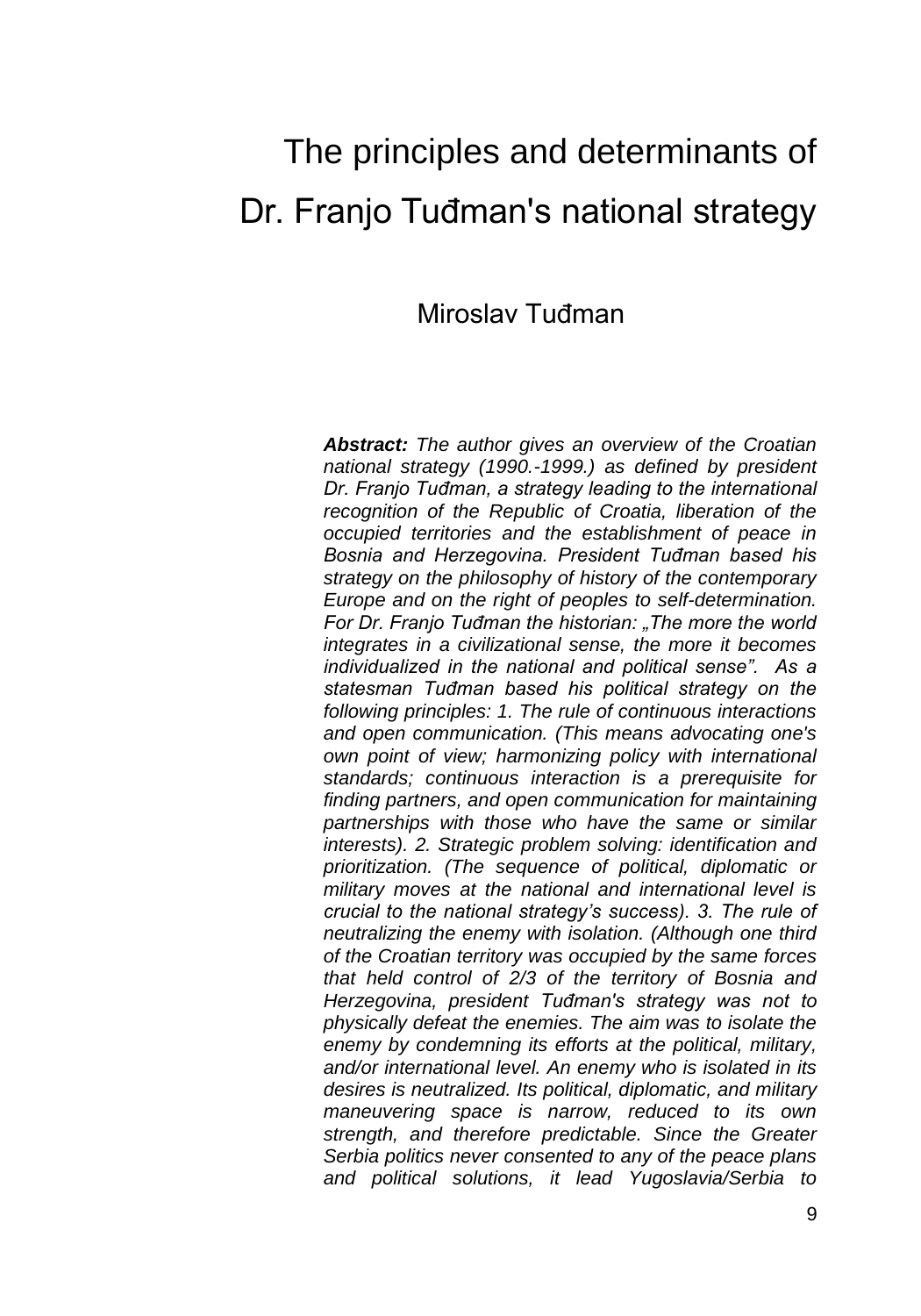# The principles and determinants of Dr. Franjo Tuđman's national strategy

Miroslav Tuđman

***Abstract:*** *The author gives an overview of the Croatian national strategy (1990.-1999.) as defined by president Dr. Franjo Tuđman, a strategy leading to the international recognition of the Republic of Croatia, liberation of the occupied territories and the establishment of peace in Bosnia and Herzegovina. President Tuđman based his strategy on the philosophy of history of the contemporary Europe and on the right of peoples to self-determination. For Dr. Franjo Tuđman the historian: „The more the world integrates in a civilizational sense, the more it becomes individualized in the national and political sense". As a statesman Tuđman based his political strategy on the following principles: 1. The rule of continuous interactions and open communication. (This means advocating one's own point of view; harmonizing policy with international standards; continuous interaction is a prerequisite for finding partners, and open communication for maintaining partnerships with those who have the same or similar interests). 2. Strategic problem solving: identification and prioritization. (The sequence of political, diplomatic or military moves at the national and international level is crucial to the national strategy's success). 3. The rule of neutralizing the enemy with isolation. (Although one third of the Croatian territory was occupied by the same forces that held control of 2/3 of the territory of Bosnia and Herzegovina, president Tuđman's strategy was not to physically defeat the enemies. The aim was to isolate the enemy by condemning its efforts at the political, military, and/or international level. An enemy who is isolated in its desires is neutralized. Its political, diplomatic, and military maneuvering space is narrow, reduced to its own strength, and therefore predictable. Since the Greater Serbia politics never consented to any of the peace plans and political solutions, it lead Yugoslavia/Serbia to*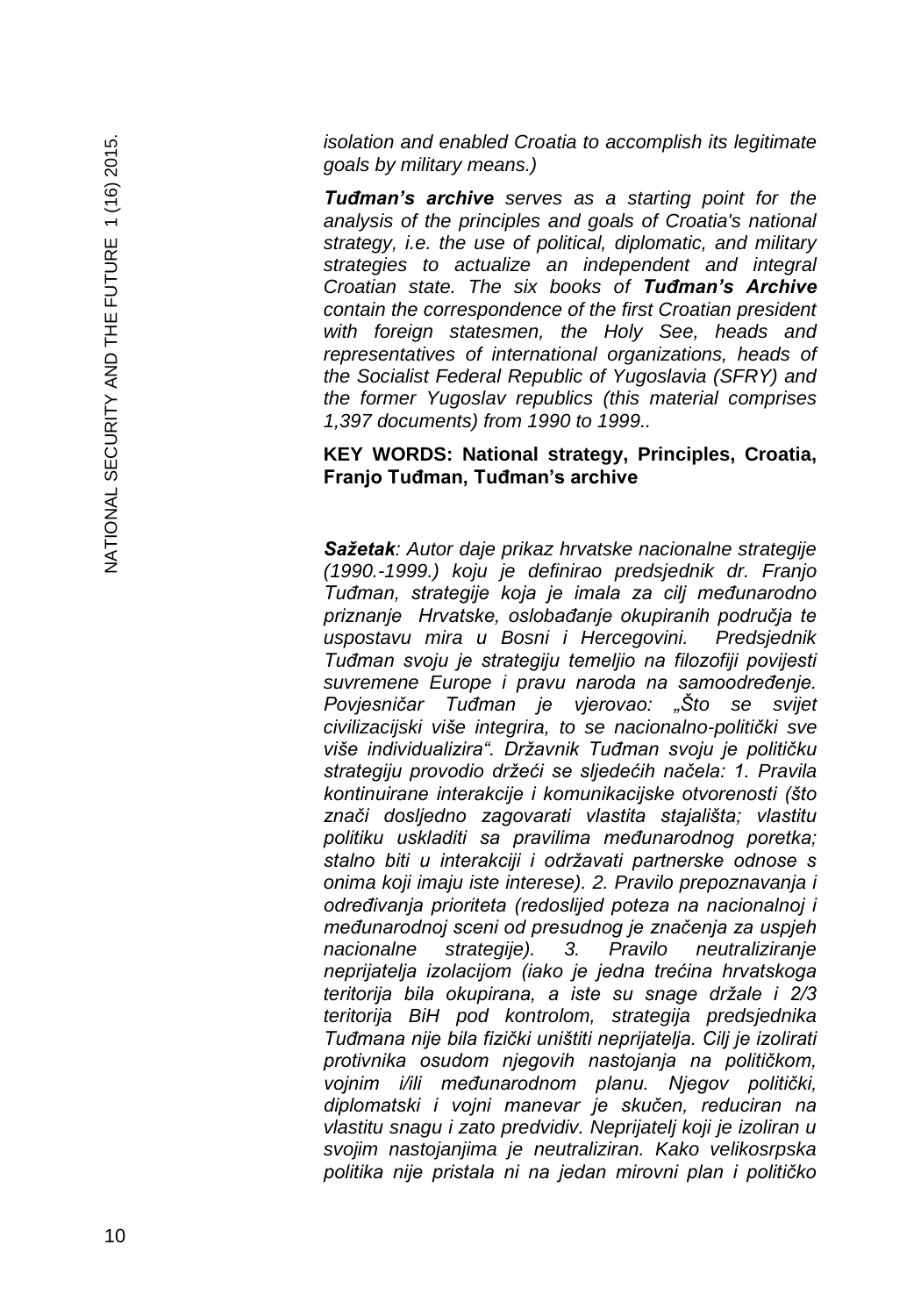*isolation and enabled Croatia to accomplish its legitimate goals by military means.)*

***Tuđman's archive*** *serves as a starting point for the analysis of the principles and goals of Croatia's national strategy, i.e. the use of political, diplomatic, and military strategies to actualize an independent and integral Croatian state. The six books of* ***Tuđman's Archive*** *contain the correspondence of the first Croatian president with foreign statesmen, the Holy See, heads and representatives of international organizations, heads of the Socialist Federal Republic of Yugoslavia (SFRY) and the former Yugoslav republics (this material comprises 1,397 documents) from 1990 to 1999..*

**KEY WORDS: National strategy, Principles, Croatia, Franjo Tuđman, Tuđman's archive**

***Sažetak****: Autor daje prikaz hrvatske nacionalne strategije (1990.-1999.) koju je definirao predsjednik dr. Franjo Tuđman, strategije koja je imala za cilj međunarodno priznanje Hrvatske, oslobađanje okupiranih područja te uspostavu mira u Bosni i Hercegovini. Predsjednik Tuđman svoju je strategiju temeljio na filozofiji povijesti suvremene Europe i pravu naroda na samoodređenje. Povjesničar Tuđman je vjerovao: „Što se svijet civilizacijski više integrira, to se nacionalno-politički sve više individualizira". Državnik Tuđman svoju je političku strategiju provodio držeći se sljedećih načela: 1. Pravila kontinuirane interakcije i komunikacijske otvorenosti (što znači dosljedno zagovarati vlastita stajališta; vlastitu politiku uskladiti sa pravilima međunarodnog poretka; stalno biti u interakciji i održavati partnerske odnose s onima koji imaju iste interese). 2. Pravilo prepoznavanja i određivanja prioriteta (redoslijed poteza na nacionalnoj i međunarodnoj sceni od presudnog je značenja za uspjeh nacionalne strategije). 3. Pravilo neutraliziranje neprijatelja izolacijom (iako je jedna trećina hrvatskoga teritorija bila okupirana, a iste su snage držale i 2/3 teritorija BiH pod kontrolom, strategija predsjednika Tuđmana nije bila fizički uništiti neprijatelja. Cilj je izolirati protivnika osudom njegovih nastojanja na političkom, vojnim i/ili međunarodnom planu. Njegov politički, diplomatski i vojni manevar je skučen, reduciran na vlastitu snagu i zato predvidiv. Neprijatelj koji je izoliran u svojim nastojanjima je neutraliziran. Kako velikosrpska politika nije pristala ni na jedan mirovni plan i političko*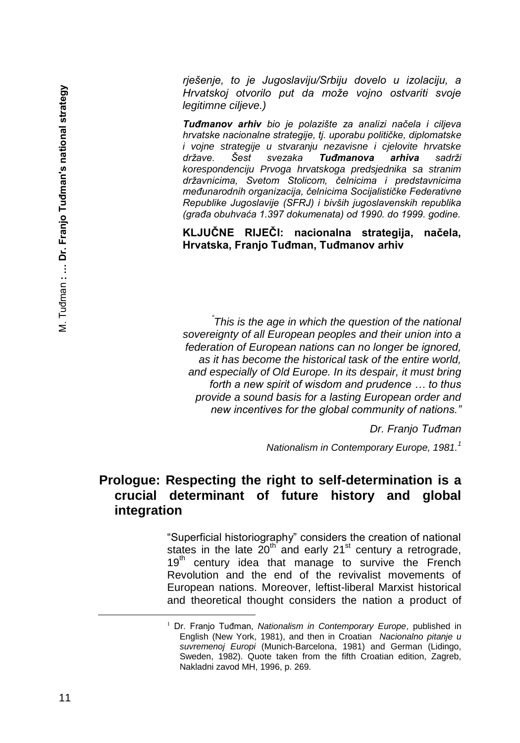*rješenje, to je Jugoslaviju/Srbiju dovelo u izolaciju, a Hrvatskoj otvorilo put da može vojno ostvariti svoje legitimne ciljeve.)*

***Tuđmanov arhiv*** *bio je polazište za analizi načela i ciljeva hrvatske nacionalne strategije, tj. uporabu političke, diplomatske i vojne strategije u stvaranju nezavisne i cjelovite hrvatske države. Šest svezaka* ***Tuđmanova arhiva*** *sadrži korespondenciju Prvoga hrvatskoga predsjednika sa stranim državnicima, Svetom Stolicom, čelnicima i predstavnicima međunarodnih organizacija, čelnicima Socijalističke Federativne Republike Jugoslavije (SFRJ) i bivših jugoslavenskih republika (građa obuhvaća 1.397 dokumenata) od 1990. do 1999. godine.*

**KLJUČNE RIJEČI: nacionalna strategija, načela, Hrvatska, Franjo Tuđman, Tuđmanov arhiv**

> *"This is the age in which the question of the national sovereignty of all European peoples and their union into a federation of European nations can no longer be ignored, as it has become the historical task of the entire world, and especially of Old Europe. In its despair, it must bring forth a new spirit of wisdom and prudence … to thus provide a sound basis for a lasting European order and new incentives for the global community of nations."*
>
> *Dr. Franjo Tuđman*
>
> *Nationalism in Contemporary Europe, 1981.*[1]

## Prologue: Respecting the right to self-determination is a crucial determinant of future history and global integration

"Superficial historiography" considers the creation of national states in the late 20th and early 21st century a retrograde, 19th century idea that manage to survive the French Revolution and the end of the revivalist movements of European nations. Moreover, leftist-liberal Marxist historical and theoretical thought considers the nation a product of

---

[1] Dr. Franjo Tuđman, *Nationalism in Contemporary Europe*, published in English (New York, 1981), and then in Croatian *Nacionalno pitanje u suvremenoj Europi* (Munich-Barcelona, 1981) and German (Lidingo, Sweden, 1982). Quote taken from the fifth Croatian edition, Zagreb, Nakladni zavod MH, 1996, p. 269.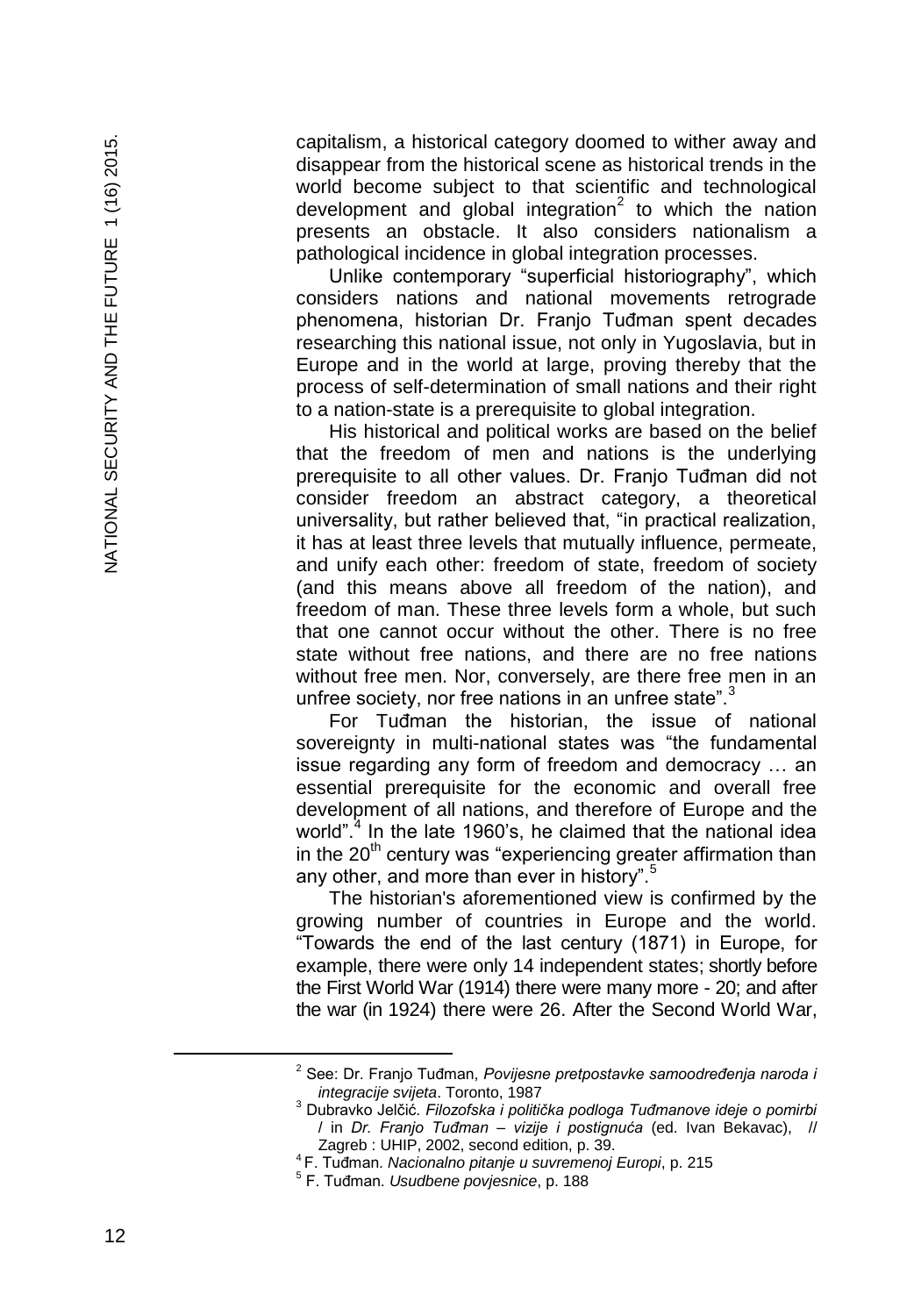capitalism, a historical category doomed to wither away and disappear from the historical scene as historical trends in the world become subject to that scientific and technological development and global integration[2] to which the nation presents an obstacle. It also considers nationalism a pathological incidence in global integration processes.

Unlike contemporary "superficial historiography", which considers nations and national movements retrograde phenomena, historian Dr. Franjo Tuđman spent decades researching this national issue, not only in Yugoslavia, but in Europe and in the world at large, proving thereby that the process of self-determination of small nations and their right to a nation-state is a prerequisite to global integration.

His historical and political works are based on the belief that the freedom of men and nations is the underlying prerequisite to all other values. Dr. Franjo Tuđman did not consider freedom an abstract category, a theoretical universality, but rather believed that, "in practical realization, it has at least three levels that mutually influence, permeate, and unify each other: freedom of state, freedom of society (and this means above all freedom of the nation), and freedom of man. These three levels form a whole, but such that one cannot occur without the other. There is no free state without free nations, and there are no free nations without free men. Nor, conversely, are there free men in an unfree society, nor free nations in an unfree state".[3]

For Tuđman the historian, the issue of national sovereignty in multi-national states was "the fundamental issue regarding any form of freedom and democracy … an essential prerequisite for the economic and overall free development of all nations, and therefore of Europe and the world".[4] In the late 1960's, he claimed that the national idea in the 20th century was "experiencing greater affirmation than any other, and more than ever in history".[5]

The historian's aforementioned view is confirmed by the growing number of countries in Europe and the world. "Towards the end of the last century (1871) in Europe, for example, there were only 14 independent states; shortly before the First World War (1914) there were many more - 20; and after the war (in 1924) there were 26. After the Second World War,

---

[2] See: Dr. Franjo Tuđman, *Povijesne pretpostavke samoodređenja naroda i integracije svijeta*. Toronto, 1987

[3] Dubravko Jelčić. *Filozofska i politička podloga Tuđmanove ideje o pomirbi* / in *Dr. Franjo Tuđman – vizije i postignuća* (ed. Ivan Bekavac), // Zagreb : UHIP, 2002, second edition, p. 39.

[4] F. Tuđman. *Nacionalno pitanje u suvremenoj Europi*, p. 215

[5] F. Tuđman. *Usudbene povjesnice*, p. 188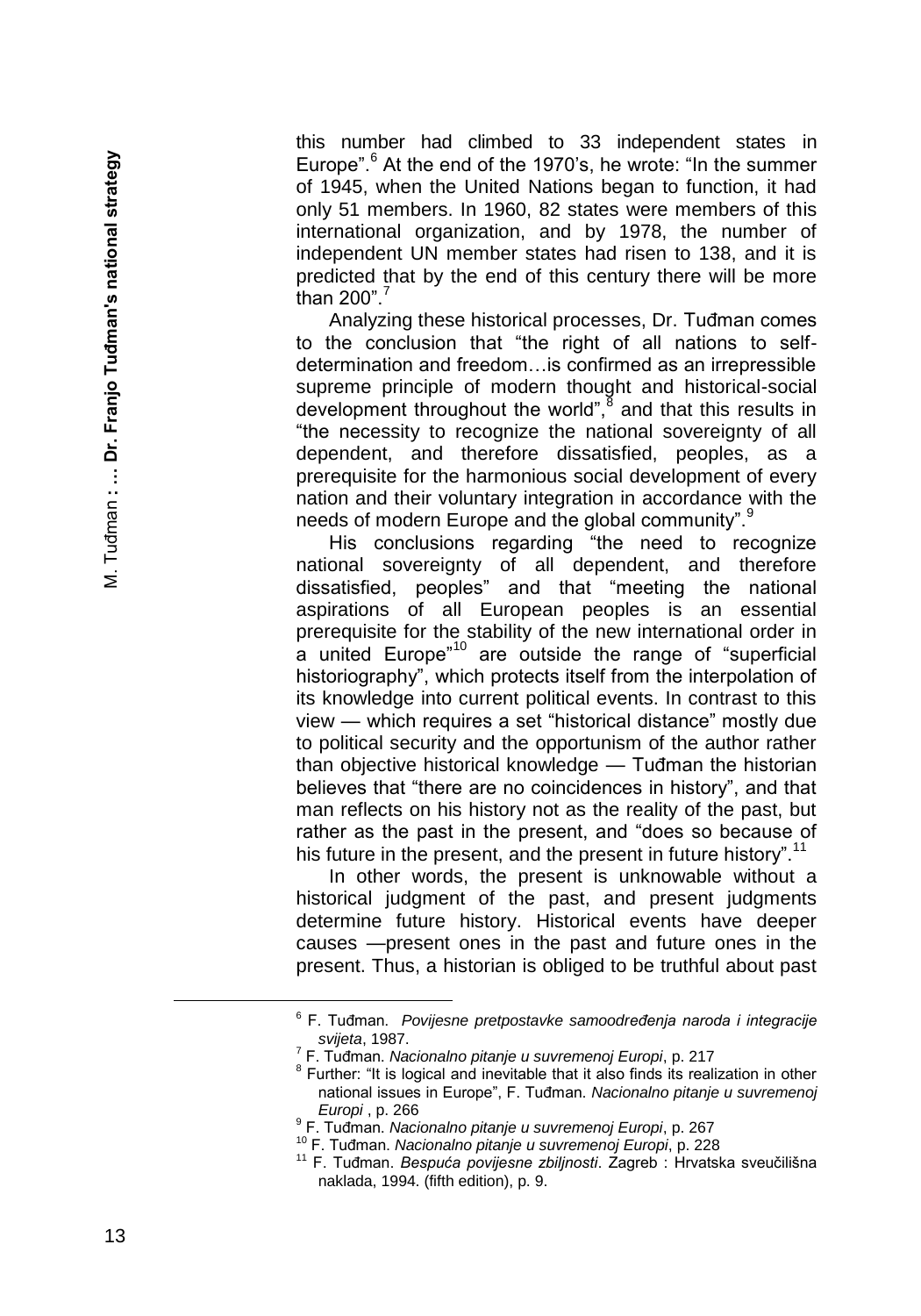this number had climbed to 33 independent states in Europe".[6] At the end of the 1970's, he wrote: "In the summer of 1945, when the United Nations began to function, it had only 51 members. In 1960, 82 states were members of this international organization, and by 1978, the number of independent UN member states had risen to 138, and it is predicted that by the end of this century there will be more than 200".[7]

Analyzing these historical processes, Dr. Tuđman comes to the conclusion that "the right of all nations to self-determination and freedom…is confirmed as an irrepressible supreme principle of modern thought and historical-social development throughout the world",[8] and that this results in "the necessity to recognize the national sovereignty of all dependent, and therefore dissatisfied, peoples, as a prerequisite for the harmonious social development of every nation and their voluntary integration in accordance with the needs of modern Europe and the global community".[9]

His conclusions regarding "the need to recognize national sovereignty of all dependent, and therefore dissatisfied, peoples" and that "meeting the national aspirations of all European peoples is an essential prerequisite for the stability of the new international order in a united Europe"[10] are outside the range of "superficial historiography", which protects itself from the interpolation of its knowledge into current political events. In contrast to this view — which requires a set "historical distance" mostly due to political security and the opportunism of the author rather than objective historical knowledge — Tuđman the historian believes that "there are no coincidences in history", and that man reflects on his history not as the reality of the past, but rather as the past in the present, and "does so because of his future in the present, and the present in future history".[11]

In other words, the present is unknowable without a historical judgment of the past, and present judgments determine future history. Historical events have deeper causes —present ones in the past and future ones in the present. Thus, a historian is obliged to be truthful about past

---

[6] F. Tuđman. *Povijesne pretpostavke samoodređenja naroda i integracije svijeta*, 1987.

[7] F. Tuđman. *Nacionalno pitanje u suvremenoj Europi*, p. 217

[8] Further: "It is logical and inevitable that it also finds its realization in other national issues in Europe", F. Tuđman. *Nacionalno pitanje u suvremenoj Europi* , p. 266

[9] F. Tuđman. *Nacionalno pitanje u suvremenoj Europi*, p. 267

[10] F. Tuđman. *Nacionalno pitanje u suvremenoj Europi*, p. 228

[11] F. Tuđman. *Bespuća povijesne zbiljnosti*. Zagreb : Hrvatska sveučilišna naklada, 1994. (fifth edition), p. 9.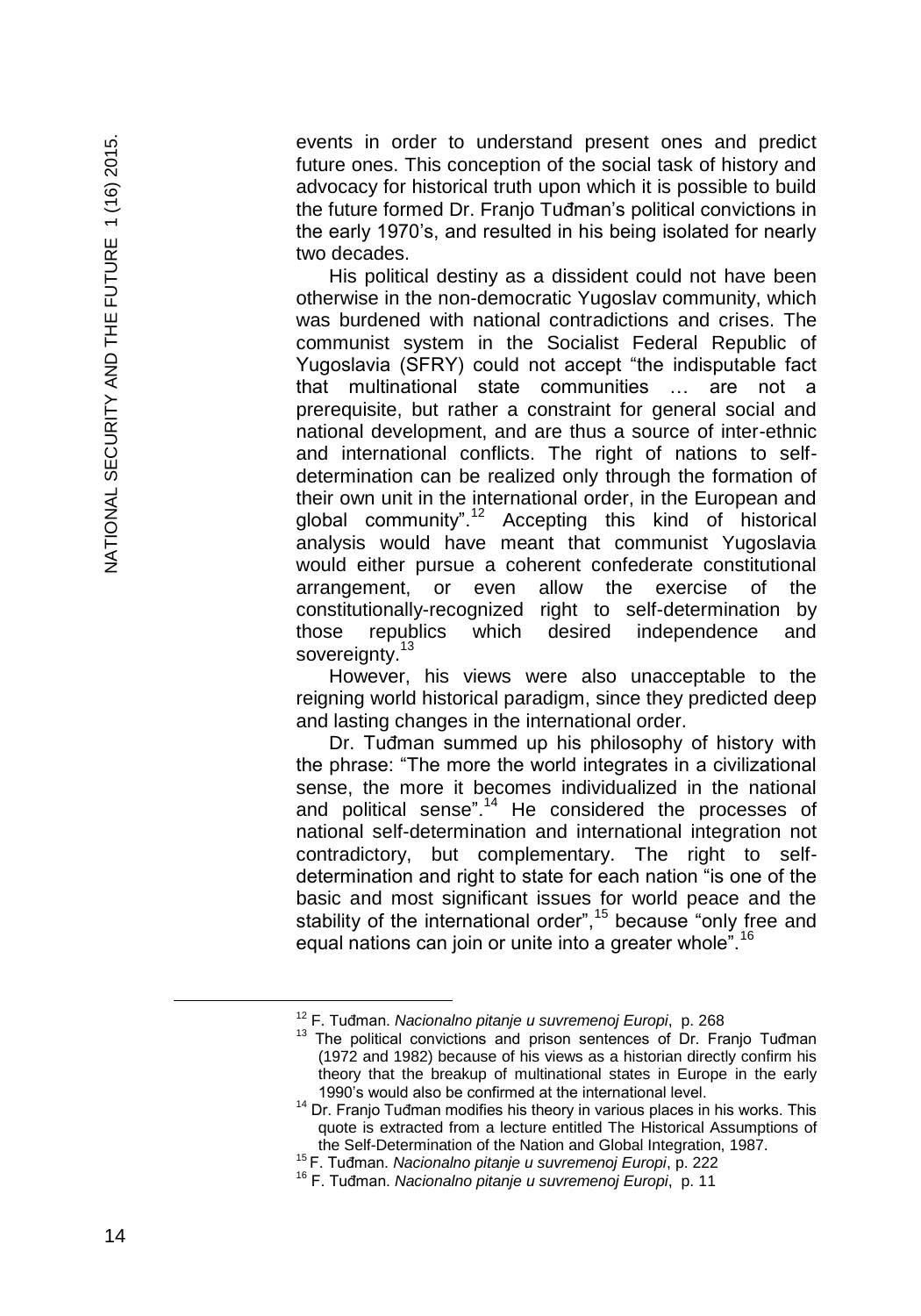events in order to understand present ones and predict future ones. This conception of the social task of history and advocacy for historical truth upon which it is possible to build the future formed Dr. Franjo Tuđman's political convictions in the early 1970's, and resulted in his being isolated for nearly two decades.

His political destiny as a dissident could not have been otherwise in the non-democratic Yugoslav community, which was burdened with national contradictions and crises. The communist system in the Socialist Federal Republic of Yugoslavia (SFRY) could not accept "the indisputable fact that multinational state communities … are not a prerequisite, but rather a constraint for general social and national development, and are thus a source of inter-ethnic and international conflicts. The right of nations to self-determination can be realized only through the formation of their own unit in the international order, in the European and global community".[12] Accepting this kind of historical analysis would have meant that communist Yugoslavia would either pursue a coherent confederate constitutional arrangement, or even allow the exercise of the constitutionally-recognized right to self-determination by those republics which desired independence and sovereignty.[13]

However, his views were also unacceptable to the reigning world historical paradigm, since they predicted deep and lasting changes in the international order.

Dr. Tuđman summed up his philosophy of history with the phrase: "The more the world integrates in a civilizational sense, the more it becomes individualized in the national and political sense".[14] He considered the processes of national self-determination and international integration not contradictory, but complementary. The right to self-determination and right to state for each nation "is one of the basic and most significant issues for world peace and the stability of the international order",[15] because "only free and equal nations can join or unite into a greater whole".[16]

---

[12] F. Tuđman. *Nacionalno pitanje u suvremenoj Europi*, p. 268

[13] The political convictions and prison sentences of Dr. Franjo Tuđman (1972 and 1982) because of his views as a historian directly confirm his theory that the breakup of multinational states in Europe in the early 1990's would also be confirmed at the international level.

[14] Dr. Franjo Tuđman modifies his theory in various places in his works. This quote is extracted from a lecture entitled The Historical Assumptions of the Self-Determination of the Nation and Global Integration, 1987.

[15] F. Tuđman. *Nacionalno pitanje u suvremenoj Europi*, p. 222

[16] F. Tuđman. *Nacionalno pitanje u suvremenoj Europi*, p. 11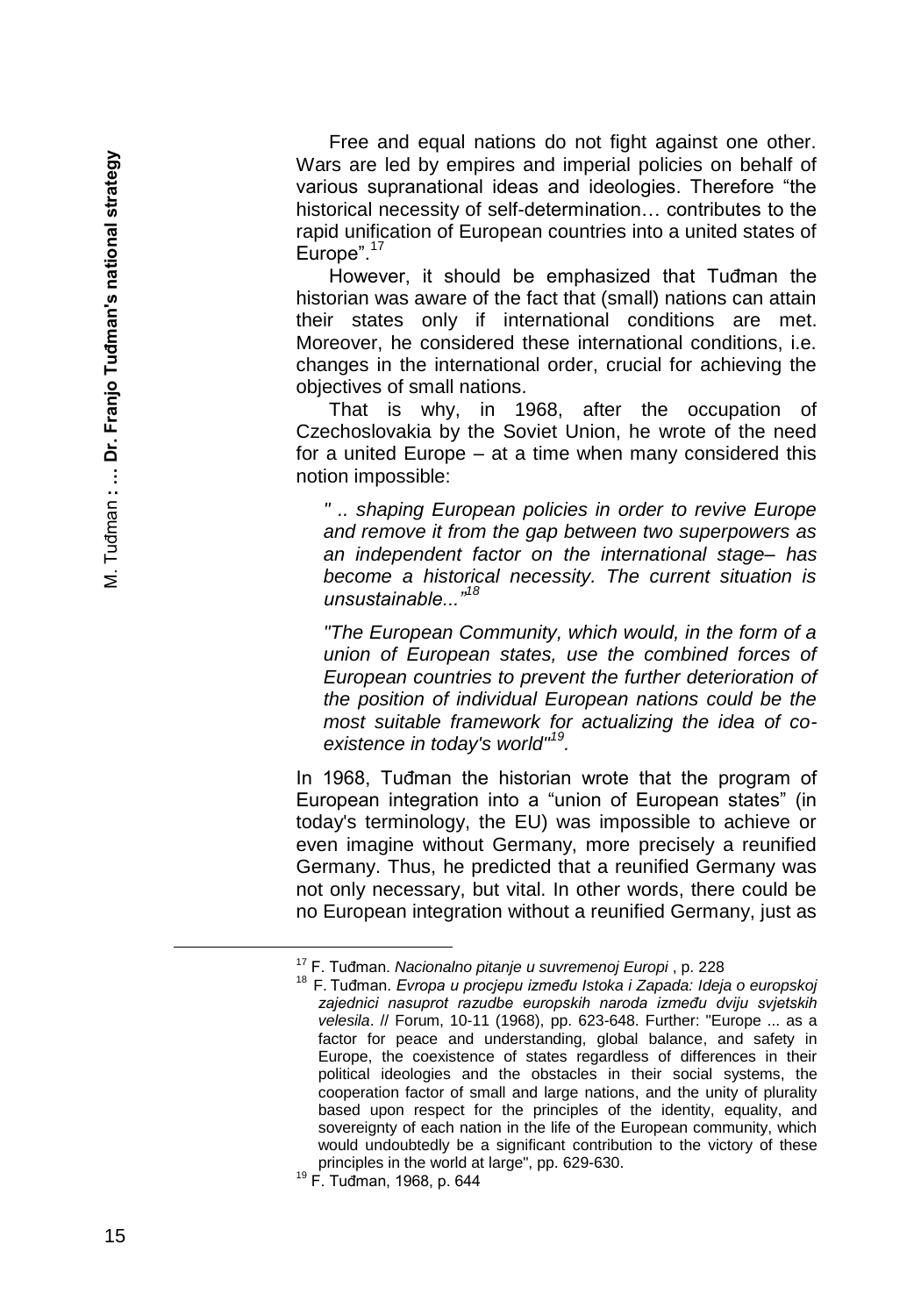Free and equal nations do not fight against one other. Wars are led by empires and imperial policies on behalf of various supranational ideas and ideologies. Therefore "the historical necessity of self-determination… contributes to the rapid unification of European countries into a united states of Europe".[17]

However, it should be emphasized that Tuđman the historian was aware of the fact that (small) nations can attain their states only if international conditions are met. Moreover, he considered these international conditions, i.e. changes in the international order, crucial for achieving the objectives of small nations.

That is why, in 1968, after the occupation of Czechoslovakia by the Soviet Union, he wrote of the need for a united Europe – at a time when many considered this notion impossible:

*" .. shaping European policies in order to revive Europe and remove it from the gap between two superpowers as an independent factor on the international stage– has become a historical necessity. The current situation is unsustainable..."*[18]

*"The European Community, which would, in the form of a union of European states, use the combined forces of European countries to prevent the further deterioration of the position of individual European nations could be the most suitable framework for actualizing the idea of co-existence in today's world"*[19].

In 1968, Tuđman the historian wrote that the program of European integration into a "union of European states" (in today's terminology, the EU) was impossible to achieve or even imagine without Germany, more precisely a reunified Germany. Thus, he predicted that a reunified Germany was not only necessary, but vital. In other words, there could be no European integration without a reunified Germany, just as

---

[17] F. Tuđman. *Nacionalno pitanje u suvremenoj Europi* , p. 228

[18] F. Tuđman. *Evropa u procjepu između Istoka i Zapada: Ideja o europskoj zajednici nasuprot razudbe europskih naroda između dviju svjetskih velesila*. // Forum, 10-11 (1968), pp. 623-648. Further: "Europe ... as a factor for peace and understanding, global balance, and safety in Europe, the coexistence of states regardless of differences in their political ideologies and the obstacles in their social systems, the cooperation factor of small and large nations, and the unity of plurality based upon respect for the principles of the identity, equality, and sovereignty of each nation in the life of the European community, which would undoubtedly be a significant contribution to the victory of these principles in the world at large", pp. 629-630.

[19] F. Tuđman, 1968, p. 644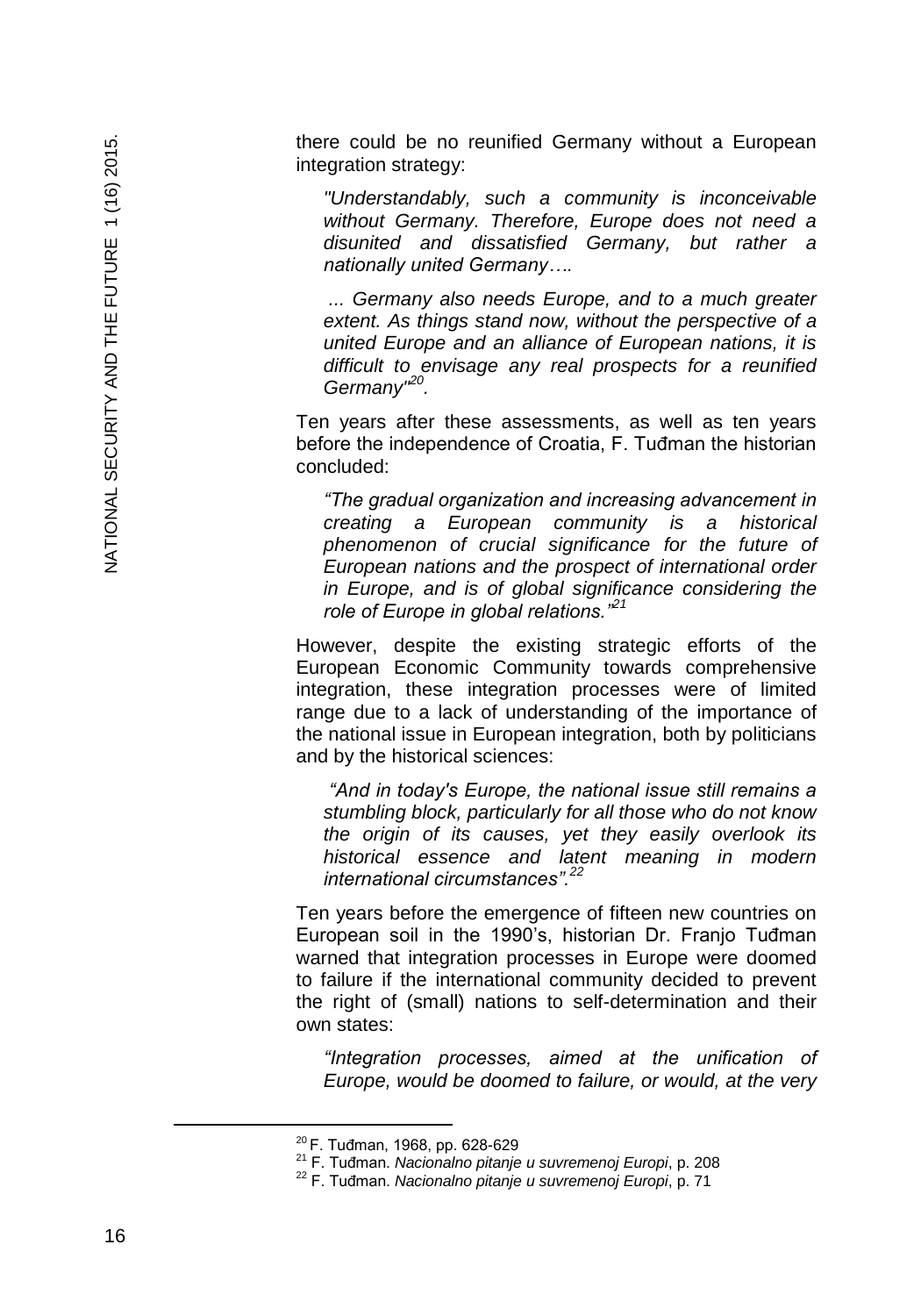there could be no reunified Germany without a European integration strategy:

> *"Understandably, such a community is inconceivable without Germany. Therefore, Europe does not need a disunited and dissatisfied Germany, but rather a nationally united Germany….*
>
> *... Germany also needs Europe, and to a much greater extent. As things stand now, without the perspective of a united Europe and an alliance of European nations, it is difficult to envisage any real prospects for a reunified Germany"*[20].

Ten years after these assessments, as well as ten years before the independence of Croatia, F. Tuđman the historian concluded:

> *"The gradual organization and increasing advancement in creating a European community is a historical phenomenon of crucial significance for the future of European nations and the prospect of international order in Europe, and is of global significance considering the role of Europe in global relations."*[21]

However, despite the existing strategic efforts of the European Economic Community towards comprehensive integration, these integration processes were of limited range due to a lack of understanding of the importance of the national issue in European integration, both by politicians and by the historical sciences:

> *"And in today's Europe, the national issue still remains a stumbling block, particularly for all those who do not know the origin of its causes, yet they easily overlook its historical essence and latent meaning in modern international circumstances".*[22]

Ten years before the emergence of fifteen new countries on European soil in the 1990's, historian Dr. Franjo Tuđman warned that integration processes in Europe were doomed to failure if the international community decided to prevent the right of (small) nations to self-determination and their own states:

> *"Integration processes, aimed at the unification of Europe, would be doomed to failure, or would, at the very*

---

[20] F. Tuđman, 1968, pp. 628-629

[21] F. Tuđman. *Nacionalno pitanje u suvremenoj Europi*, p. 208

[22] F. Tuđman. *Nacionalno pitanje u suvremenoj Europi*, p. 71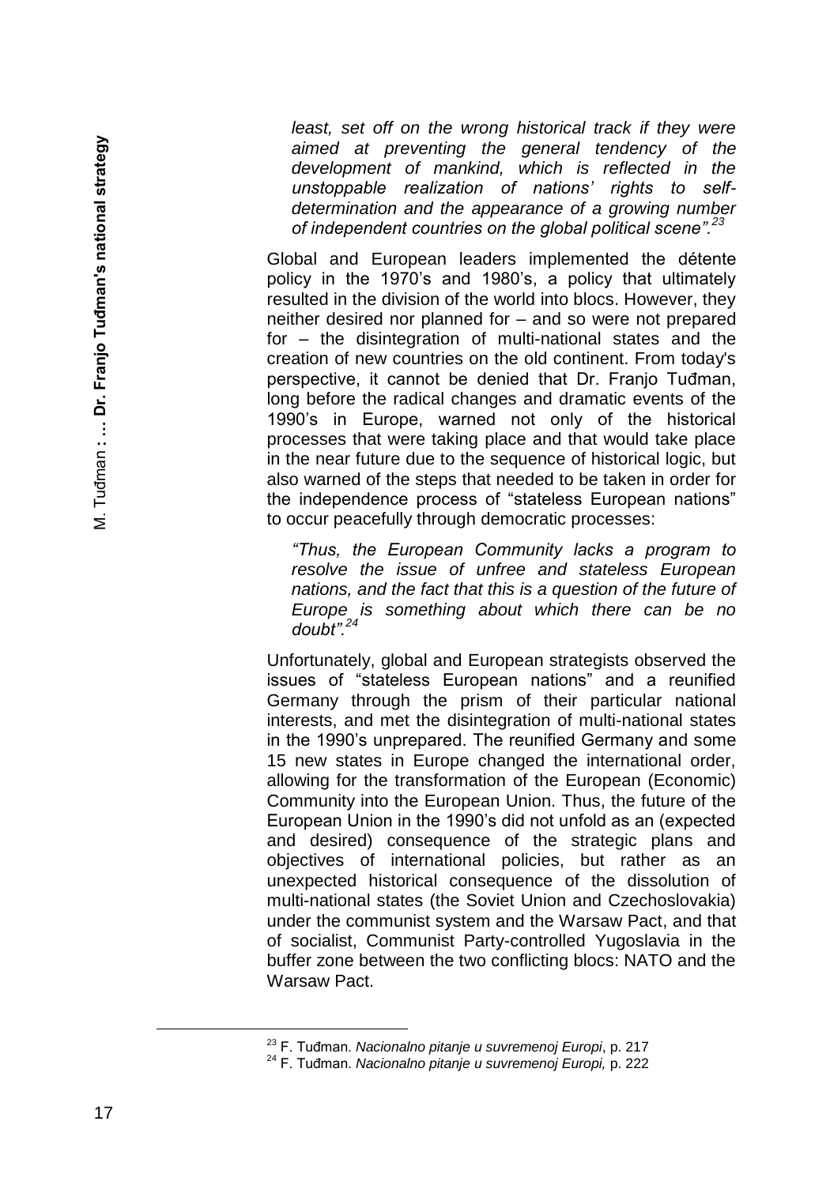*least, set off on the wrong historical track if they were aimed at preventing the general tendency of the development of mankind, which is reflected in the unstoppable realization of nations' rights to self-determination and the appearance of a growing number of independent countries on the global political scene".*[23]

Global and European leaders implemented the détente policy in the 1970's and 1980's, a policy that ultimately resulted in the division of the world into blocs. However, they neither desired nor planned for – and so were not prepared for – the disintegration of multi-national states and the creation of new countries on the old continent. From today's perspective, it cannot be denied that Dr. Franjo Tuđman, long before the radical changes and dramatic events of the 1990's in Europe, warned not only of the historical processes that were taking place and that would take place in the near future due to the sequence of historical logic, but also warned of the steps that needed to be taken in order for the independence process of "stateless European nations" to occur peacefully through democratic processes:

*"Thus, the European Community lacks a program to resolve the issue of unfree and stateless European nations, and the fact that this is a question of the future of Europe is something about which there can be no doubt".*[24]

Unfortunately, global and European strategists observed the issues of "stateless European nations" and a reunified Germany through the prism of their particular national interests, and met the disintegration of multi-national states in the 1990's unprepared. The reunified Germany and some 15 new states in Europe changed the international order, allowing for the transformation of the European (Economic) Community into the European Union. Thus, the future of the European Union in the 1990's did not unfold as an (expected and desired) consequence of the strategic plans and objectives of international policies, but rather as an unexpected historical consequence of the dissolution of multi-national states (the Soviet Union and Czechoslovakia) under the communist system and the Warsaw Pact, and that of socialist, Communist Party-controlled Yugoslavia in the buffer zone between the two conflicting blocs: NATO and the Warsaw Pact.

---

[23] F. Tuđman. *Nacionalno pitanje u suvremenoj Europi*, p. 217

[24] F. Tuđman. *Nacionalno pitanje u suvremenoj Europi,* p. 222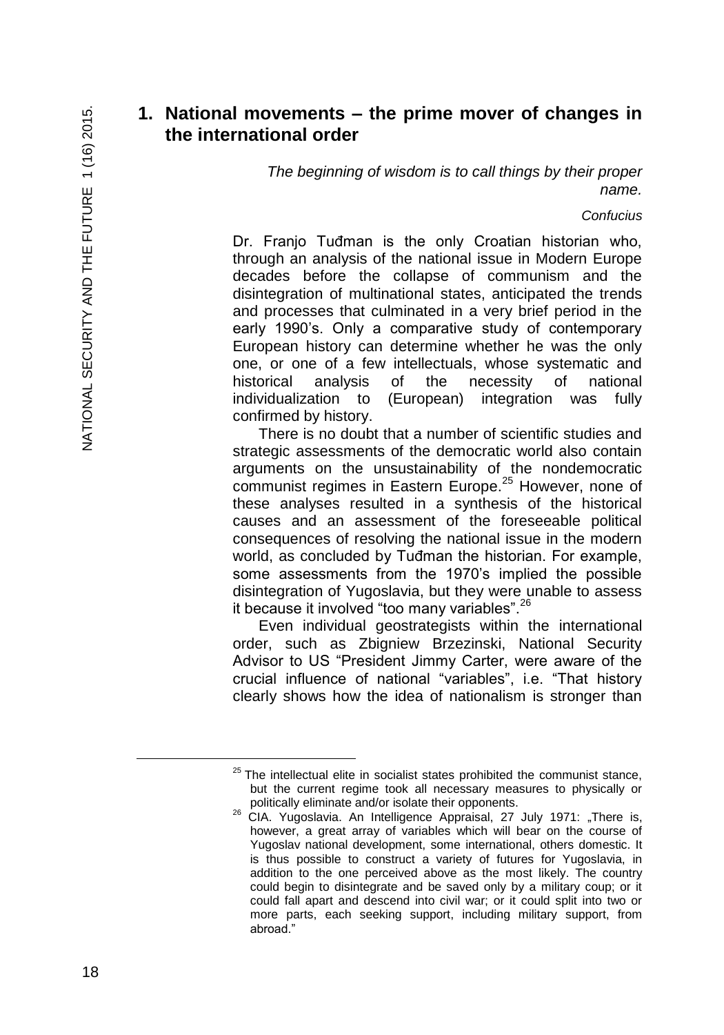# 1. National movements – the prime mover of changes in the international order

*The beginning of wisdom is to call things by their proper name.*

*Confucius*

Dr. Franjo Tuđman is the only Croatian historian who, through an analysis of the national issue in Modern Europe decades before the collapse of communism and the disintegration of multinational states, anticipated the trends and processes that culminated in a very brief period in the early 1990's. Only a comparative study of contemporary European history can determine whether he was the only one, or one of a few intellectuals, whose systematic and historical analysis of the necessity of national individualization to (European) integration was fully confirmed by history.

There is no doubt that a number of scientific studies and strategic assessments of the democratic world also contain arguments on the unsustainability of the nondemocratic communist regimes in Eastern Europe.[25] However, none of these analyses resulted in a synthesis of the historical causes and an assessment of the foreseeable political consequences of resolving the national issue in the modern world, as concluded by Tuđman the historian. For example, some assessments from the 1970's implied the possible disintegration of Yugoslavia, but they were unable to assess it because it involved "too many variables".[26]

Even individual geostrategists within the international order, such as Zbigniew Brzezinski, National Security Advisor to US "President Jimmy Carter, were aware of the crucial influence of national "variables", i.e. "That history clearly shows how the idea of nationalism is stronger than

---

[25] The intellectual elite in socialist states prohibited the communist stance, but the current regime took all necessary measures to physically or politically eliminate and/or isolate their opponents.

[26] CIA. Yugoslavia. An Intelligence Appraisal, 27 July 1971: „There is, however, a great array of variables which will bear on the course of Yugoslav national development, some international, others domestic. It is thus possible to construct a variety of futures for Yugoslavia, in addition to the one perceived above as the most likely. The country could begin to disintegrate and be saved only by a military coup; or it could fall apart and descend into civil war; or it could split into two or more parts, each seeking support, including military support, from abroad."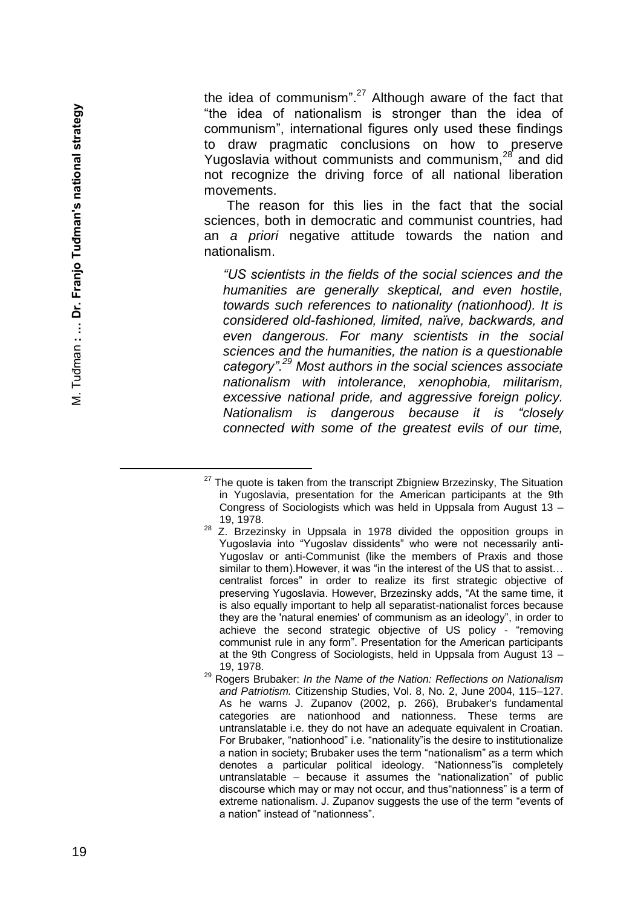the idea of communism".[27] Although aware of the fact that "the idea of nationalism is stronger than the idea of communism", international figures only used these findings to draw pragmatic conclusions on how to preserve Yugoslavia without communists and communism,[28] and did not recognize the driving force of all national liberation movements.

The reason for this lies in the fact that the social sciences, both in democratic and communist countries, had an *a priori* negative attitude towards the nation and nationalism.

*"US scientists in the fields of the social sciences and the humanities are generally skeptical, and even hostile, towards such references to nationality (nationhood). It is considered old-fashioned, limited, naïve, backwards, and even dangerous. For many scientists in the social sciences and the humanities, the nation is a questionable category".[29] Most authors in the social sciences associate nationalism with intolerance, xenophobia, militarism, excessive national pride, and aggressive foreign policy. Nationalism is dangerous because it is "closely connected with some of the greatest evils of our time,*

---

[27] The quote is taken from the transcript Zbigniew Brzezinsky, The Situation in Yugoslavia, presentation for the American participants at the 9th Congress of Sociologists which was held in Uppsala from August 13 – 19, 1978.

[28] Z. Brzezinsky in Uppsala in 1978 divided the opposition groups in Yugoslavia into "Yugoslav dissidents" who were not necessarily anti-Yugoslav or anti-Communist (like the members of Praxis and those similar to them).However, it was "in the interest of the US that to assist… centralist forces" in order to realize its first strategic objective of preserving Yugoslavia. However, Brzezinsky adds, "At the same time, it is also equally important to help all separatist-nationalist forces because they are the 'natural enemies' of communism as an ideology", in order to achieve the second strategic objective of US policy - "removing communist rule in any form". Presentation for the American participants at the 9th Congress of Sociologists, held in Uppsala from August 13 – 19, 1978.

[29] Rogers Brubaker: *In the Name of the Nation: Reflections on Nationalism and Patriotism.* Citizenship Studies, Vol. 8, No. 2, June 2004, 115–127. As he warns J. Zupanov (2002, p. 266), Brubaker's fundamental categories are nationhood and nationness. These terms are untranslatable i.e. they do not have an adequate equivalent in Croatian. For Brubaker, "nationhood" i.e. "nationality"is the desire to institutionalize a nation in society; Brubaker uses the term "nationalism" as a term which denotes a particular political ideology. "Nationness"is completely untranslatable – because it assumes the "nationalization" of public discourse which may or may not occur, and thus"nationness" is a term of extreme nationalism. J. Zupanov suggests the use of the term "events of a nation" instead of "nationness".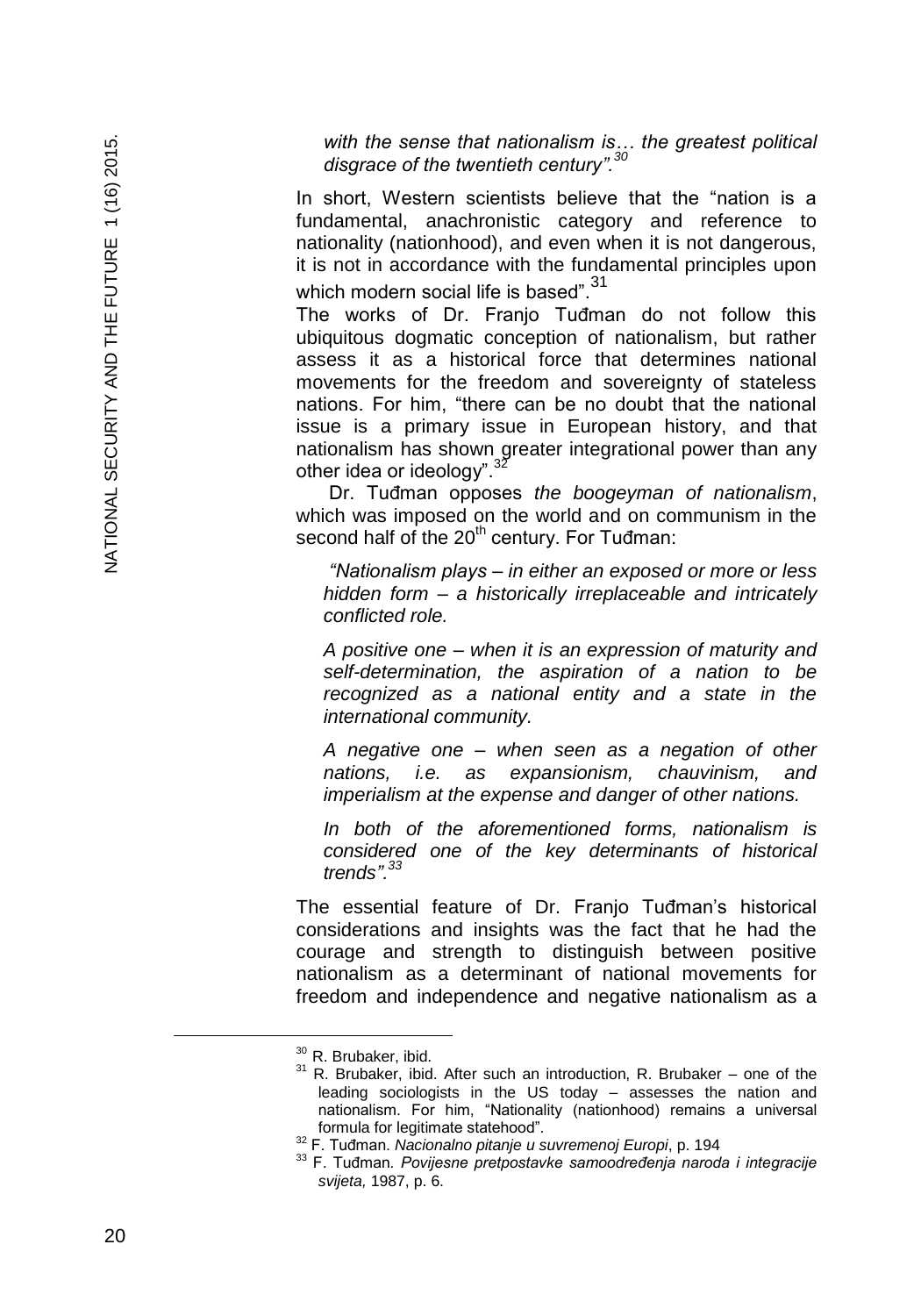*with the sense that nationalism is… the greatest political disgrace of the twentieth century".*[30]

In short, Western scientists believe that the "nation is a fundamental, anachronistic category and reference to nationality (nationhood), and even when it is not dangerous, it is not in accordance with the fundamental principles upon which modern social life is based".[31]

The works of Dr. Franjo Tuđman do not follow this ubiquitous dogmatic conception of nationalism, but rather assess it as a historical force that determines national movements for the freedom and sovereignty of stateless nations. For him, "there can be no doubt that the national issue is a primary issue in European history, and that nationalism has shown greater integrational power than any other idea or ideology".[32]

Dr. Tuđman opposes *the boogeyman of nationalism*, which was imposed on the world and on communism in the second half of the 20th century. For Tuđman:

> *"Nationalism plays – in either an exposed or more or less hidden form – a historically irreplaceable and intricately conflicted role.*
>
> *A positive one – when it is an expression of maturity and self-determination, the aspiration of a nation to be recognized as a national entity and a state in the international community.*
>
> *A negative one – when seen as a negation of other nations, i.e. as expansionism, chauvinism, and imperialism at the expense and danger of other nations.*
>
> *In both of the aforementioned forms, nationalism is considered one of the key determinants of historical trends".*[33]

The essential feature of Dr. Franjo Tuđman's historical considerations and insights was the fact that he had the courage and strength to distinguish between positive nationalism as a determinant of national movements for freedom and independence and negative nationalism as a

---

[30] R. Brubaker, ibid.

[31] R. Brubaker, ibid. After such an introduction, R. Brubaker – one of the leading sociologists in the US today – assesses the nation and nationalism. For him, "Nationality (nationhood) remains a universal formula for legitimate statehood".

[32] F. Tuđman. *Nacionalno pitanje u suvremenoj Europi*, p. 194

[33] F. Tuđman. *Povijesne pretpostavke samoodređenja naroda i integracije svijeta,* 1987, p. 6.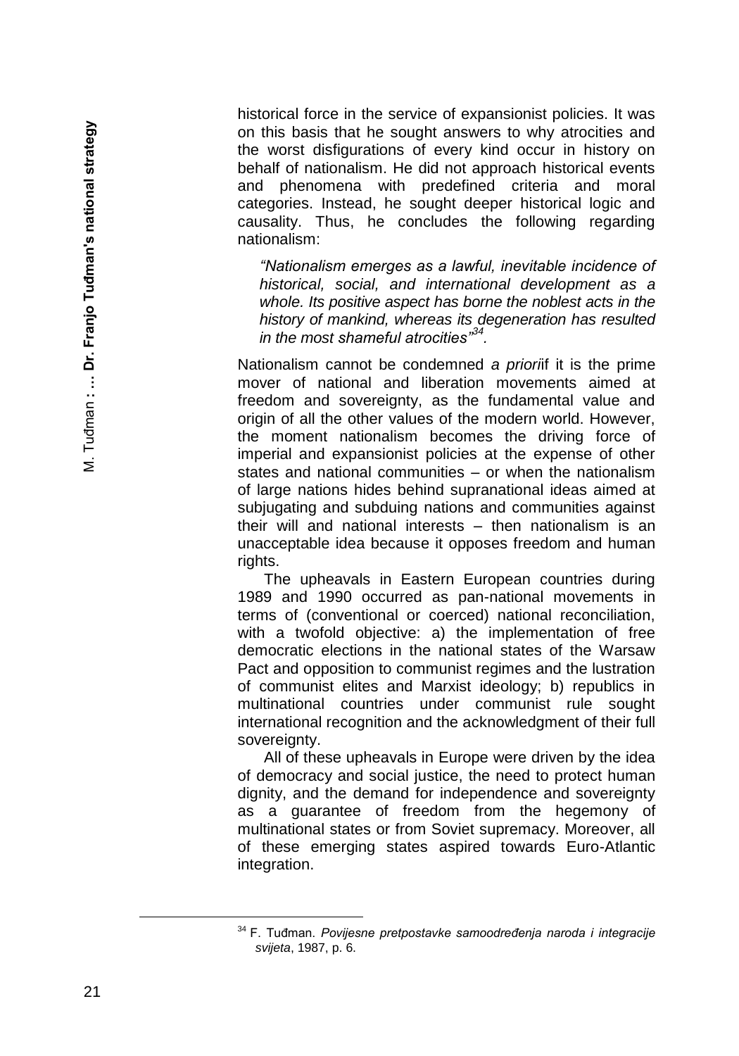historical force in the service of expansionist policies. It was on this basis that he sought answers to why atrocities and the worst disfigurations of every kind occur in history on behalf of nationalism. He did not approach historical events and phenomena with predefined criteria and moral categories. Instead, he sought deeper historical logic and causality. Thus, he concludes the following regarding nationalism:

> *"Nationalism emerges as a lawful, inevitable incidence of historical, social, and international development as a whole. Its positive aspect has borne the noblest acts in the history of mankind, whereas its degeneration has resulted in the most shameful atrocities"*[34].

Nationalism cannot be condemned *a priori*if it is the prime mover of national and liberation movements aimed at freedom and sovereignty, as the fundamental value and origin of all the other values of the modern world. However, the moment nationalism becomes the driving force of imperial and expansionist policies at the expense of other states and national communities – or when the nationalism of large nations hides behind supranational ideas aimed at subjugating and subduing nations and communities against their will and national interests – then nationalism is an unacceptable idea because it opposes freedom and human rights.

The upheavals in Eastern European countries during 1989 and 1990 occurred as pan-national movements in terms of (conventional or coerced) national reconciliation, with a twofold objective: a) the implementation of free democratic elections in the national states of the Warsaw Pact and opposition to communist regimes and the lustration of communist elites and Marxist ideology; b) republics in multinational countries under communist rule sought international recognition and the acknowledgment of their full sovereignty.

All of these upheavals in Europe were driven by the idea of democracy and social justice, the need to protect human dignity, and the demand for independence and sovereignty as a guarantee of freedom from the hegemony of multinational states or from Soviet supremacy. Moreover, all of these emerging states aspired towards Euro-Atlantic integration.

---

[34] F. Tuđman. *Povijesne pretpostavke samoodređenja naroda i integracije svijeta*, 1987, p. 6.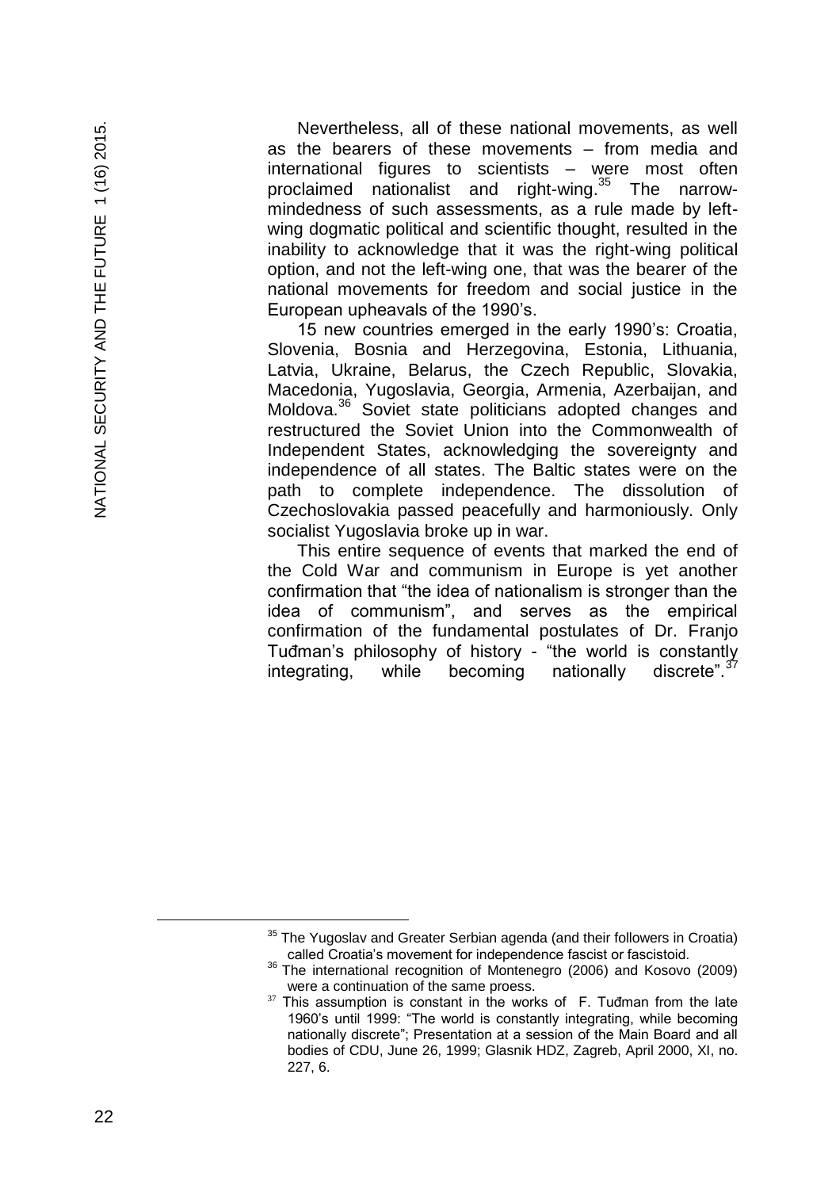Nevertheless, all of these national movements, as well as the bearers of these movements – from media and international figures to scientists – were most often proclaimed nationalist and right-wing.[35] The narrow-mindedness of such assessments, as a rule made by left-wing dogmatic political and scientific thought, resulted in the inability to acknowledge that it was the right-wing political option, and not the left-wing one, that was the bearer of the national movements for freedom and social justice in the European upheavals of the 1990's.

15 new countries emerged in the early 1990's: Croatia, Slovenia, Bosnia and Herzegovina, Estonia, Lithuania, Latvia, Ukraine, Belarus, the Czech Republic, Slovakia, Macedonia, Yugoslavia, Georgia, Armenia, Azerbaijan, and Moldova.[36] Soviet state politicians adopted changes and restructured the Soviet Union into the Commonwealth of Independent States, acknowledging the sovereignty and independence of all states. The Baltic states were on the path to complete independence. The dissolution of Czechoslovakia passed peacefully and harmoniously. Only socialist Yugoslavia broke up in war.

This entire sequence of events that marked the end of the Cold War and communism in Europe is yet another confirmation that "the idea of nationalism is stronger than the idea of communism", and serves as the empirical confirmation of the fundamental postulates of Dr. Franjo Tuđman's philosophy of history - "the world is constantly integrating, while becoming nationally discrete".[37]

---

[35] The Yugoslav and Greater Serbian agenda (and their followers in Croatia) called Croatia's movement for independence fascist or fascistoid.

[36] The international recognition of Montenegro (2006) and Kosovo (2009) were a continuation of the same proess.

[37] This assumption is constant in the works of F. Tuđman from the late 1960's until 1999: "The world is constantly integrating, while becoming nationally discrete"; Presentation at a session of the Main Board and all bodies of CDU, June 26, 1999; Glasnik HDZ, Zagreb, April 2000, XI, no. 227, 6.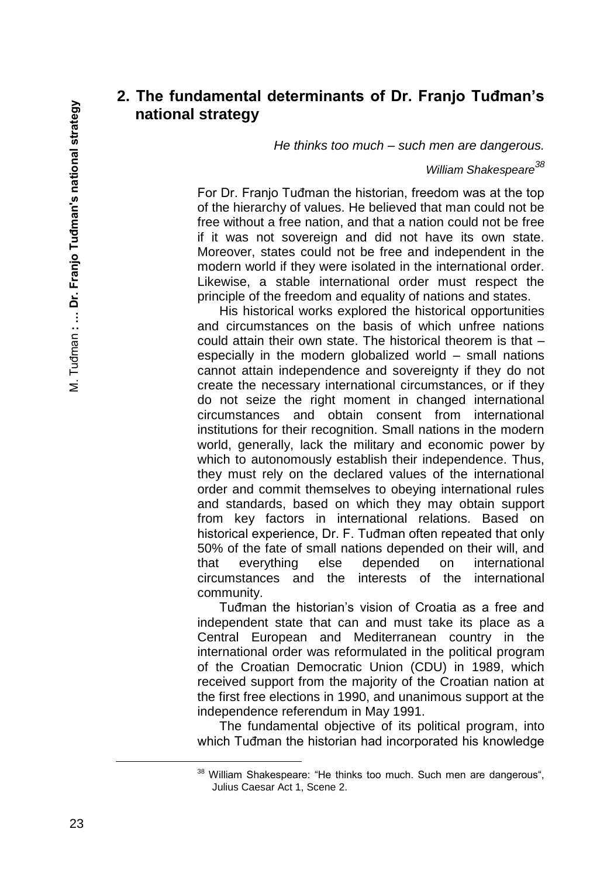## 2. The fundamental determinants of Dr. Franjo Tuđman's national strategy

*He thinks too much – such men are dangerous.*

*William Shakespeare*[38]

For Dr. Franjo Tuđman the historian, freedom was at the top of the hierarchy of values. He believed that man could not be free without a free nation, and that a nation could not be free if it was not sovereign and did not have its own state. Moreover, states could not be free and independent in the modern world if they were isolated in the international order. Likewise, a stable international order must respect the principle of the freedom and equality of nations and states.

His historical works explored the historical opportunities and circumstances on the basis of which unfree nations could attain their own state. The historical theorem is that – especially in the modern globalized world – small nations cannot attain independence and sovereignty if they do not create the necessary international circumstances, or if they do not seize the right moment in changed international circumstances and obtain consent from international institutions for their recognition. Small nations in the modern world, generally, lack the military and economic power by which to autonomously establish their independence. Thus, they must rely on the declared values of the international order and commit themselves to obeying international rules and standards, based on which they may obtain support from key factors in international relations. Based on historical experience, Dr. F. Tuđman often repeated that only 50% of the fate of small nations depended on their will, and that everything else depended on international circumstances and the interests of the international community.

Tuđman the historian's vision of Croatia as a free and independent state that can and must take its place as a Central European and Mediterranean country in the international order was reformulated in the political program of the Croatian Democratic Union (CDU) in 1989, which received support from the majority of the Croatian nation at the first free elections in 1990, and unanimous support at the independence referendum in May 1991.

The fundamental objective of its political program, into which Tuđman the historian had incorporated his knowledge

---

[38] William Shakespeare: "He thinks too much. Such men are dangerous", Julius Caesar Act 1, Scene 2.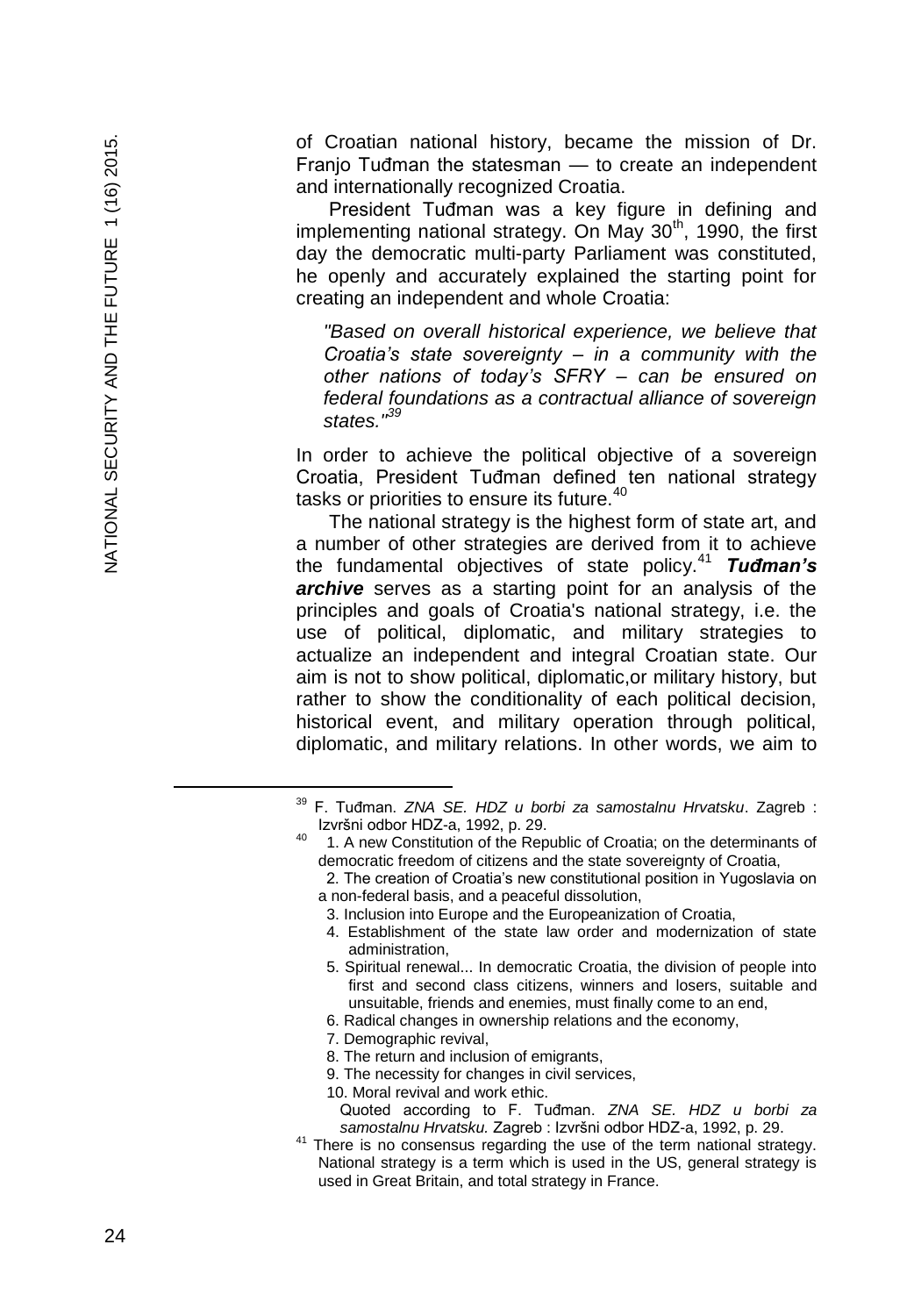of Croatian national history, became the mission of Dr. Franjo Tuđman the statesman — to create an independent and internationally recognized Croatia.

President Tuđman was a key figure in defining and implementing national strategy. On May 30th, 1990, the first day the democratic multi-party Parliament was constituted, he openly and accurately explained the starting point for creating an independent and whole Croatia:

> *"Based on overall historical experience, we believe that Croatia's state sovereignty – in a community with the other nations of today's SFRY – can be ensured on federal foundations as a contractual alliance of sovereign states."*[39]

In order to achieve the political objective of a sovereign Croatia, President Tuđman defined ten national strategy tasks or priorities to ensure its future.[40]

The national strategy is the highest form of state art, and a number of other strategies are derived from it to achieve the fundamental objectives of state policy.[41] ***Tuđman's archive*** serves as a starting point for an analysis of the principles and goals of Croatia's national strategy, i.e. the use of political, diplomatic, and military strategies to actualize an independent and integral Croatian state. Our aim is not to show political, diplomatic,or military history, but rather to show the conditionality of each political decision, historical event, and military operation through political, diplomatic, and military relations. In other words, we aim to

---

[39] F. Tuđman. *ZNA SE. HDZ u borbi za samostalnu Hrvatsku*. Zagreb : Izvršni odbor HDZ-a, 1992, p. 29.

[40] 1. A new Constitution of the Republic of Croatia; on the determinants of democratic freedom of citizens and the state sovereignty of Croatia,
2. The creation of Croatia's new constitutional position in Yugoslavia on a non-federal basis, and a peaceful dissolution,
3. Inclusion into Europe and the Europeanization of Croatia,
4. Establishment of the state law order and modernization of state administration,
5. Spiritual renewal... In democratic Croatia, the division of people into first and second class citizens, winners and losers, suitable and unsuitable, friends and enemies, must finally come to an end,
6. Radical changes in ownership relations and the economy,
7. Demographic revival,
8. The return and inclusion of emigrants,
9. The necessity for changes in civil services,
10. Moral revival and work ethic.
Quoted according to F. Tuđman. *ZNA SE. HDZ u borbi za samostalnu Hrvatsku.* Zagreb : Izvršni odbor HDZ-a, 1992, p. 29.

[41] There is no consensus regarding the use of the term national strategy. National strategy is a term which is used in the US, general strategy is used in Great Britain, and total strategy in France.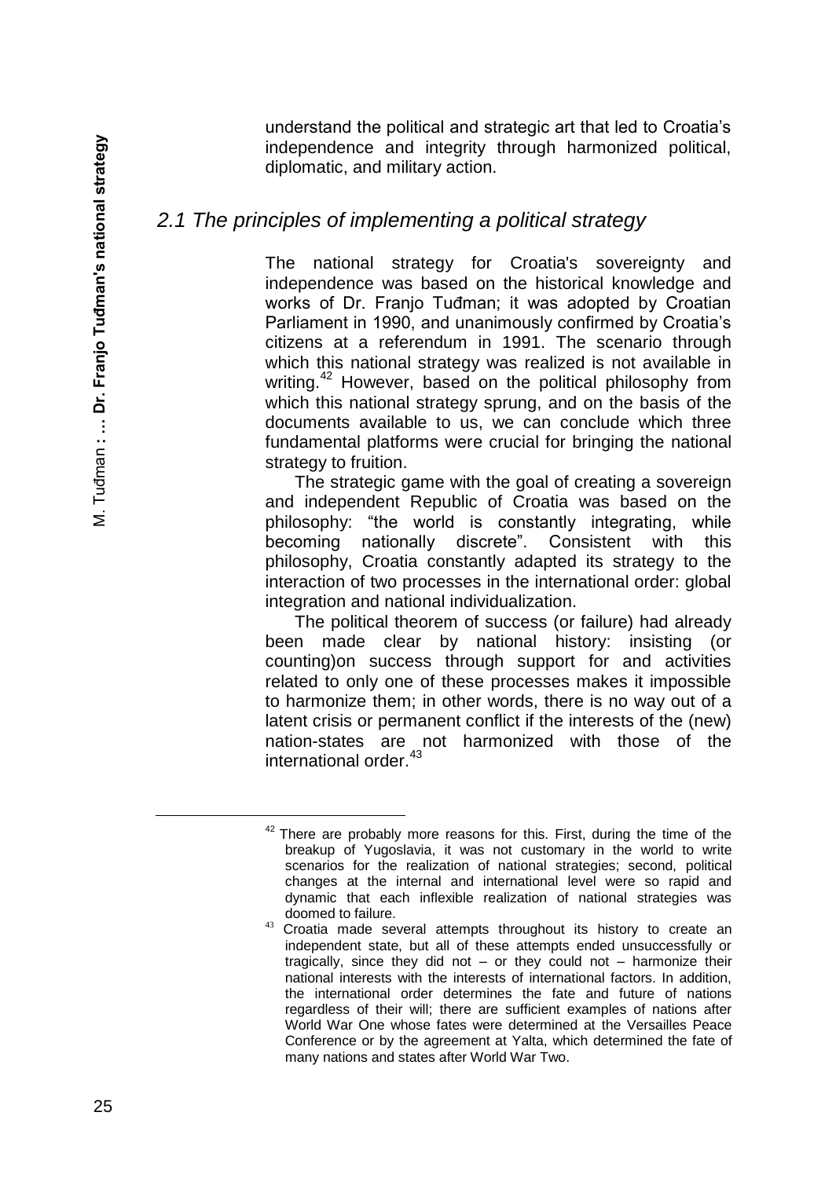understand the political and strategic art that led to Croatia's independence and integrity through harmonized political, diplomatic, and military action.

## *2.1 The principles of implementing a political strategy*

The national strategy for Croatia's sovereignty and independence was based on the historical knowledge and works of Dr. Franjo Tuđman; it was adopted by Croatian Parliament in 1990, and unanimously confirmed by Croatia's citizens at a referendum in 1991. The scenario through which this national strategy was realized is not available in writing.[42] However, based on the political philosophy from which this national strategy sprung, and on the basis of the documents available to us, we can conclude which three fundamental platforms were crucial for bringing the national strategy to fruition.

The strategic game with the goal of creating a sovereign and independent Republic of Croatia was based on the philosophy: "the world is constantly integrating, while becoming nationally discrete". Consistent with this philosophy, Croatia constantly adapted its strategy to the interaction of two processes in the international order: global integration and national individualization.

The political theorem of success (or failure) had already been made clear by national history: insisting (or counting)on success through support for and activities related to only one of these processes makes it impossible to harmonize them; in other words, there is no way out of a latent crisis or permanent conflict if the interests of the (new) nation-states are not harmonized with those of the international order.[43]

---

[42] There are probably more reasons for this. First, during the time of the breakup of Yugoslavia, it was not customary in the world to write scenarios for the realization of national strategies; second, political changes at the internal and international level were so rapid and dynamic that each inflexible realization of national strategies was doomed to failure.

[43] Croatia made several attempts throughout its history to create an independent state, but all of these attempts ended unsuccessfully or tragically, since they did not – or they could not – harmonize their national interests with the interests of international factors. In addition, the international order determines the fate and future of nations regardless of their will; there are sufficient examples of nations after World War One whose fates were determined at the Versailles Peace Conference or by the agreement at Yalta, which determined the fate of many nations and states after World War Two.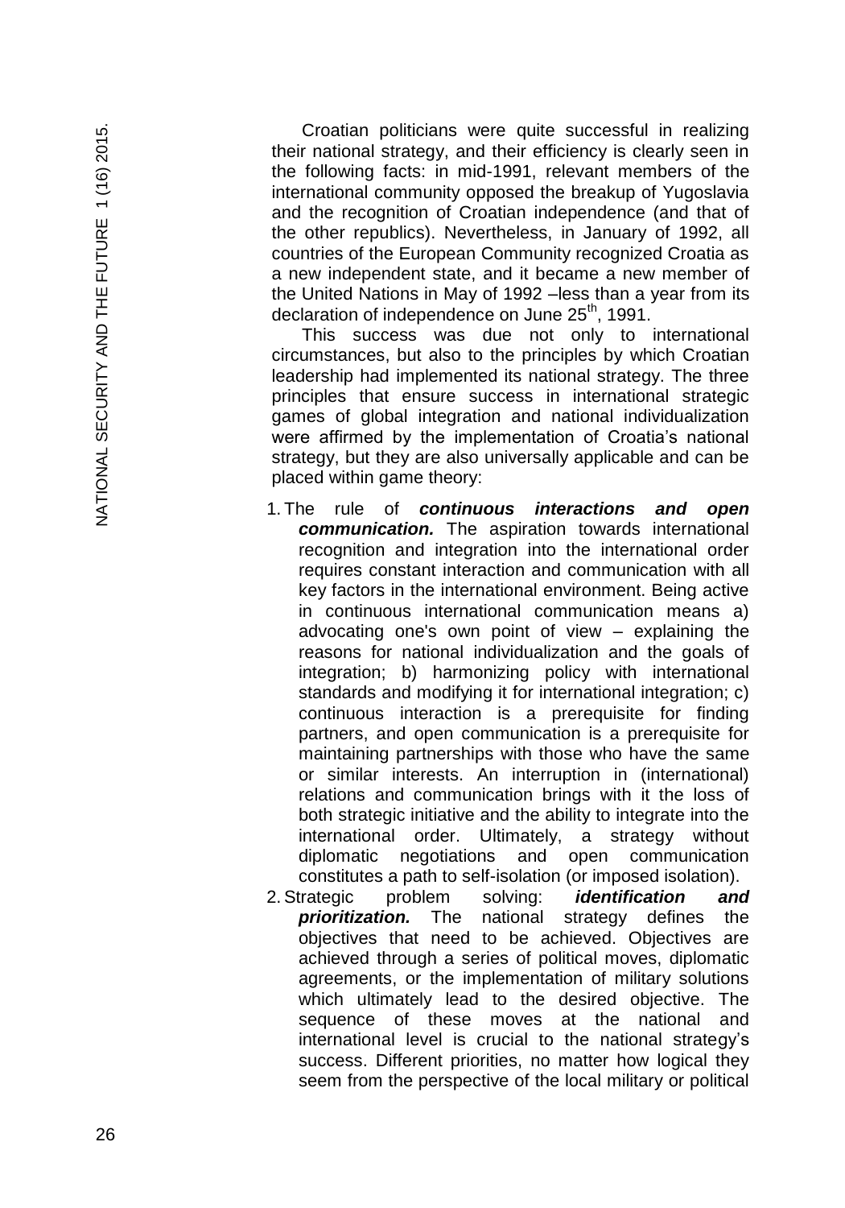Croatian politicians were quite successful in realizing their national strategy, and their efficiency is clearly seen in the following facts: in mid-1991, relevant members of the international community opposed the breakup of Yugoslavia and the recognition of Croatian independence (and that of the other republics). Nevertheless, in January of 1992, all countries of the European Community recognized Croatia as a new independent state, and it became a new member of the United Nations in May of 1992 –less than a year from its declaration of independence on June 25th, 1991.

This success was due not only to international circumstances, but also to the principles by which Croatian leadership had implemented its national strategy. The three principles that ensure success in international strategic games of global integration and national individualization were affirmed by the implementation of Croatia's national strategy, but they are also universally applicable and can be placed within game theory:

1. The rule of ***continuous interactions and open communication.*** The aspiration towards international recognition and integration into the international order requires constant interaction and communication with all key factors in the international environment. Being active in continuous international communication means a) advocating one's own point of view – explaining the reasons for national individualization and the goals of integration; b) harmonizing policy with international standards and modifying it for international integration; c) continuous interaction is a prerequisite for finding partners, and open communication is a prerequisite for maintaining partnerships with those who have the same or similar interests. An interruption in (international) relations and communication brings with it the loss of both strategic initiative and the ability to integrate into the international order. Ultimately, a strategy without diplomatic negotiations and open communication constitutes a path to self-isolation (or imposed isolation).
2. Strategic problem solving: ***identification and prioritization.*** The national strategy defines the objectives that need to be achieved. Objectives are achieved through a series of political moves, diplomatic agreements, or the implementation of military solutions which ultimately lead to the desired objective. The sequence of these moves at the national and international level is crucial to the national strategy's success. Different priorities, no matter how logical they seem from the perspective of the local military or political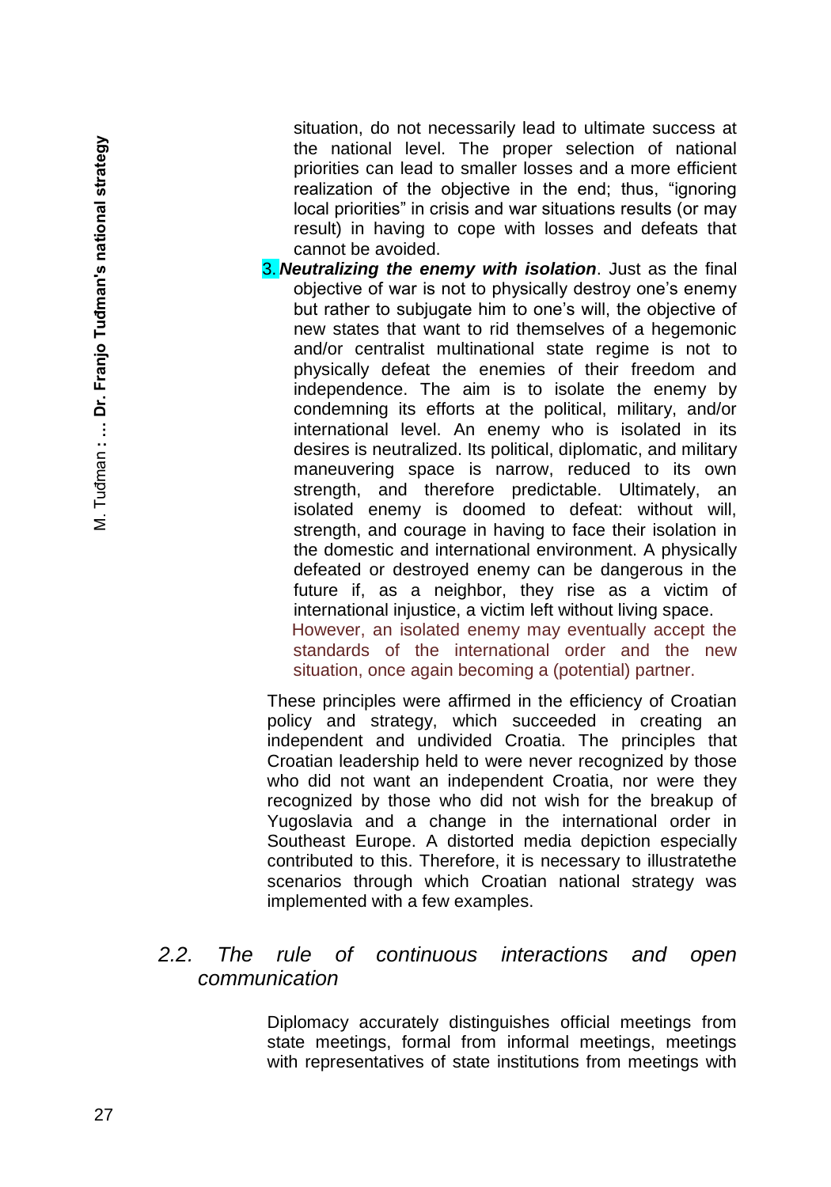situation, do not necessarily lead to ultimate success at the national level. The proper selection of national priorities can lead to smaller losses and a more efficient realization of the objective in the end; thus, "ignoring local priorities" in crisis and war situations results (or may result) in having to cope with losses and defeats that cannot be avoided.

3. ***Neutralizing the enemy with isolation***. Just as the final objective of war is not to physically destroy one's enemy but rather to subjugate him to one's will, the objective of new states that want to rid themselves of a hegemonic and/or centralist multinational state regime is not to physically defeat the enemies of their freedom and independence. The aim is to isolate the enemy by condemning its efforts at the political, military, and/or international level. An enemy who is isolated in its desires is neutralized. Its political, diplomatic, and military maneuvering space is narrow, reduced to its own strength, and therefore predictable. Ultimately, an isolated enemy is doomed to defeat: without will, strength, and courage in having to face their isolation in the domestic and international environment. A physically defeated or destroyed enemy can be dangerous in the future if, as a neighbor, they rise as a victim of international injustice, a victim left without living space.
   However, an isolated enemy may eventually accept the standards of the international order and the new situation, once again becoming a (potential) partner.

These principles were affirmed in the efficiency of Croatian policy and strategy, which succeeded in creating an independent and undivided Croatia. The principles that Croatian leadership held to were never recognized by those who did not want an independent Croatia, nor were they recognized by those who did not wish for the breakup of Yugoslavia and a change in the international order in Southeast Europe. A distorted media depiction especially contributed to this. Therefore, it is necessary to illustratethe scenarios through which Croatian national strategy was implemented with a few examples.

## *2.2. The rule of continuous interactions and open communication*

Diplomacy accurately distinguishes official meetings from state meetings, formal from informal meetings, meetings with representatives of state institutions from meetings with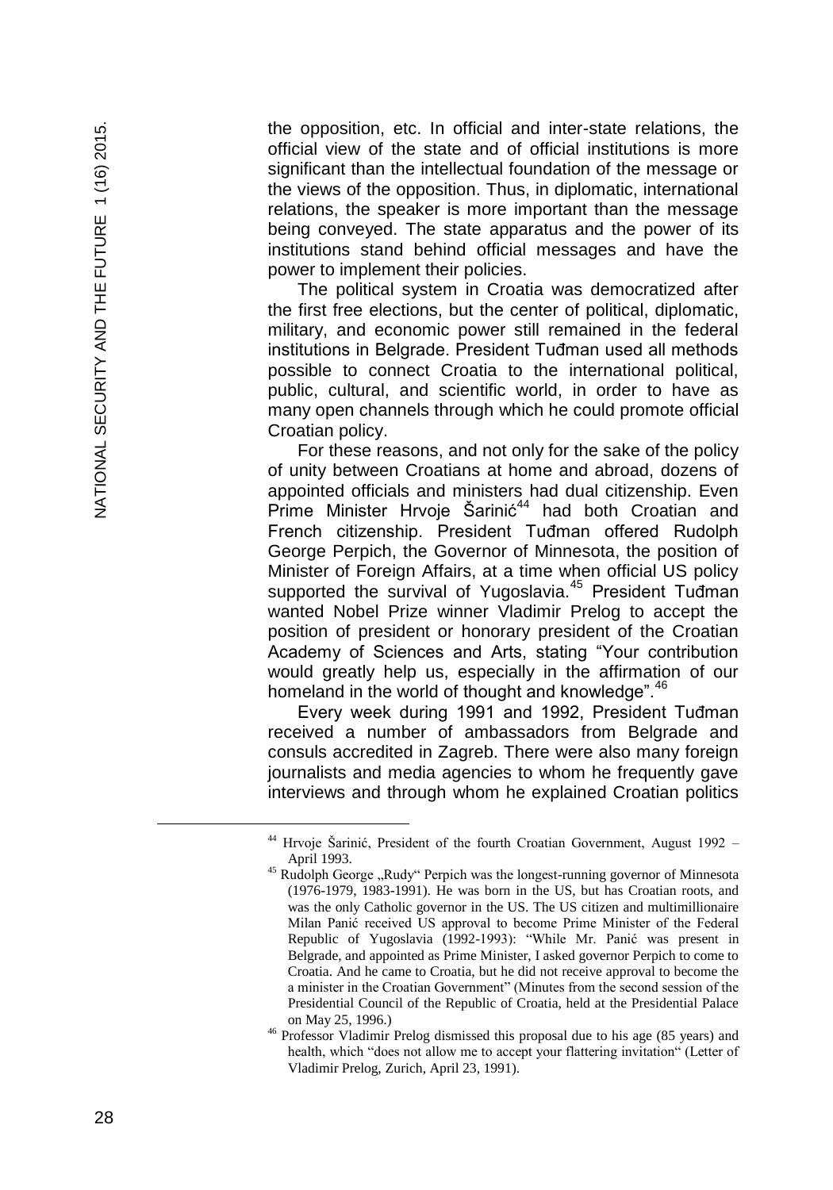the opposition, etc. In official and inter-state relations, the official view of the state and of official institutions is more significant than the intellectual foundation of the message or the views of the opposition. Thus, in diplomatic, international relations, the speaker is more important than the message being conveyed. The state apparatus and the power of its institutions stand behind official messages and have the power to implement their policies.

The political system in Croatia was democratized after the first free elections, but the center of political, diplomatic, military, and economic power still remained in the federal institutions in Belgrade. President Tuđman used all methods possible to connect Croatia to the international political, public, cultural, and scientific world, in order to have as many open channels through which he could promote official Croatian policy.

For these reasons, and not only for the sake of the policy of unity between Croatians at home and abroad, dozens of appointed officials and ministers had dual citizenship. Even Prime Minister Hrvoje Šarinić[44] had both Croatian and French citizenship. President Tuđman offered Rudolph George Perpich, the Governor of Minnesota, the position of Minister of Foreign Affairs, at a time when official US policy supported the survival of Yugoslavia.[45] President Tuđman wanted Nobel Prize winner Vladimir Prelog to accept the position of president or honorary president of the Croatian Academy of Sciences and Arts, stating "Your contribution would greatly help us, especially in the affirmation of our homeland in the world of thought and knowledge".[46]

Every week during 1991 and 1992, President Tuđman received a number of ambassadors from Belgrade and consuls accredited in Zagreb. There were also many foreign journalists and media agencies to whom he frequently gave interviews and through whom he explained Croatian politics

---

[44] Hrvoje Šarinić, President of the fourth Croatian Government, August 1992 – April 1993.

[45] Rudolph George „Rudy" Perpich was the longest-running governor of Minnesota (1976-1979, 1983-1991). He was born in the US, but has Croatian roots, and was the only Catholic governor in the US. The US citizen and multimillionaire Milan Panić received US approval to become Prime Minister of the Federal Republic of Yugoslavia (1992-1993): "While Mr. Panić was present in Belgrade, and appointed as Prime Minister, I asked governor Perpich to come to Croatia. And he came to Croatia, but he did not receive approval to become the a minister in the Croatian Government" (Minutes from the second session of the Presidential Council of the Republic of Croatia, held at the Presidential Palace on May 25, 1996.)

[46] Professor Vladimir Prelog dismissed this proposal due to his age (85 years) and health, which "does not allow me to accept your flattering invitation" (Letter of Vladimir Prelog, Zurich, April 23, 1991).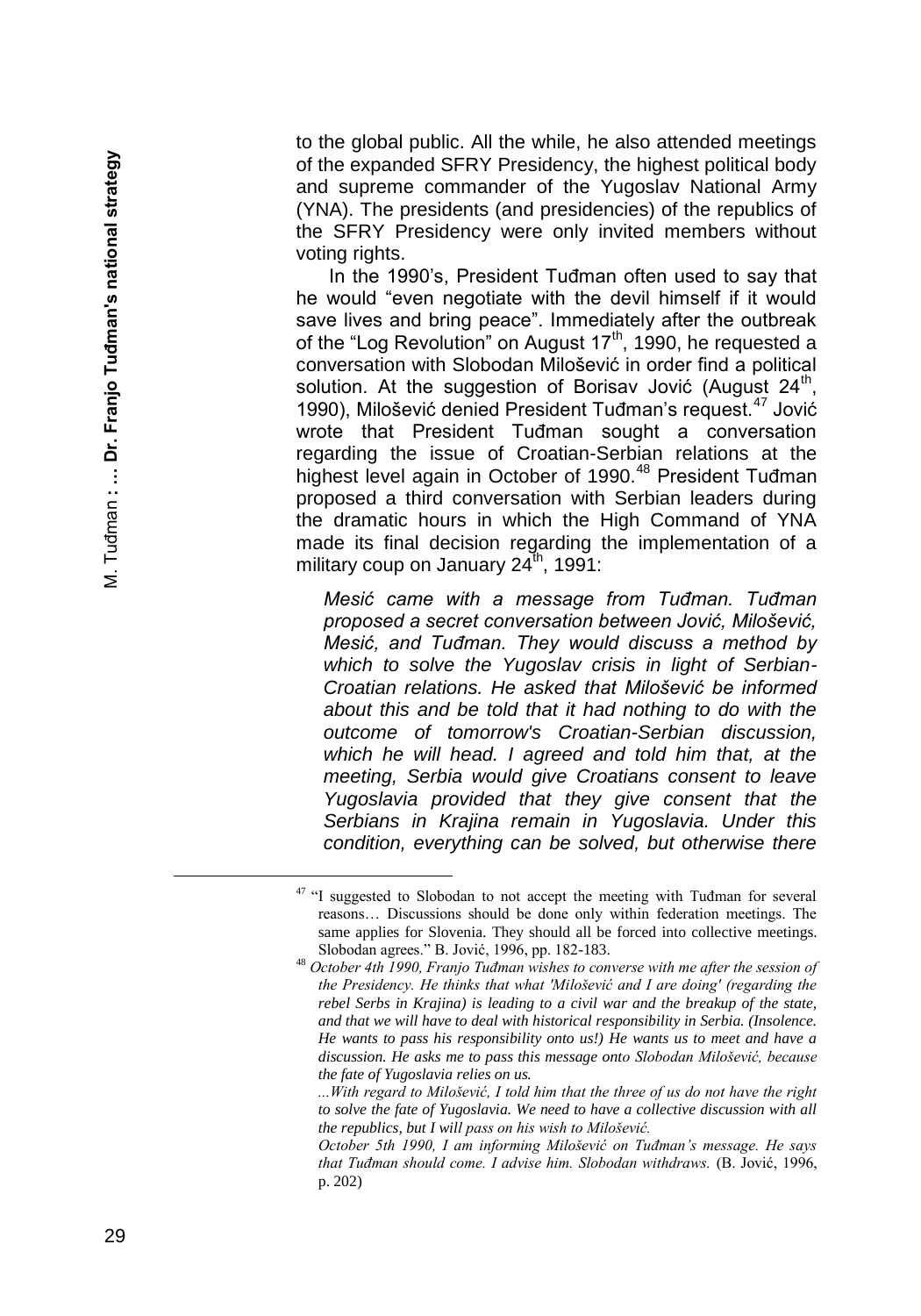to the global public. All the while, he also attended meetings of the expanded SFRY Presidency, the highest political body and supreme commander of the Yugoslav National Army (YNA). The presidents (and presidencies) of the republics of the SFRY Presidency were only invited members without voting rights.

In the 1990's, President Tuđman often used to say that he would "even negotiate with the devil himself if it would save lives and bring peace". Immediately after the outbreak of the "Log Revolution" on August 17th, 1990, he requested a conversation with Slobodan Milošević in order find a political solution. At the suggestion of Borisav Jović (August 24th, 1990), Milošević denied President Tuđman's request.[47] Jović wrote that President Tuđman sought a conversation regarding the issue of Croatian-Serbian relations at the highest level again in October of 1990.[48] President Tuđman proposed a third conversation with Serbian leaders during the dramatic hours in which the High Command of YNA made its final decision regarding the implementation of a military coup on January 24th, 1991:

> *Mesić came with a message from Tuđman. Tuđman proposed a secret conversation between Jović, Milošević, Mesić, and Tuđman. They would discuss a method by which to solve the Yugoslav crisis in light of Serbian-Croatian relations. He asked that Milošević be informed about this and be told that it had nothing to do with the outcome of tomorrow's Croatian-Serbian discussion, which he will head. I agreed and told him that, at the meeting, Serbia would give Croatians consent to leave Yugoslavia provided that they give consent that the Serbians in Krajina remain in Yugoslavia. Under this condition, everything can be solved, but otherwise there*

---

[47] "I suggested to Slobodan to not accept the meeting with Tuđman for several reasons… Discussions should be done only within federation meetings. The same applies for Slovenia. They should all be forced into collective meetings. Slobodan agrees." B. Jović, 1996, pp. 182-183.

[48] *October 4th 1990, Franjo Tuđman wishes to converse with me after the session of the Presidency. He thinks that what 'Milošević and I are doing' (regarding the rebel Serbs in Krajina) is leading to a civil war and the breakup of the state, and that we will have to deal with historical responsibility in Serbia. (Insolence. He wants to pass his responsibility onto us!) He wants us to meet and have a discussion. He asks me to pass this message onto Slobodan Milošević, because the fate of Yugoslavia relies on us.*

*...With regard to Milošević, I told him that the three of us do not have the right to solve the fate of Yugoslavia. We need to have a collective discussion with all the republics, but I will pass on his wish to Milošević.*

*October 5th 1990, I am informing Milošević on Tuđman's message. He says that Tuđman should come. I advise him. Slobodan withdraws.* (B. Jović, 1996, p. 202)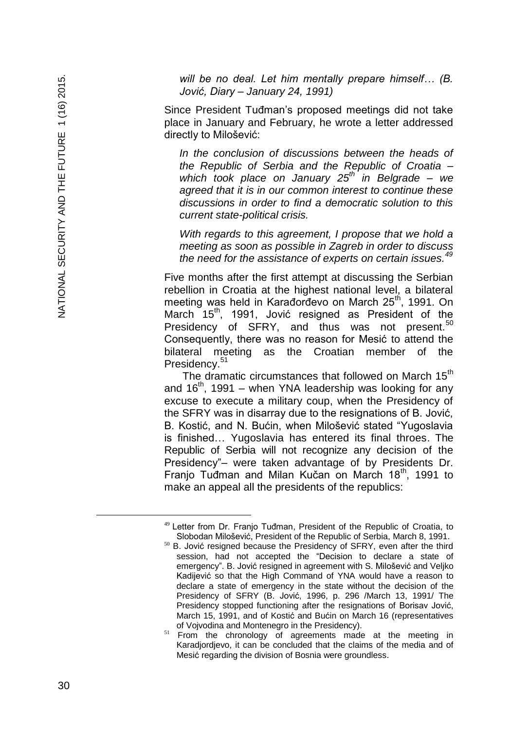*will be no deal. Let him mentally prepare himself… (B. Jović, Diary – January 24, 1991)*

Since President Tuđman's proposed meetings did not take place in January and February, he wrote a letter addressed directly to Milošević:

*In the conclusion of discussions between the heads of the Republic of Serbia and the Republic of Croatia – which took place on January 25th in Belgrade – we agreed that it is in our common interest to continue these discussions in order to find a democratic solution to this current state-political crisis.*

*With regards to this agreement, I propose that we hold a meeting as soon as possible in Zagreb in order to discuss the need for the assistance of experts on certain issues.*[49]

Five months after the first attempt at discussing the Serbian rebellion in Croatia at the highest national level, a bilateral meeting was held in Karađorđevo on March 25th, 1991. On March 15th, 1991, Jović resigned as President of the Presidency of SFRY, and thus was not present.[50] Consequently, there was no reason for Mesić to attend the bilateral meeting as the Croatian member of the Presidency.[51]

The dramatic circumstances that followed on March 15th and 16th, 1991 – when YNA leadership was looking for any excuse to execute a military coup, when the Presidency of the SFRY was in disarray due to the resignations of B. Jović, B. Kostić, and N. Bućin, when Milošević stated "Yugoslavia is finished… Yugoslavia has entered its final throes. The Republic of Serbia will not recognize any decision of the Presidency"– were taken advantage of by Presidents Dr. Franjo Tuđman and Milan Kučan on March 18th, 1991 to make an appeal all the presidents of the republics:

---

[49] Letter from Dr. Franjo Tuđman, President of the Republic of Croatia, to Slobodan Milošević, President of the Republic of Serbia, March 8, 1991.

[50] B. Jović resigned because the Presidency of SFRY, even after the third session, had not accepted the "Decision to declare a state of emergency". B. Jović resigned in agreement with S. Milošević and Veljko Kadijević so that the High Command of YNA would have a reason to declare a state of emergency in the state without the decision of the Presidency of SFRY (B. Jović, 1996, p. 296 /March 13, 1991/ The Presidency stopped functioning after the resignations of Borisav Jović, March 15, 1991, and of Kostić and Bućin on March 16 (representatives of Vojvodina and Montenegro in the Presidency).

[51] From the chronology of agreements made at the meeting in Karadjordjevo, it can be concluded that the claims of the media and of Mesić regarding the division of Bosnia were groundless.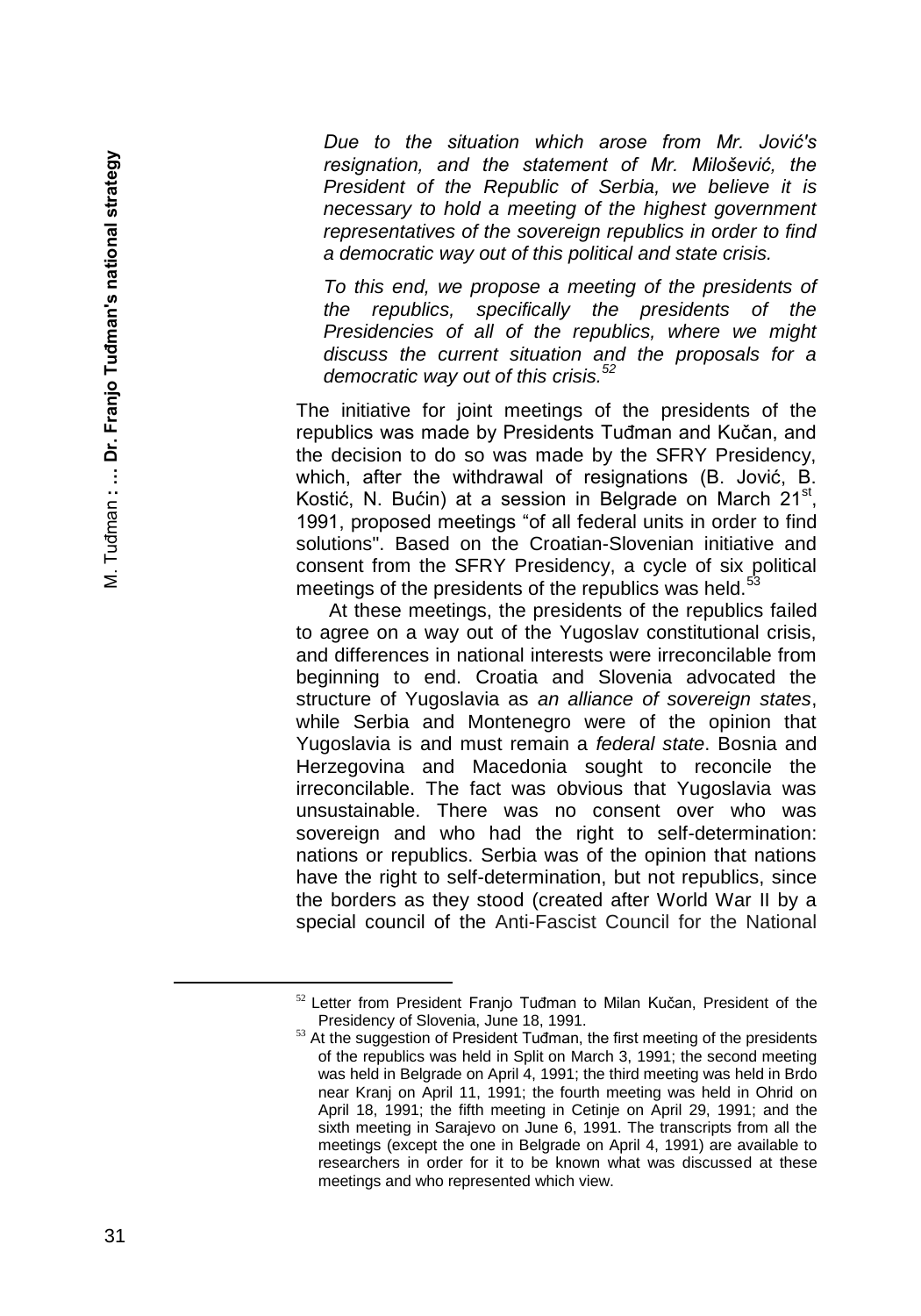*Due to the situation which arose from Mr. Jović's resignation, and the statement of Mr. Milošević, the President of the Republic of Serbia, we believe it is necessary to hold a meeting of the highest government representatives of the sovereign republics in order to find a democratic way out of this political and state crisis.*

*To this end, we propose a meeting of the presidents of the republics, specifically the presidents of the Presidencies of all of the republics, where we might discuss the current situation and the proposals for a democratic way out of this crisis.*[52]

The initiative for joint meetings of the presidents of the republics was made by Presidents Tuđman and Kučan, and the decision to do so was made by the SFRY Presidency, which, after the withdrawal of resignations (B. Jović, B. Kostić, N. Bućin) at a session in Belgrade on March 21st, 1991, proposed meetings "of all federal units in order to find solutions". Based on the Croatian-Slovenian initiative and consent from the SFRY Presidency, a cycle of six political meetings of the presidents of the republics was held.[53]

At these meetings, the presidents of the republics failed to agree on a way out of the Yugoslav constitutional crisis, and differences in national interests were irreconcilable from beginning to end. Croatia and Slovenia advocated the structure of Yugoslavia as *an alliance of sovereign states*, while Serbia and Montenegro were of the opinion that Yugoslavia is and must remain a *federal state*. Bosnia and Herzegovina and Macedonia sought to reconcile the irreconcilable. The fact was obvious that Yugoslavia was unsustainable. There was no consent over who was sovereign and who had the right to self-determination: nations or republics. Serbia was of the opinion that nations have the right to self-determination, but not republics, since the borders as they stood (created after World War II by a special council of the Anti-Fascist Council for the National

---

[52] Letter from President Franjo Tuđman to Milan Kučan, President of the Presidency of Slovenia, June 18, 1991.

[53] At the suggestion of President Tuđman, the first meeting of the presidents of the republics was held in Split on March 3, 1991; the second meeting was held in Belgrade on April 4, 1991; the third meeting was held in Brdo near Kranj on April 11, 1991; the fourth meeting was held in Ohrid on April 18, 1991; the fifth meeting in Cetinje on April 29, 1991; and the sixth meeting in Sarajevo on June 6, 1991. The transcripts from all the meetings (except the one in Belgrade on April 4, 1991) are available to researchers in order for it to be known what was discussed at these meetings and who represented which view.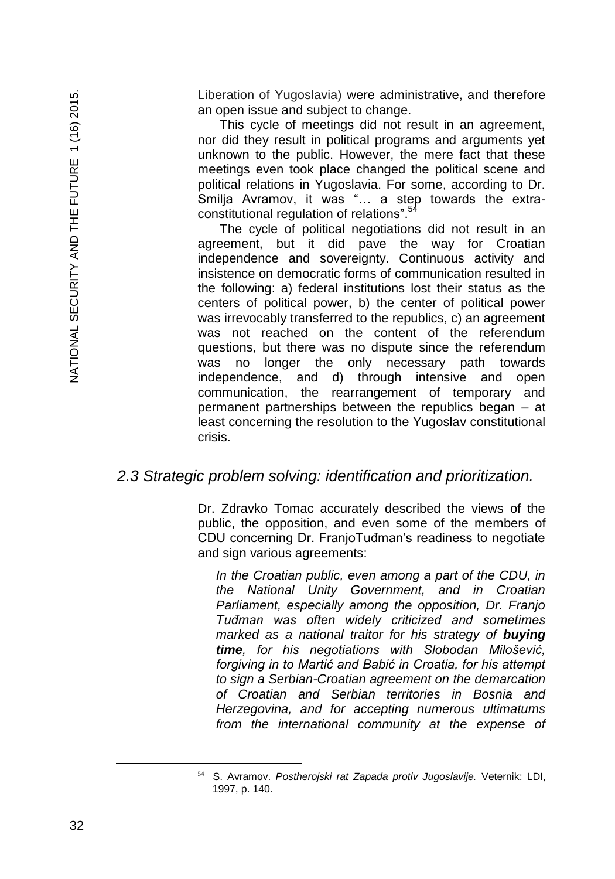Liberation of Yugoslavia) were administrative, and therefore an open issue and subject to change.

This cycle of meetings did not result in an agreement, nor did they result in political programs and arguments yet unknown to the public. However, the mere fact that these meetings even took place changed the political scene and political relations in Yugoslavia. For some, according to Dr. Smilja Avramov, it was "… a step towards the extra-constitutional regulation of relations".[54]

The cycle of political negotiations did not result in an agreement, but it did pave the way for Croatian independence and sovereignty. Continuous activity and insistence on democratic forms of communication resulted in the following: a) federal institutions lost their status as the centers of political power, b) the center of political power was irrevocably transferred to the republics, c) an agreement was not reached on the content of the referendum questions, but there was no dispute since the referendum was no longer the only necessary path towards independence, and d) through intensive and open communication, the rearrangement of temporary and permanent partnerships between the republics began – at least concerning the resolution to the Yugoslav constitutional crisis.

### *2.3 Strategic problem solving: identification and prioritization.*

Dr. Zdravko Tomac accurately described the views of the public, the opposition, and even some of the members of CDU concerning Dr. FranjoTuđman's readiness to negotiate and sign various agreements:

> *In the Croatian public, even among a part of the CDU, in the National Unity Government, and in Croatian Parliament, especially among the opposition, Dr. Franjo Tuđman was often widely criticized and sometimes marked as a national traitor for his strategy of **buying time**, for his negotiations with Slobodan Milošević, forgiving in to Martić and Babić in Croatia, for his attempt to sign a Serbian-Croatian agreement on the demarcation of Croatian and Serbian territories in Bosnia and Herzegovina, and for accepting numerous ultimatums from the international community at the expense of*

---

[54] S. Avramov. *Postherojski rat Zapada protiv Jugoslavije.* Veternik: LDI, 1997, p. 140.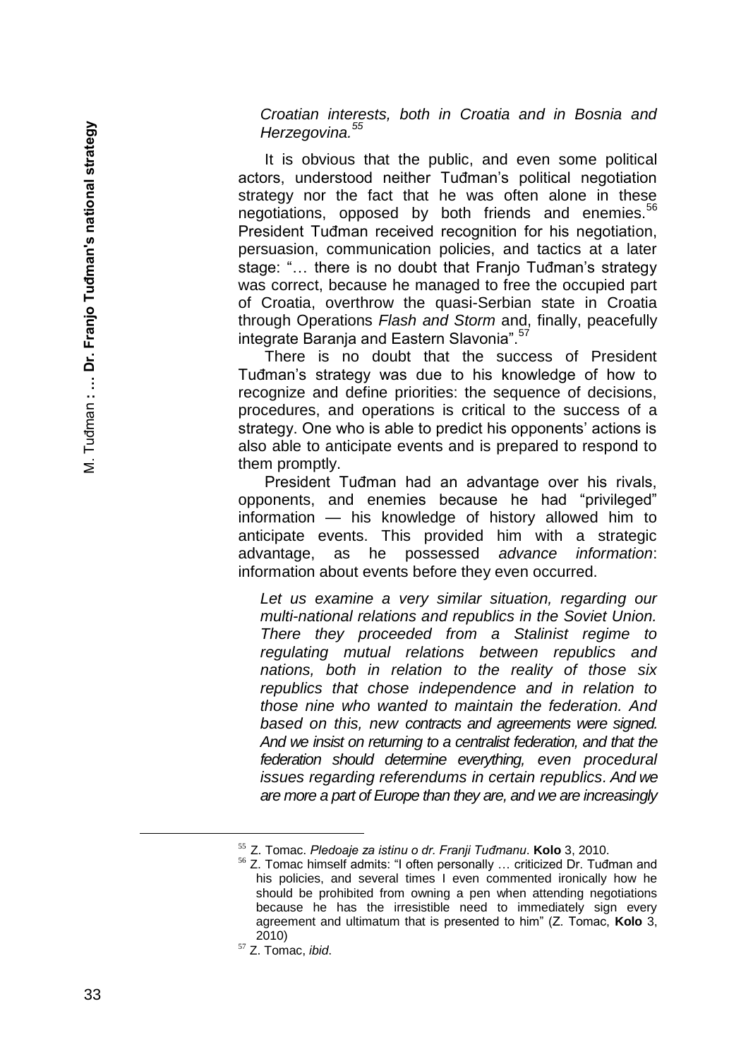*Croatian interests, both in Croatia and in Bosnia and Herzegovina.*[55]

It is obvious that the public, and even some political actors, understood neither Tuđman's political negotiation strategy nor the fact that he was often alone in these negotiations, opposed by both friends and enemies.[56] President Tuđman received recognition for his negotiation, persuasion, communication policies, and tactics at a later stage: "… there is no doubt that Franjo Tuđman's strategy was correct, because he managed to free the occupied part of Croatia, overthrow the quasi-Serbian state in Croatia through Operations *Flash and Storm* and, finally, peacefully integrate Baranja and Eastern Slavonia".[57]

There is no doubt that the success of President Tuđman's strategy was due to his knowledge of how to recognize and define priorities: the sequence of decisions, procedures, and operations is critical to the success of a strategy. One who is able to predict his opponents' actions is also able to anticipate events and is prepared to respond to them promptly.

President Tuđman had an advantage over his rivals, opponents, and enemies because he had "privileged" information — his knowledge of history allowed him to anticipate events. This provided him with a strategic advantage, as he possessed *advance information*: information about events before they even occurred.

*Let us examine a very similar situation, regarding our multi-national relations and republics in the Soviet Union. There they proceeded from a Stalinist regime to regulating mutual relations between republics and nations, both in relation to the reality of those six republics that chose independence and in relation to those nine who wanted to maintain the federation. And based on this, new contracts and agreements were signed. And we insist on returning to a centralist federation, and that the federation should determine everything, even procedural issues regarding referendums in certain republics. And we are more a part of Europe than they are, and we are increasingly*

---

[55] Z. Tomac. *Pledoaje za istinu o dr. Franji Tuđmanu*. **Kolo** 3, 2010.

[56] Z. Tomac himself admits: "I often personally … criticized Dr. Tuđman and his policies, and several times I even commented ironically how he should be prohibited from owning a pen when attending negotiations because he has the irresistible need to immediately sign every agreement and ultimatum that is presented to him" (Z. Tomac, **Kolo** 3, 2010)

[57] Z. Tomac, *ibid*.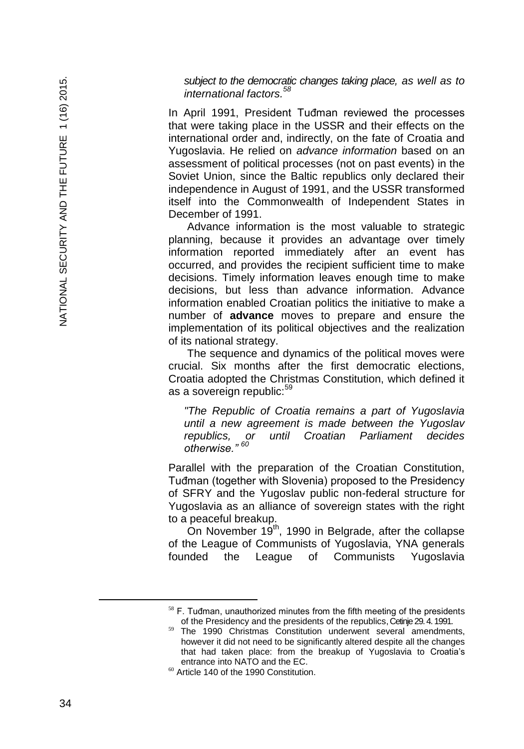*subject to the democratic changes taking place, as well as to international factors.*[58]

In April 1991, President Tuđman reviewed the processes that were taking place in the USSR and their effects on the international order and, indirectly, on the fate of Croatia and Yugoslavia. He relied on *advance information* based on an assessment of political processes (not on past events) in the Soviet Union, since the Baltic republics only declared their independence in August of 1991, and the USSR transformed itself into the Commonwealth of Independent States in December of 1991.

Advance information is the most valuable to strategic planning, because it provides an advantage over timely information reported immediately after an event has occurred, and provides the recipient sufficient time to make decisions. Timely information leaves enough time to make decisions, but less than advance information. Advance information enabled Croatian politics the initiative to make a number of **advance** moves to prepare and ensure the implementation of its political objectives and the realization of its national strategy.

The sequence and dynamics of the political moves were crucial. Six months after the first democratic elections, Croatia adopted the Christmas Constitution, which defined it as a sovereign republic:[59]

> *"The Republic of Croatia remains a part of Yugoslavia until a new agreement is made between the Yugoslav republics, or until Croatian Parliament decides otherwise."*[60]

Parallel with the preparation of the Croatian Constitution, Tuđman (together with Slovenia) proposed to the Presidency of SFRY and the Yugoslav public non-federal structure for Yugoslavia as an alliance of sovereign states with the right to a peaceful breakup.

On November 19th, 1990 in Belgrade, after the collapse of the League of Communists of Yugoslavia, YNA generals founded the League of Communists Yugoslavia

---

[58] F. Tuđman, unauthorized minutes from the fifth meeting of the presidents of the Presidency and the presidents of the republics, Cetinje 29. 4. 1991.

[59] The 1990 Christmas Constitution underwent several amendments, however it did not need to be significantly altered despite all the changes that had taken place: from the breakup of Yugoslavia to Croatia's entrance into NATO and the EC.

[60] Article 140 of the 1990 Constitution.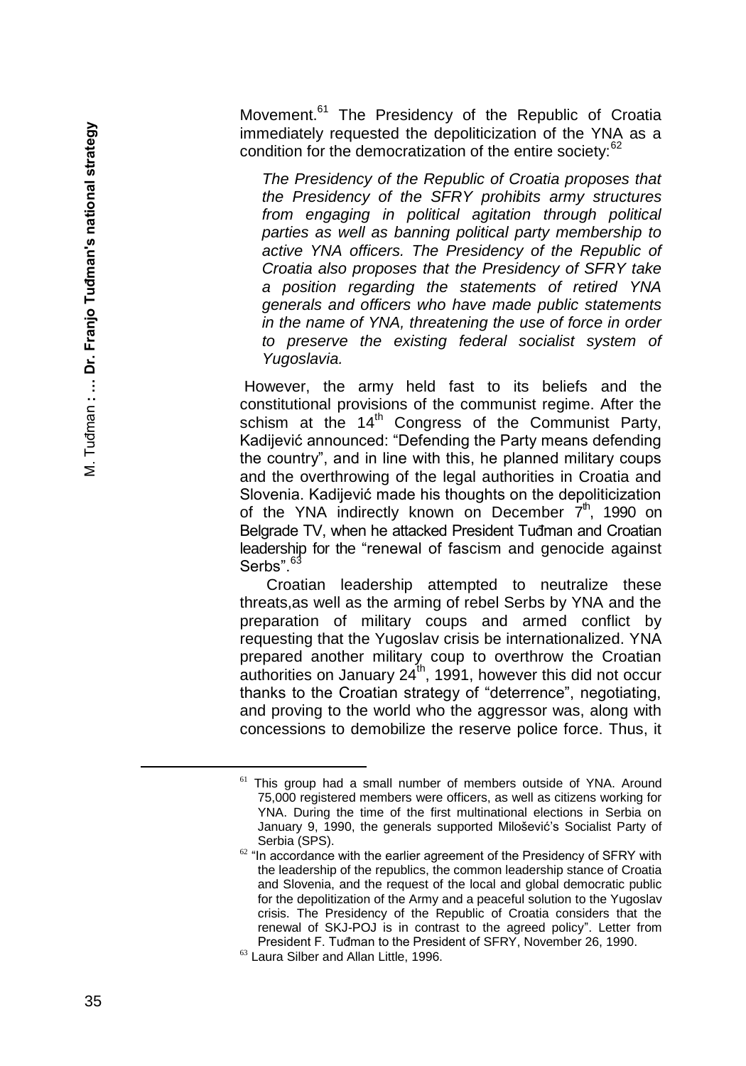Movement.[61] The Presidency of the Republic of Croatia immediately requested the depoliticization of the YNA as a condition for the democratization of the entire society:[62]

> *The Presidency of the Republic of Croatia proposes that the Presidency of the SFRY prohibits army structures from engaging in political agitation through political parties as well as banning political party membership to active YNA officers. The Presidency of the Republic of Croatia also proposes that the Presidency of SFRY take a position regarding the statements of retired YNA generals and officers who have made public statements in the name of YNA, threatening the use of force in order to preserve the existing federal socialist system of Yugoslavia.*

However, the army held fast to its beliefs and the constitutional provisions of the communist regime. After the schism at the 14th Congress of the Communist Party, Kadijević announced: "Defending the Party means defending the country", and in line with this, he planned military coups and the overthrowing of the legal authorities in Croatia and Slovenia. Kadijević made his thoughts on the depoliticization of the YNA indirectly known on December 7th, 1990 on Belgrade TV, when he attacked President Tuđman and Croatian leadership for the "renewal of fascism and genocide against Serbs".[63]

Croatian leadership attempted to neutralize these threats,as well as the arming of rebel Serbs by YNA and the preparation of military coups and armed conflict by requesting that the Yugoslav crisis be internationalized. YNA prepared another military coup to overthrow the Croatian authorities on January 24th, 1991, however this did not occur thanks to the Croatian strategy of "deterrence", negotiating, and proving to the world who the aggressor was, along with concessions to demobilize the reserve police force. Thus, it

---

[61] This group had a small number of members outside of YNA. Around 75,000 registered members were officers, as well as citizens working for YNA. During the time of the first multinational elections in Serbia on January 9, 1990, the generals supported Milošević's Socialist Party of Serbia (SPS).

[62] "In accordance with the earlier agreement of the Presidency of SFRY with the leadership of the republics, the common leadership stance of Croatia and Slovenia, and the request of the local and global democratic public for the depolitization of the Army and a peaceful solution to the Yugoslav crisis. The Presidency of the Republic of Croatia considers that the renewal of SKJ-POJ is in contrast to the agreed policy". Letter from President F. Tuđman to the President of SFRY, November 26, 1990.

[63] Laura Silber and Allan Little, 1996.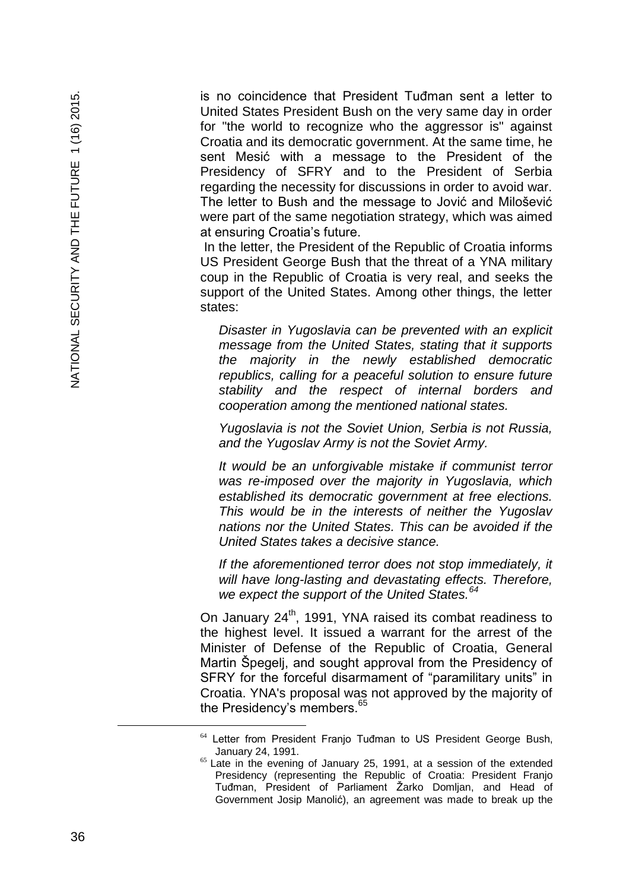is no coincidence that President Tuđman sent a letter to United States President Bush on the very same day in order for "the world to recognize who the aggressor is" against Croatia and its democratic government. At the same time, he sent Mesić with a message to the President of the Presidency of SFRY and to the President of Serbia regarding the necessity for discussions in order to avoid war. The letter to Bush and the message to Jović and Milošević were part of the same negotiation strategy, which was aimed at ensuring Croatia's future.

In the letter, the President of the Republic of Croatia informs US President George Bush that the threat of a YNA military coup in the Republic of Croatia is very real, and seeks the support of the United States. Among other things, the letter states:

> *Disaster in Yugoslavia can be prevented with an explicit message from the United States, stating that it supports the majority in the newly established democratic republics, calling for a peaceful solution to ensure future stability and the respect of internal borders and cooperation among the mentioned national states.*
>
> *Yugoslavia is not the Soviet Union, Serbia is not Russia, and the Yugoslav Army is not the Soviet Army.*
>
> *It would be an unforgivable mistake if communist terror was re-imposed over the majority in Yugoslavia, which established its democratic government at free elections. This would be in the interests of neither the Yugoslav nations nor the United States. This can be avoided if the United States takes a decisive stance.*
>
> *If the aforementioned terror does not stop immediately, it will have long-lasting and devastating effects. Therefore, we expect the support of the United States.*[64]

On January 24th, 1991, YNA raised its combat readiness to the highest level. It issued a warrant for the arrest of the Minister of Defense of the Republic of Croatia, General Martin Špegelj, and sought approval from the Presidency of SFRY for the forceful disarmament of "paramilitary units" in Croatia. YNA's proposal was not approved by the majority of the Presidency's members.[65]

---

[64] Letter from President Franjo Tuđman to US President George Bush, January 24, 1991.

[65] Late in the evening of January 25, 1991, at a session of the extended Presidency (representing the Republic of Croatia: President Franjo Tuđman, President of Parliament Žarko Domljan, and Head of Government Josip Manolić), an agreement was made to break up the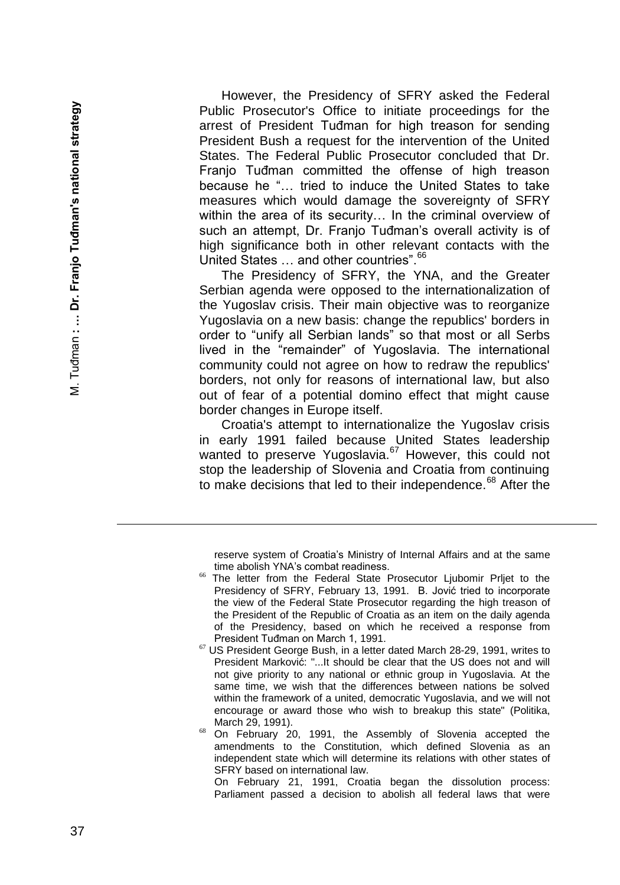However, the Presidency of SFRY asked the Federal Public Prosecutor's Office to initiate proceedings for the arrest of President Tuđman for high treason for sending President Bush a request for the intervention of the United States. The Federal Public Prosecutor concluded that Dr. Franjo Tuđman committed the offense of high treason because he "… tried to induce the United States to take measures which would damage the sovereignty of SFRY within the area of its security… In the criminal overview of such an attempt, Dr. Franjo Tuđman's overall activity is of high significance both in other relevant contacts with the United States … and other countries".[66]

The Presidency of SFRY, the YNA, and the Greater Serbian agenda were opposed to the internationalization of the Yugoslav crisis. Their main objective was to reorganize Yugoslavia on a new basis: change the republics' borders in order to "unify all Serbian lands" so that most or all Serbs lived in the "remainder" of Yugoslavia. The international community could not agree on how to redraw the republics' borders, not only for reasons of international law, but also out of fear of a potential domino effect that might cause border changes in Europe itself.

Croatia's attempt to internationalize the Yugoslav crisis in early 1991 failed because United States leadership wanted to preserve Yugoslavia.[67] However, this could not stop the leadership of Slovenia and Croatia from continuing to make decisions that led to their independence.[68] After the

---

reserve system of Croatia's Ministry of Internal Affairs and at the same time abolish YNA's combat readiness.

[66] The letter from the Federal State Prosecutor Ljubomir Prljet to the Presidency of SFRY, February 13, 1991. B. Jović tried to incorporate the view of the Federal State Prosecutor regarding the high treason of the President of the Republic of Croatia as an item on the daily agenda of the Presidency, based on which he received a response from President Tuđman on March 1, 1991.

[67] US President George Bush, in a letter dated March 28-29, 1991, writes to President Marković: "...It should be clear that the US does not and will not give priority to any national or ethnic group in Yugoslavia. At the same time, we wish that the differences between nations be solved within the framework of a united, democratic Yugoslavia, and we will not encourage or award those who wish to breakup this state" (Politika, March 29, 1991).

[68] On February 20, 1991, the Assembly of Slovenia accepted the amendments to the Constitution, which defined Slovenia as an independent state which will determine its relations with other states of SFRY based on international law.

On February 21, 1991, Croatia began the dissolution process: Parliament passed a decision to abolish all federal laws that were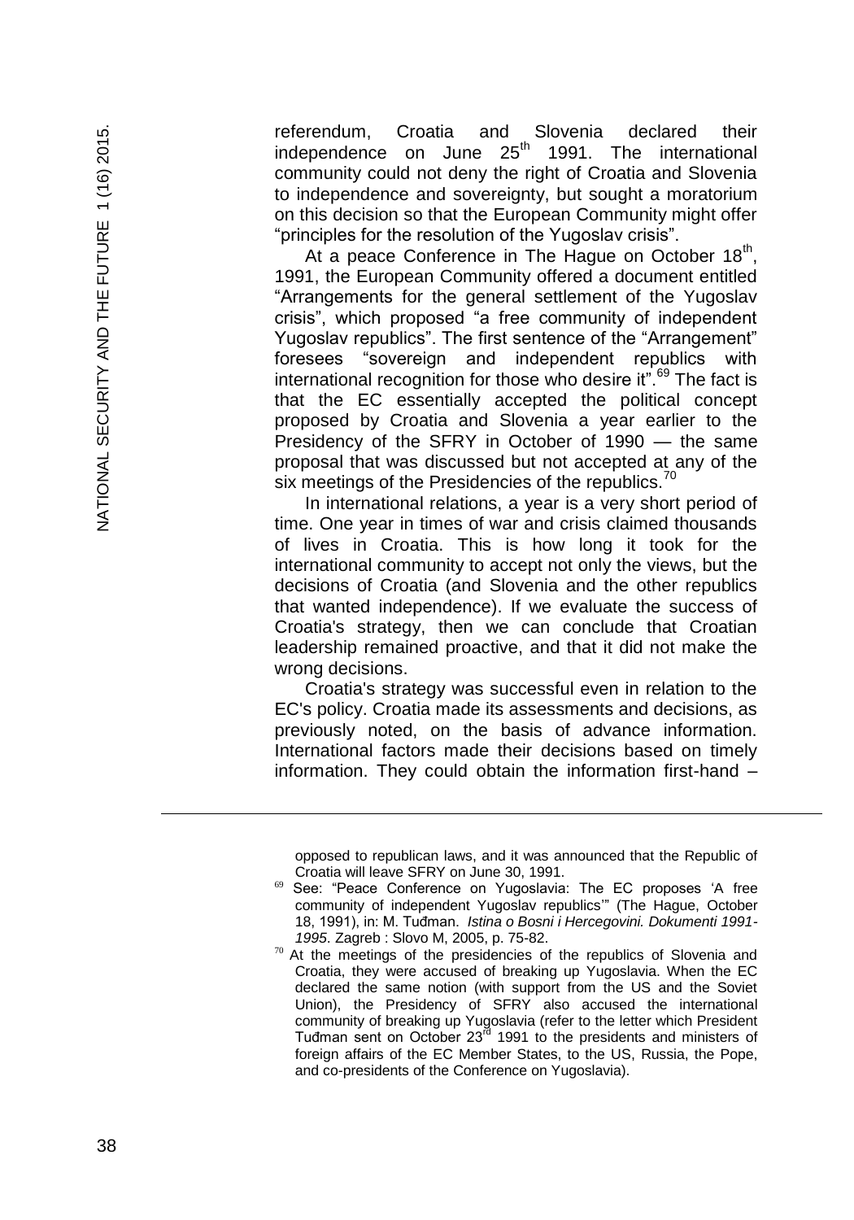referendum, Croatia and Slovenia declared their independence on June 25th 1991. The international community could not deny the right of Croatia and Slovenia to independence and sovereignty, but sought a moratorium on this decision so that the European Community might offer "principles for the resolution of the Yugoslav crisis".

At a peace Conference in The Hague on October 18th, 1991, the European Community offered a document entitled "Arrangements for the general settlement of the Yugoslav crisis", which proposed "a free community of independent Yugoslav republics". The first sentence of the "Arrangement" foresees "sovereign and independent republics with international recognition for those who desire it".[69] The fact is that the EC essentially accepted the political concept proposed by Croatia and Slovenia a year earlier to the Presidency of the SFRY in October of 1990 — the same proposal that was discussed but not accepted at any of the six meetings of the Presidencies of the republics.[70]

In international relations, a year is a very short period of time. One year in times of war and crisis claimed thousands of lives in Croatia. This is how long it took for the international community to accept not only the views, but the decisions of Croatia (and Slovenia and the other republics that wanted independence). If we evaluate the success of Croatia's strategy, then we can conclude that Croatian leadership remained proactive, and that it did not make the wrong decisions.

Croatia's strategy was successful even in relation to the EC's policy. Croatia made its assessments and decisions, as previously noted, on the basis of advance information. International factors made their decisions based on timely information. They could obtain the information first-hand –

---

opposed to republican laws, and it was announced that the Republic of Croatia will leave SFRY on June 30, 1991.

[69] See: "Peace Conference on Yugoslavia: The EC proposes 'A free community of independent Yugoslav republics'" (The Hague, October 18, 1991), in: M. Tuđman. *Istina o Bosni i Hercegovini. Dokumenti 1991-1995*. Zagreb : Slovo M, 2005, p. 75-82.

[70] At the meetings of the presidencies of the republics of Slovenia and Croatia, they were accused of breaking up Yugoslavia. When the EC declared the same notion (with support from the US and the Soviet Union), the Presidency of SFRY also accused the international community of breaking up Yugoslavia (refer to the letter which President Tuđman sent on October 23rd 1991 to the presidents and ministers of foreign affairs of the EC Member States, to the US, Russia, the Pope, and co-presidents of the Conference on Yugoslavia).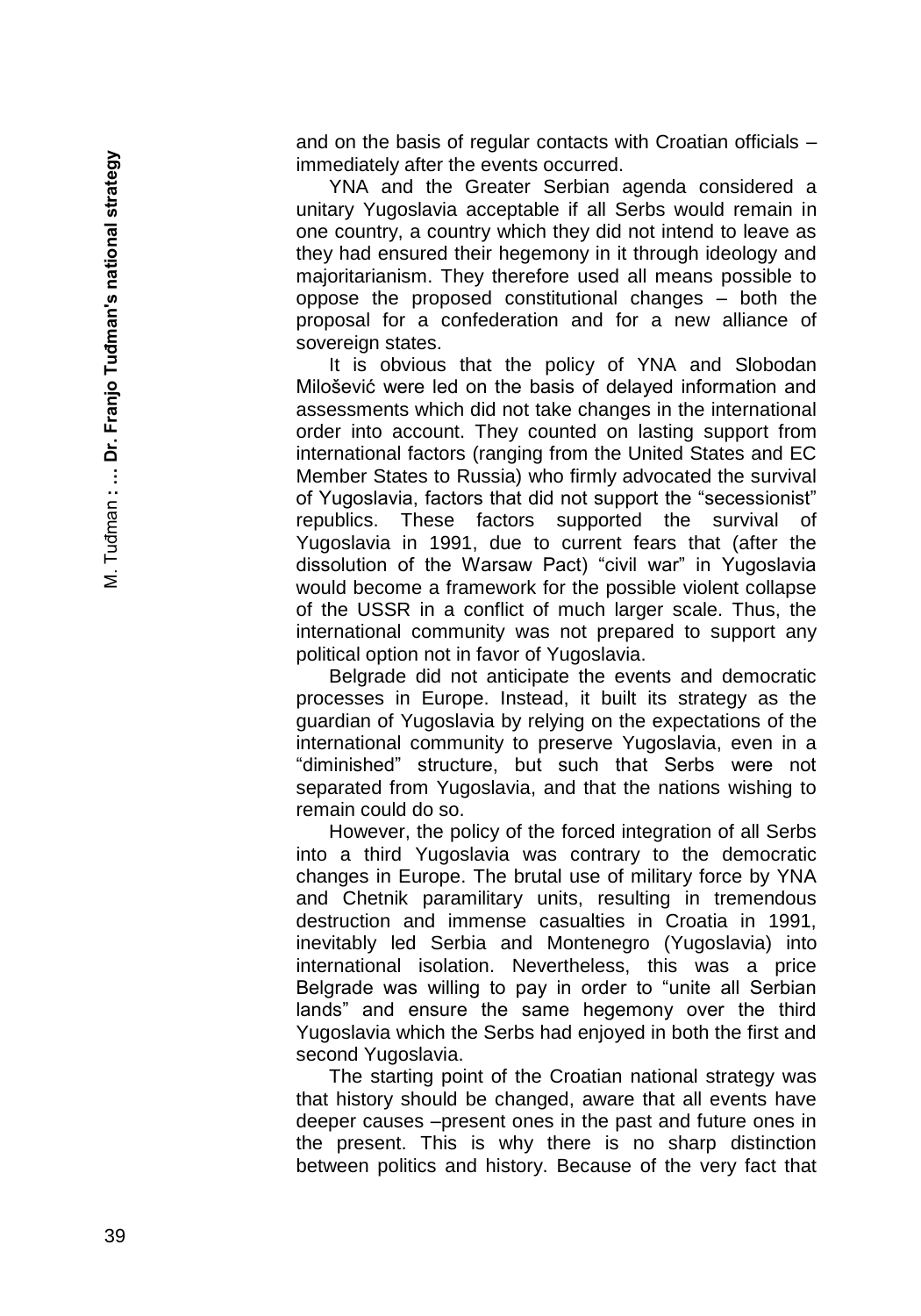and on the basis of regular contacts with Croatian officials – immediately after the events occurred.

YNA and the Greater Serbian agenda considered a unitary Yugoslavia acceptable if all Serbs would remain in one country, a country which they did not intend to leave as they had ensured their hegemony in it through ideology and majoritarianism. They therefore used all means possible to oppose the proposed constitutional changes – both the proposal for a confederation and for a new alliance of sovereign states.

It is obvious that the policy of YNA and Slobodan Milošević were led on the basis of delayed information and assessments which did not take changes in the international order into account. They counted on lasting support from international factors (ranging from the United States and EC Member States to Russia) who firmly advocated the survival of Yugoslavia, factors that did not support the "secessionist" republics. These factors supported the survival of Yugoslavia in 1991, due to current fears that (after the dissolution of the Warsaw Pact) "civil war" in Yugoslavia would become a framework for the possible violent collapse of the USSR in a conflict of much larger scale. Thus, the international community was not prepared to support any political option not in favor of Yugoslavia.

Belgrade did not anticipate the events and democratic processes in Europe. Instead, it built its strategy as the guardian of Yugoslavia by relying on the expectations of the international community to preserve Yugoslavia, even in a "diminished" structure, but such that Serbs were not separated from Yugoslavia, and that the nations wishing to remain could do so.

However, the policy of the forced integration of all Serbs into a third Yugoslavia was contrary to the democratic changes in Europe. The brutal use of military force by YNA and Chetnik paramilitary units, resulting in tremendous destruction and immense casualties in Croatia in 1991, inevitably led Serbia and Montenegro (Yugoslavia) into international isolation. Nevertheless, this was a price Belgrade was willing to pay in order to "unite all Serbian lands" and ensure the same hegemony over the third Yugoslavia which the Serbs had enjoyed in both the first and second Yugoslavia.

The starting point of the Croatian national strategy was that history should be changed, aware that all events have deeper causes –present ones in the past and future ones in the present. This is why there is no sharp distinction between politics and history. Because of the very fact that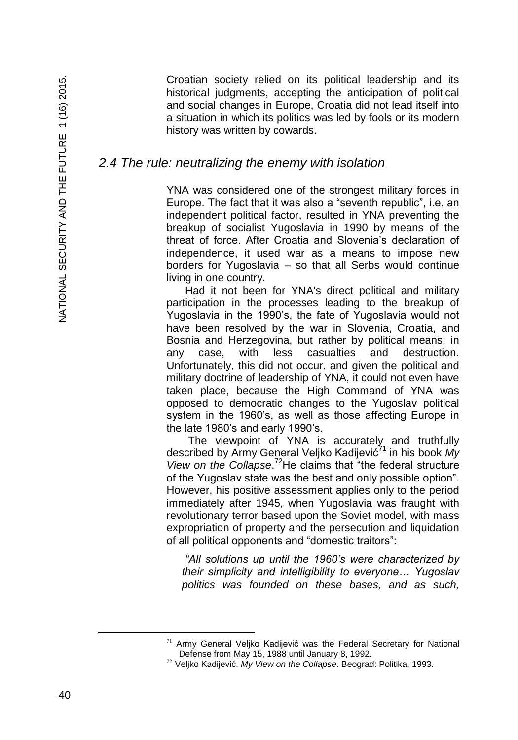Croatian society relied on its political leadership and its historical judgments, accepting the anticipation of political and social changes in Europe, Croatia did not lead itself into a situation in which its politics was led by fools or its modern history was written by cowards.

## *2.4 The rule: neutralizing the enemy with isolation*

YNA was considered one of the strongest military forces in Europe. The fact that it was also a "seventh republic", i.e. an independent political factor, resulted in YNA preventing the breakup of socialist Yugoslavia in 1990 by means of the threat of force. After Croatia and Slovenia's declaration of independence, it used war as a means to impose new borders for Yugoslavia – so that all Serbs would continue living in one country.

Had it not been for YNA's direct political and military participation in the processes leading to the breakup of Yugoslavia in the 1990's, the fate of Yugoslavia would not have been resolved by the war in Slovenia, Croatia, and Bosnia and Herzegovina, but rather by political means; in any case, with less casualties and destruction. Unfortunately, this did not occur, and given the political and military doctrine of leadership of YNA, it could not even have taken place, because the High Command of YNA was opposed to democratic changes to the Yugoslav political system in the 1960's, as well as those affecting Europe in the late 1980's and early 1990's.

The viewpoint of YNA is accurately and truthfully described by Army General Veljko Kadijević[71] in his book *My View on the Collapse*.[72] He claims that "the federal structure of the Yugoslav state was the best and only possible option". However, his positive assessment applies only to the period immediately after 1945, when Yugoslavia was fraught with revolutionary terror based upon the Soviet model, with mass expropriation of property and the persecution and liquidation of all political opponents and "domestic traitors":

> *"All solutions up until the 1960's were characterized by their simplicity and intelligibility to everyone… Yugoslav politics was founded on these bases, and as such,*

---

[71] Army General Veljko Kadijević was the Federal Secretary for National Defense from May 15, 1988 until January 8, 1992.

[72] Veljko Kadijević. *My View on the Collapse*. Beograd: Politika, 1993.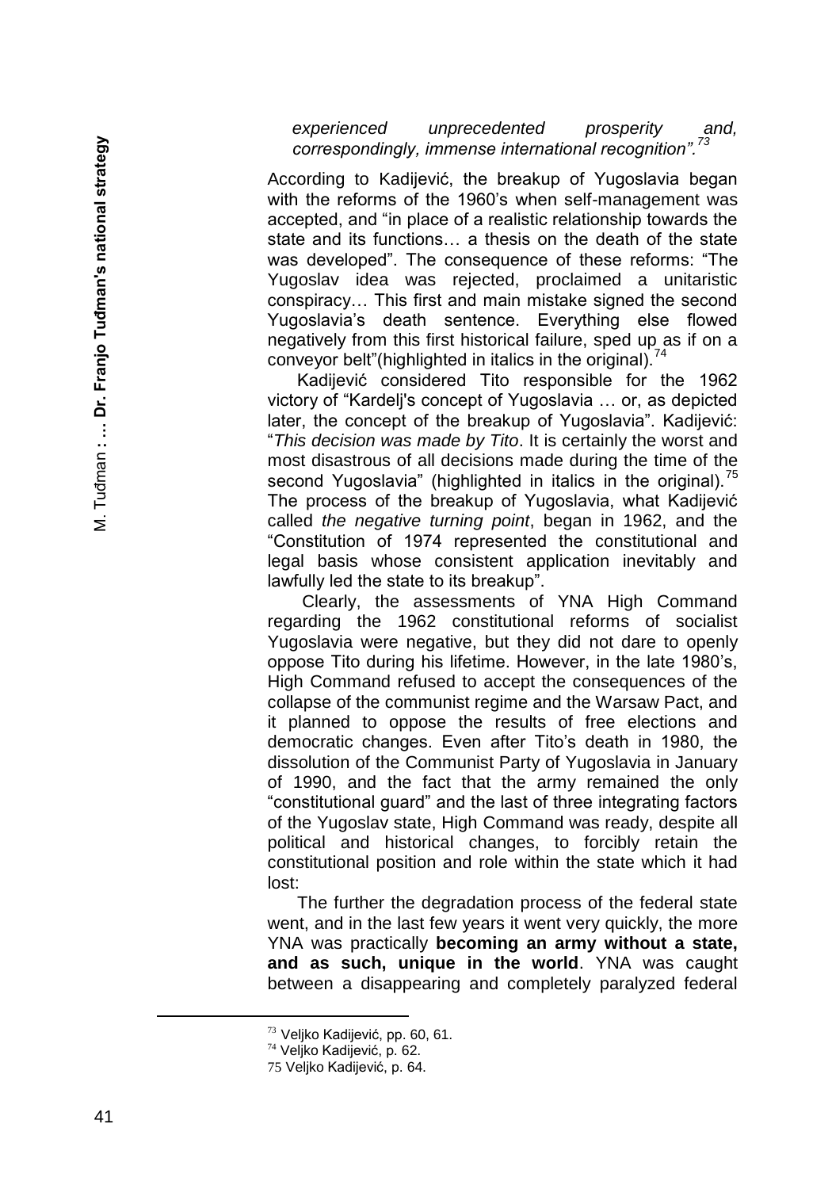*experienced unprecedented prosperity and, correspondingly, immense international recognition".*[73]

According to Kadijević, the breakup of Yugoslavia began with the reforms of the 1960's when self-management was accepted, and "in place of a realistic relationship towards the state and its functions… a thesis on the death of the state was developed". The consequence of these reforms: "The Yugoslav idea was rejected, proclaimed a unitaristic conspiracy… This first and main mistake signed the second Yugoslavia's death sentence. Everything else flowed negatively from this first historical failure, sped up as if on a conveyor belt"(highlighted in italics in the original).[74]

Kadijević considered Tito responsible for the 1962 victory of "Kardelj's concept of Yugoslavia … or, as depicted later, the concept of the breakup of Yugoslavia". Kadijević: "*This decision was made by Tito*. It is certainly the worst and most disastrous of all decisions made during the time of the second Yugoslavia" (highlighted in italics in the original).[75] The process of the breakup of Yugoslavia, what Kadijević called *the negative turning point*, began in 1962, and the "Constitution of 1974 represented the constitutional and legal basis whose consistent application inevitably and lawfully led the state to its breakup".

Clearly, the assessments of YNA High Command regarding the 1962 constitutional reforms of socialist Yugoslavia were negative, but they did not dare to openly oppose Tito during his lifetime. However, in the late 1980's, High Command refused to accept the consequences of the collapse of the communist regime and the Warsaw Pact, and it planned to oppose the results of free elections and democratic changes. Even after Tito's death in 1980, the dissolution of the Communist Party of Yugoslavia in January of 1990, and the fact that the army remained the only "constitutional guard" and the last of three integrating factors of the Yugoslav state, High Command was ready, despite all political and historical changes, to forcibly retain the constitutional position and role within the state which it had lost:

The further the degradation process of the federal state went, and in the last few years it went very quickly, the more YNA was practically **becoming an army without a state, and as such, unique in the world**. YNA was caught between a disappearing and completely paralyzed federal

---

[73] Veljko Kadijević, pp. 60, 61.

[74] Veljko Kadijević, p. 62.

[75] Veljko Kadijević, p. 64.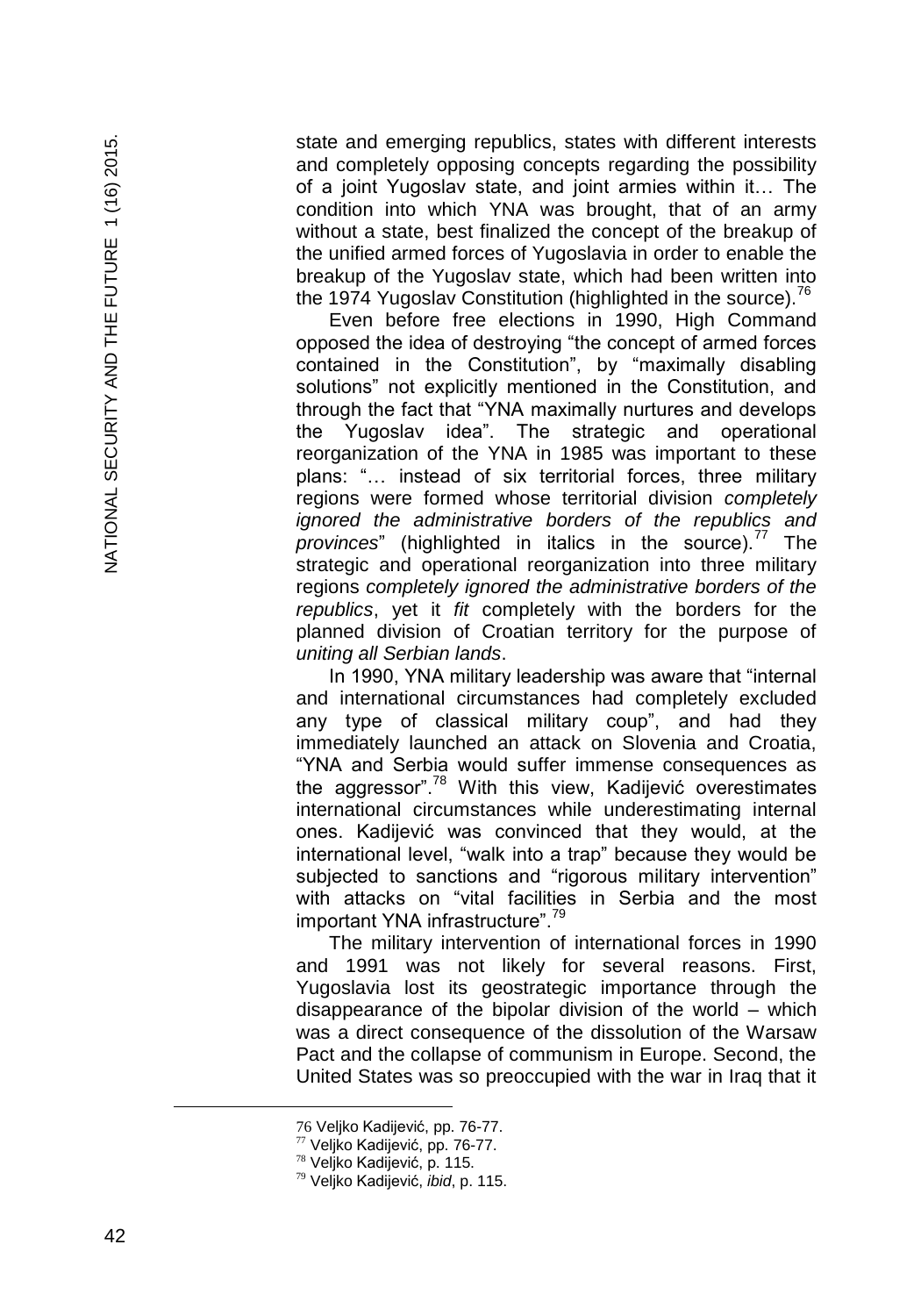state and emerging republics, states with different interests and completely opposing concepts regarding the possibility of a joint Yugoslav state, and joint armies within it… The condition into which YNA was brought, that of an army without a state, best finalized the concept of the breakup of the unified armed forces of Yugoslavia in order to enable the breakup of the Yugoslav state, which had been written into the 1974 Yugoslav Constitution (highlighted in the source).[76]

Even before free elections in 1990, High Command opposed the idea of destroying "the concept of armed forces contained in the Constitution", by "maximally disabling solutions" not explicitly mentioned in the Constitution, and through the fact that "YNA maximally nurtures and develops the Yugoslav idea". The strategic and operational reorganization of the YNA in 1985 was important to these plans: "… instead of six territorial forces, three military regions were formed whose territorial division *completely ignored the administrative borders of the republics and provinces*" (highlighted in italics in the source).[77] The strategic and operational reorganization into three military regions *completely ignored the administrative borders of the republics*, yet it *fit* completely with the borders for the planned division of Croatian territory for the purpose of *uniting all Serbian lands*.

In 1990, YNA military leadership was aware that "internal and international circumstances had completely excluded any type of classical military coup", and had they immediately launched an attack on Slovenia and Croatia, "YNA and Serbia would suffer immense consequences as the aggressor".[78] With this view, Kadijević overestimates international circumstances while underestimating internal ones. Kadijević was convinced that they would, at the international level, "walk into a trap" because they would be subjected to sanctions and "rigorous military intervention" with attacks on "vital facilities in Serbia and the most important YNA infrastructure".[79]

The military intervention of international forces in 1990 and 1991 was not likely for several reasons. First, Yugoslavia lost its geostrategic importance through the disappearance of the bipolar division of the world – which was a direct consequence of the dissolution of the Warsaw Pact and the collapse of communism in Europe. Second, the United States was so preoccupied with the war in Iraq that it

---

76 Veljko Kadijević, pp. 76-77.

77 Veljko Kadijević, pp. 76-77.

78 Veljko Kadijević, p. 115.

79 Veljko Kadijević, *ibid*, p. 115.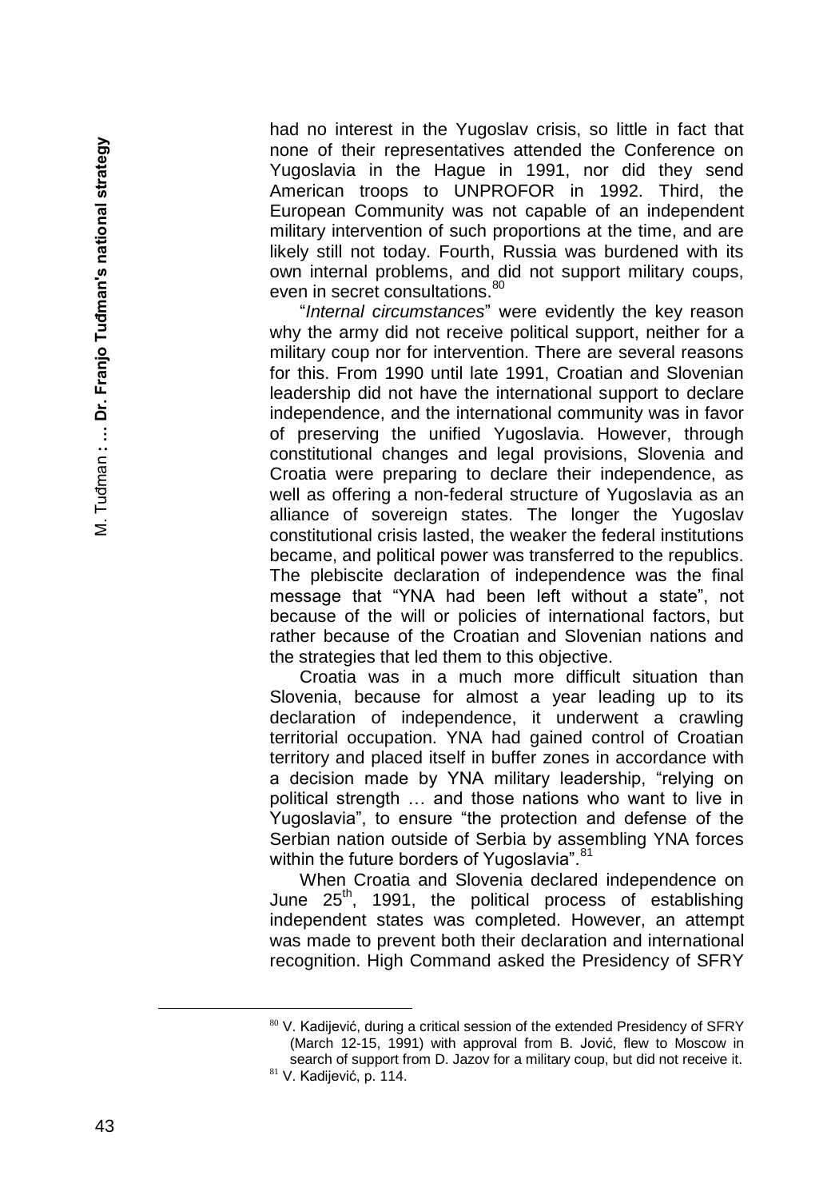had no interest in the Yugoslav crisis, so little in fact that none of their representatives attended the Conference on Yugoslavia in the Hague in 1991, nor did they send American troops to UNPROFOR in 1992. Third, the European Community was not capable of an independent military intervention of such proportions at the time, and are likely still not today. Fourth, Russia was burdened with its own internal problems, and did not support military coups, even in secret consultations.[80]

"*Internal circumstances*" were evidently the key reason why the army did not receive political support, neither for a military coup nor for intervention. There are several reasons for this. From 1990 until late 1991, Croatian and Slovenian leadership did not have the international support to declare independence, and the international community was in favor of preserving the unified Yugoslavia. However, through constitutional changes and legal provisions, Slovenia and Croatia were preparing to declare their independence, as well as offering a non-federal structure of Yugoslavia as an alliance of sovereign states. The longer the Yugoslav constitutional crisis lasted, the weaker the federal institutions became, and political power was transferred to the republics. The plebiscite declaration of independence was the final message that "YNA had been left without a state", not because of the will or policies of international factors, but rather because of the Croatian and Slovenian nations and the strategies that led them to this objective.

Croatia was in a much more difficult situation than Slovenia, because for almost a year leading up to its declaration of independence, it underwent a crawling territorial occupation. YNA had gained control of Croatian territory and placed itself in buffer zones in accordance with a decision made by YNA military leadership, "relying on political strength … and those nations who want to live in Yugoslavia", to ensure "the protection and defense of the Serbian nation outside of Serbia by assembling YNA forces within the future borders of Yugoslavia".[81]

When Croatia and Slovenia declared independence on June 25th, 1991, the political process of establishing independent states was completed. However, an attempt was made to prevent both their declaration and international recognition. High Command asked the Presidency of SFRY

---

[80] V. Kadijević, during a critical session of the extended Presidency of SFRY (March 12-15, 1991) with approval from B. Jović, flew to Moscow in search of support from D. Jazov for a military coup, but did not receive it.

[81] V. Kadijević, p. 114.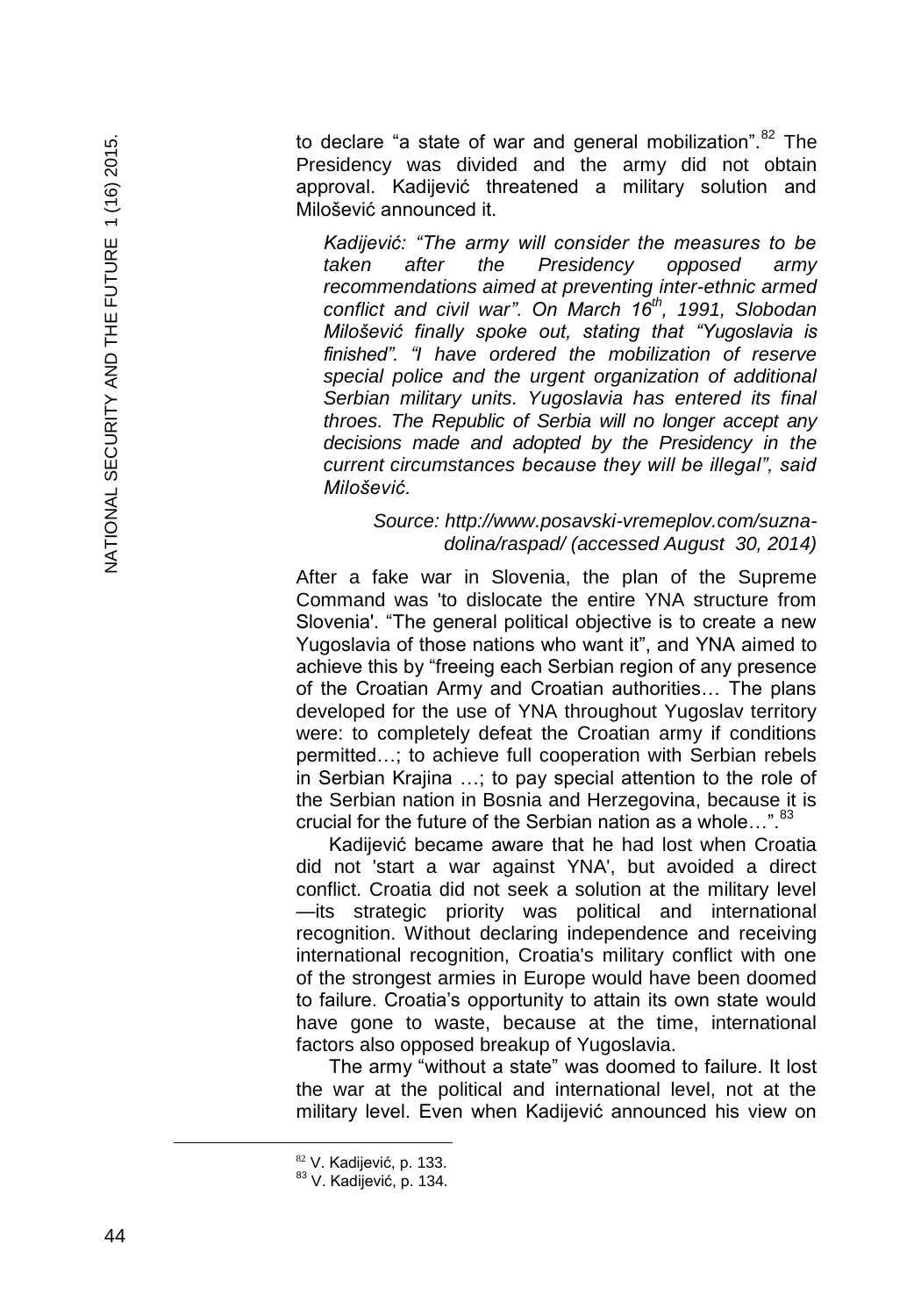to declare "a state of war and general mobilization".[82] The Presidency was divided and the army did not obtain approval. Kadijević threatened a military solution and Milošević announced it.

> *Kadijević: "The army will consider the measures to be taken after the Presidency opposed army recommendations aimed at preventing inter-ethnic armed conflict and civil war". On March 16th, 1991, Slobodan Milošević finally spoke out, stating that "Yugoslavia is finished". "I have ordered the mobilization of reserve special police and the urgent organization of additional Serbian military units. Yugoslavia has entered its final throes. The Republic of Serbia will no longer accept any decisions made and adopted by the Presidency in the current circumstances because they will be illegal", said Milošević.*
>
> *Source: http://www.posavski-vremeplov.com/suzna-dolina/raspad/ (accessed August 30, 2014)*

After a fake war in Slovenia, the plan of the Supreme Command was 'to dislocate the entire YNA structure from Slovenia'. "The general political objective is to create a new Yugoslavia of those nations who want it", and YNA aimed to achieve this by "freeing each Serbian region of any presence of the Croatian Army and Croatian authorities… The plans developed for the use of YNA throughout Yugoslav territory were: to completely defeat the Croatian army if conditions permitted…; to achieve full cooperation with Serbian rebels in Serbian Krajina …; to pay special attention to the role of the Serbian nation in Bosnia and Herzegovina, because it is crucial for the future of the Serbian nation as a whole…".[83]

Kadijević became aware that he had lost when Croatia did not 'start a war against YNA', but avoided a direct conflict. Croatia did not seek a solution at the military level —its strategic priority was political and international recognition. Without declaring independence and receiving international recognition, Croatia's military conflict with one of the strongest armies in Europe would have been doomed to failure. Croatia's opportunity to attain its own state would have gone to waste, because at the time, international factors also opposed breakup of Yugoslavia.

The army "without a state" was doomed to failure. It lost the war at the political and international level, not at the military level. Even when Kadijević announced his view on

---

[82] V. Kadijević, p. 133.

[83] V. Kadijević, p. 134.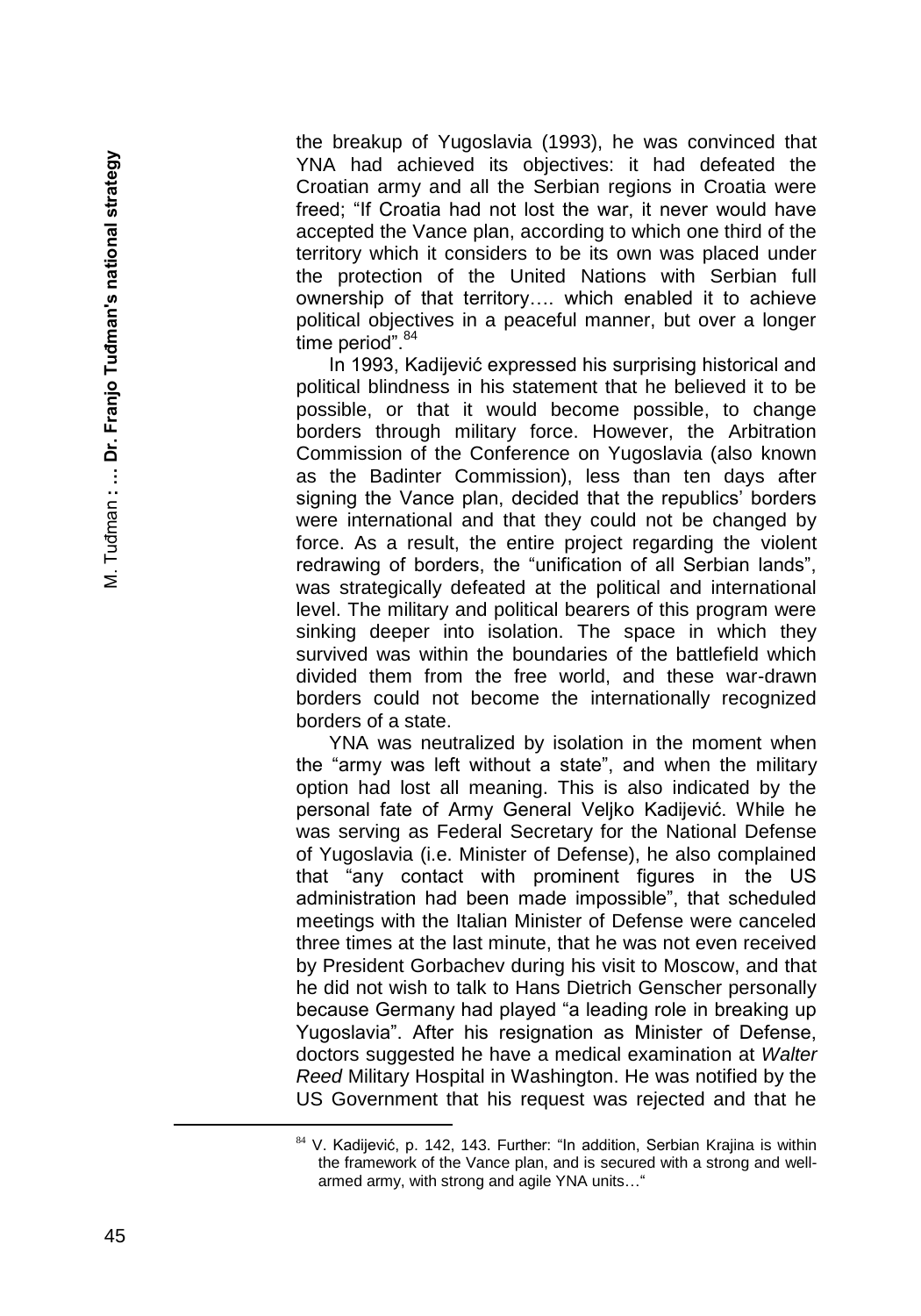the breakup of Yugoslavia (1993), he was convinced that YNA had achieved its objectives: it had defeated the Croatian army and all the Serbian regions in Croatia were freed; "If Croatia had not lost the war, it never would have accepted the Vance plan, according to which one third of the territory which it considers to be its own was placed under the protection of the United Nations with Serbian full ownership of that territory…. which enabled it to achieve political objectives in a peaceful manner, but over a longer time period".[84]

In 1993, Kadijević expressed his surprising historical and political blindness in his statement that he believed it to be possible, or that it would become possible, to change borders through military force. However, the Arbitration Commission of the Conference on Yugoslavia (also known as the Badinter Commission), less than ten days after signing the Vance plan, decided that the republics' borders were international and that they could not be changed by force. As a result, the entire project regarding the violent redrawing of borders, the "unification of all Serbian lands", was strategically defeated at the political and international level. The military and political bearers of this program were sinking deeper into isolation. The space in which they survived was within the boundaries of the battlefield which divided them from the free world, and these war-drawn borders could not become the internationally recognized borders of a state.

YNA was neutralized by isolation in the moment when the "army was left without a state", and when the military option had lost all meaning. This is also indicated by the personal fate of Army General Veljko Kadijević. While he was serving as Federal Secretary for the National Defense of Yugoslavia (i.e. Minister of Defense), he also complained that "any contact with prominent figures in the US administration had been made impossible", that scheduled meetings with the Italian Minister of Defense were canceled three times at the last minute, that he was not even received by President Gorbachev during his visit to Moscow, and that he did not wish to talk to Hans Dietrich Genscher personally because Germany had played "a leading role in breaking up Yugoslavia". After his resignation as Minister of Defense, doctors suggested he have a medical examination at *Walter Reed* Military Hospital in Washington. He was notified by the US Government that his request was rejected and that he

---

[84] V. Kadijević, p. 142, 143. Further: "In addition, Serbian Krajina is within the framework of the Vance plan, and is secured with a strong and well-armed army, with strong and agile YNA units…"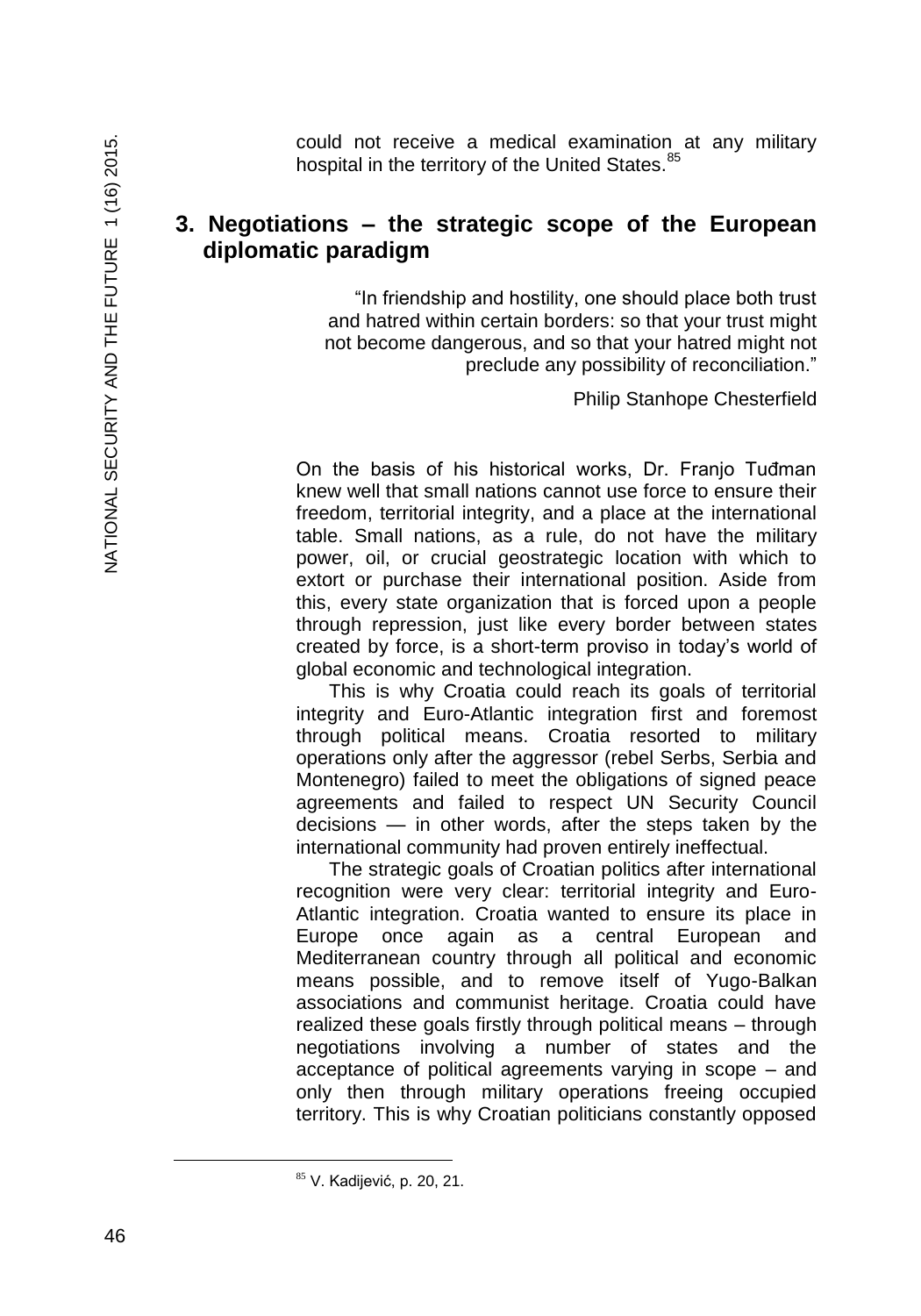could not receive a medical examination at any military hospital in the territory of the United States.[85]

## 3. Negotiations – the strategic scope of the European diplomatic paradigm

> "In friendship and hostility, one should place both trust and hatred within certain borders: so that your trust might not become dangerous, and so that your hatred might not preclude any possibility of reconciliation."
>
> Philip Stanhope Chesterfield

On the basis of his historical works, Dr. Franjo Tuđman knew well that small nations cannot use force to ensure their freedom, territorial integrity, and a place at the international table. Small nations, as a rule, do not have the military power, oil, or crucial geostrategic location with which to extort or purchase their international position. Aside from this, every state organization that is forced upon a people through repression, just like every border between states created by force, is a short-term proviso in today's world of global economic and technological integration.

This is why Croatia could reach its goals of territorial integrity and Euro-Atlantic integration first and foremost through political means. Croatia resorted to military operations only after the aggressor (rebel Serbs, Serbia and Montenegro) failed to meet the obligations of signed peace agreements and failed to respect UN Security Council decisions — in other words, after the steps taken by the international community had proven entirely ineffectual.

The strategic goals of Croatian politics after international recognition were very clear: territorial integrity and Euro-Atlantic integration. Croatia wanted to ensure its place in Europe once again as a central European and Mediterranean country through all political and economic means possible, and to remove itself of Yugo-Balkan associations and communist heritage. Croatia could have realized these goals firstly through political means – through negotiations involving a number of states and the acceptance of political agreements varying in scope – and only then through military operations freeing occupied territory. This is why Croatian politicians constantly opposed

[85] V. Kadijević, p. 20, 21.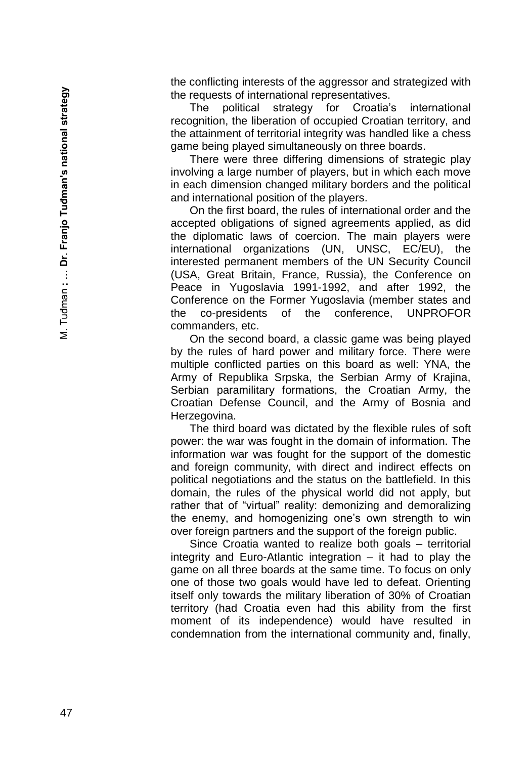the conflicting interests of the aggressor and strategized with the requests of international representatives.

The political strategy for Croatia's international recognition, the liberation of occupied Croatian territory, and the attainment of territorial integrity was handled like a chess game being played simultaneously on three boards.

There were three differing dimensions of strategic play involving a large number of players, but in which each move in each dimension changed military borders and the political and international position of the players.

On the first board, the rules of international order and the accepted obligations of signed agreements applied, as did the diplomatic laws of coercion. The main players were international organizations (UN, UNSC, EC/EU), the interested permanent members of the UN Security Council (USA, Great Britain, France, Russia), the Conference on Peace in Yugoslavia 1991-1992, and after 1992, the Conference on the Former Yugoslavia (member states and the co-presidents of the conference, UNPROFOR commanders, etc.

On the second board, a classic game was being played by the rules of hard power and military force. There were multiple conflicted parties on this board as well: YNA, the Army of Republika Srpska, the Serbian Army of Krajina, Serbian paramilitary formations, the Croatian Army, the Croatian Defense Council, and the Army of Bosnia and Herzegovina.

The third board was dictated by the flexible rules of soft power: the war was fought in the domain of information. The information war was fought for the support of the domestic and foreign community, with direct and indirect effects on political negotiations and the status on the battlefield. In this domain, the rules of the physical world did not apply, but rather that of "virtual" reality: demonizing and demoralizing the enemy, and homogenizing one's own strength to win over foreign partners and the support of the foreign public.

Since Croatia wanted to realize both goals – territorial integrity and Euro-Atlantic integration – it had to play the game on all three boards at the same time. To focus on only one of those two goals would have led to defeat. Orienting itself only towards the military liberation of 30% of Croatian territory (had Croatia even had this ability from the first moment of its independence) would have resulted in condemnation from the international community and, finally,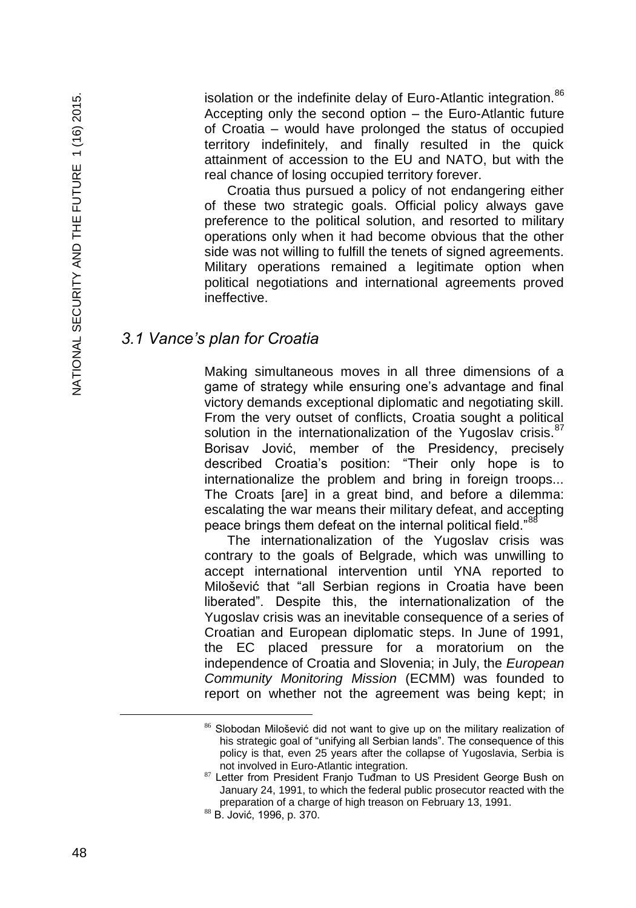isolation or the indefinite delay of Euro-Atlantic integration.[86] Accepting only the second option – the Euro-Atlantic future of Croatia – would have prolonged the status of occupied territory indefinitely, and finally resulted in the quick attainment of accession to the EU and NATO, but with the real chance of losing occupied territory forever.

Croatia thus pursued a policy of not endangering either of these two strategic goals. Official policy always gave preference to the political solution, and resorted to military operations only when it had become obvious that the other side was not willing to fulfill the tenets of signed agreements. Military operations remained a legitimate option when political negotiations and international agreements proved ineffective.

## *3.1 Vance's plan for Croatia*

Making simultaneous moves in all three dimensions of a game of strategy while ensuring one's advantage and final victory demands exceptional diplomatic and negotiating skill. From the very outset of conflicts, Croatia sought a political solution in the internationalization of the Yugoslav crisis.[87] Borisav Jović, member of the Presidency, precisely described Croatia's position: "Their only hope is to internationalize the problem and bring in foreign troops... The Croats [are] in a great bind, and before a dilemma: escalating the war means their military defeat, and accepting peace brings them defeat on the internal political field."[88]

The internationalization of the Yugoslav crisis was contrary to the goals of Belgrade, which was unwilling to accept international intervention until YNA reported to Milošević that "all Serbian regions in Croatia have been liberated". Despite this, the internationalization of the Yugoslav crisis was an inevitable consequence of a series of Croatian and European diplomatic steps. In June of 1991, the EC placed pressure for a moratorium on the independence of Croatia and Slovenia; in July, the *European Community Monitoring Mission* (ECMM) was founded to report on whether not the agreement was being kept; in

---

[86] Slobodan Milošević did not want to give up on the military realization of his strategic goal of "unifying all Serbian lands". The consequence of this policy is that, even 25 years after the collapse of Yugoslavia, Serbia is not involved in Euro-Atlantic integration.

[87] Letter from President Franjo Tuđman to US President George Bush on January 24, 1991, to which the federal public prosecutor reacted with the preparation of a charge of high treason on February 13, 1991.

[88] B. Jović, 1996, p. 370.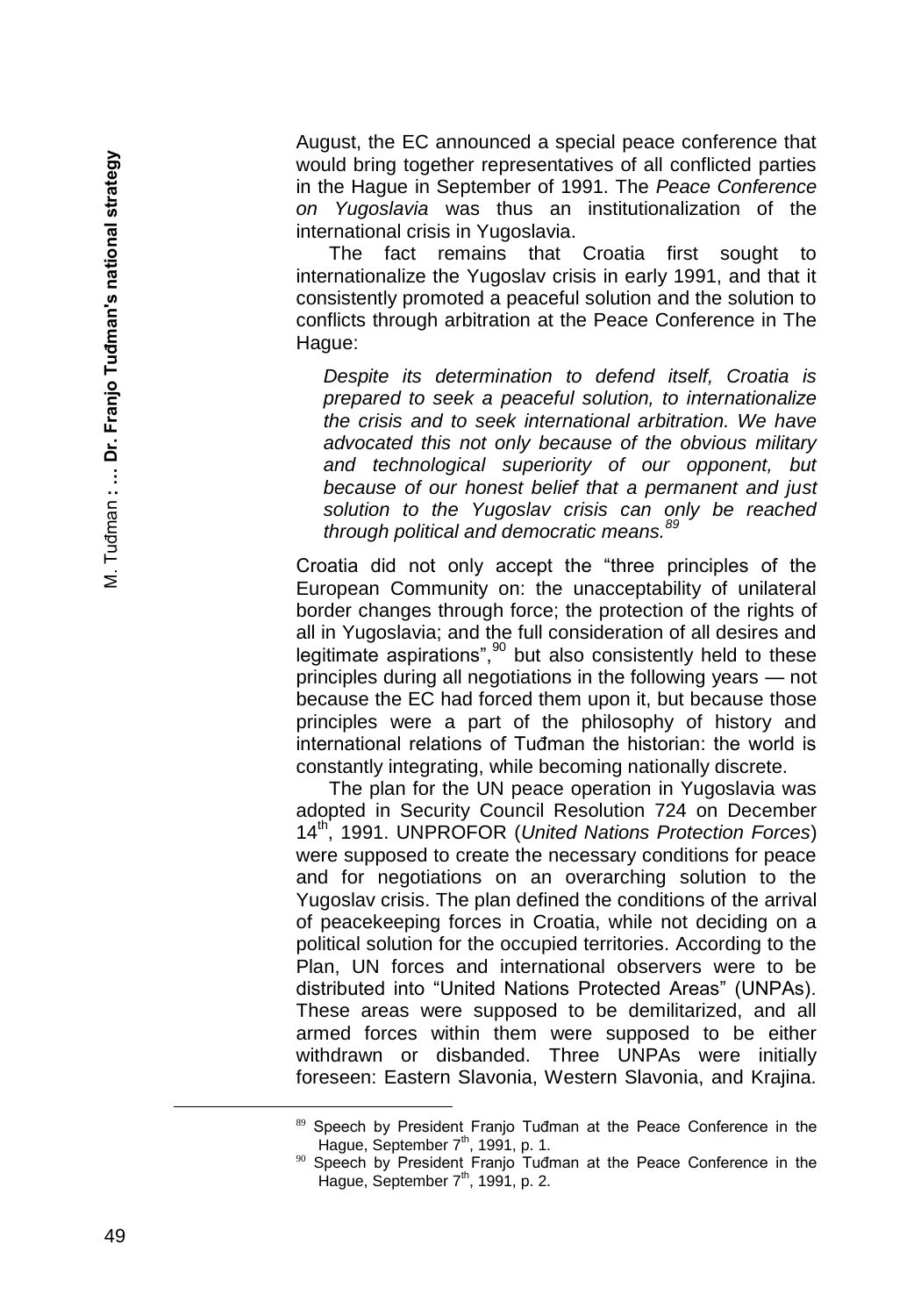August, the EC announced a special peace conference that would bring together representatives of all conflicted parties in the Hague in September of 1991. The *Peace Conference on Yugoslavia* was thus an institutionalization of the international crisis in Yugoslavia.

The fact remains that Croatia first sought to internationalize the Yugoslav crisis in early 1991, and that it consistently promoted a peaceful solution and the solution to conflicts through arbitration at the Peace Conference in The Hague:

> *Despite its determination to defend itself, Croatia is prepared to seek a peaceful solution, to internationalize the crisis and to seek international arbitration. We have advocated this not only because of the obvious military and technological superiority of our opponent, but because of our honest belief that a permanent and just solution to the Yugoslav crisis can only be reached through political and democratic means.*[89]

Croatia did not only accept the "three principles of the European Community on: the unacceptability of unilateral border changes through force; the protection of the rights of all in Yugoslavia; and the full consideration of all desires and legitimate aspirations",[90] but also consistently held to these principles during all negotiations in the following years — not because the EC had forced them upon it, but because those principles were a part of the philosophy of history and international relations of Tuđman the historian: the world is constantly integrating, while becoming nationally discrete.

The plan for the UN peace operation in Yugoslavia was adopted in Security Council Resolution 724 on December 14th, 1991. UNPROFOR (*United Nations Protection Forces*) were supposed to create the necessary conditions for peace and for negotiations on an overarching solution to the Yugoslav crisis. The plan defined the conditions of the arrival of peacekeeping forces in Croatia, while not deciding on a political solution for the occupied territories. According to the Plan, UN forces and international observers were to be distributed into "United Nations Protected Areas" (UNPAs). These areas were supposed to be demilitarized, and all armed forces within them were supposed to be either withdrawn or disbanded. Three UNPAs were initially foreseen: Eastern Slavonia, Western Slavonia, and Krajina.

---

[89] Speech by President Franjo Tuđman at the Peace Conference in the Hague, September 7th, 1991, p. 1.

[90] Speech by President Franjo Tuđman at the Peace Conference in the Hague, September 7th, 1991, p. 2.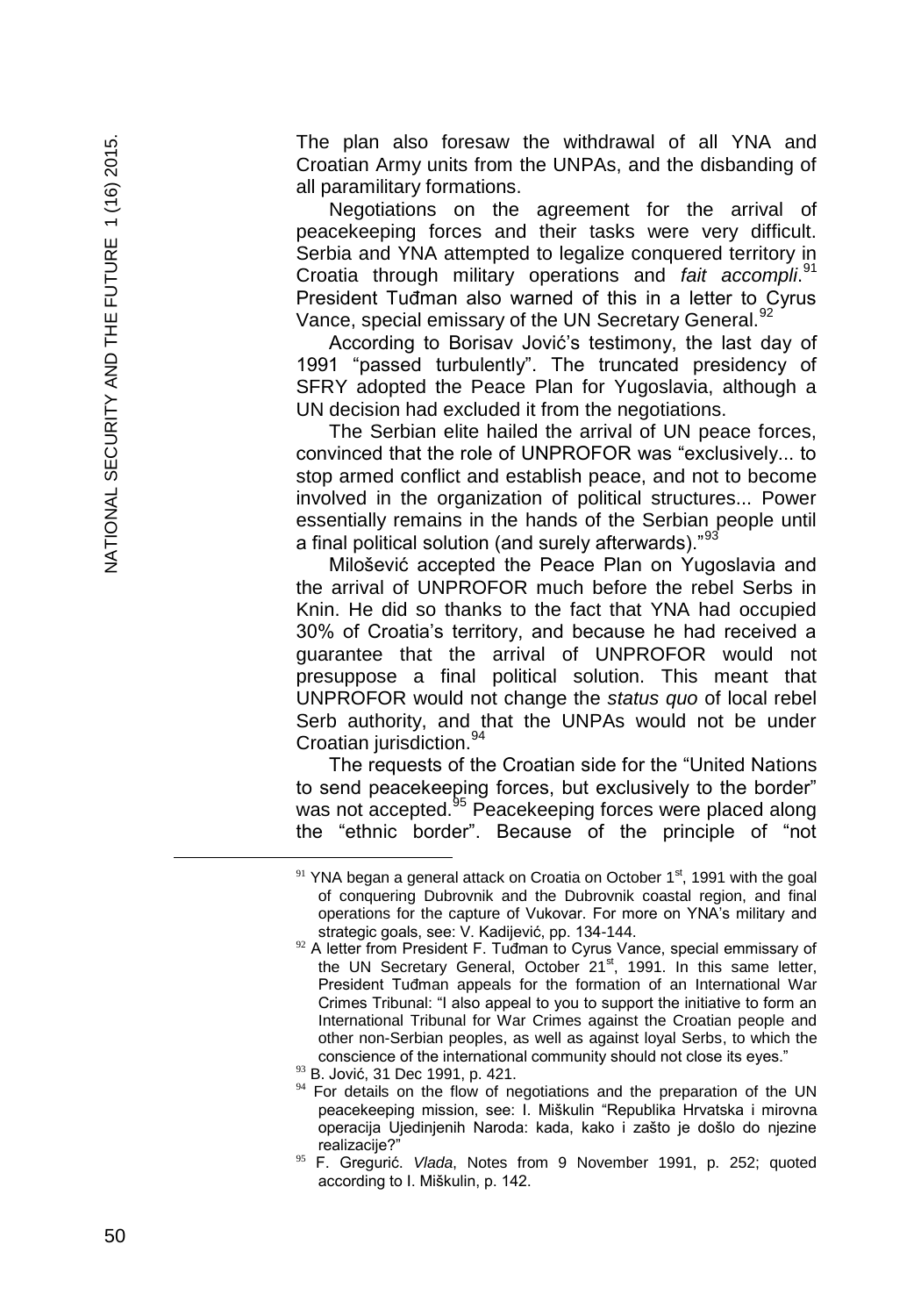The plan also foresaw the withdrawal of all YNA and Croatian Army units from the UNPAs, and the disbanding of all paramilitary formations.

Negotiations on the agreement for the arrival of peacekeeping forces and their tasks were very difficult. Serbia and YNA attempted to legalize conquered territory in Croatia through military operations and *fait accompli*.[91] President Tuđman also warned of this in a letter to Cyrus Vance, special emissary of the UN Secretary General.[92]

According to Borisav Jović's testimony, the last day of 1991 "passed turbulently". The truncated presidency of SFRY adopted the Peace Plan for Yugoslavia, although a UN decision had excluded it from the negotiations.

The Serbian elite hailed the arrival of UN peace forces, convinced that the role of UNPROFOR was "exclusively... to stop armed conflict and establish peace, and not to become involved in the organization of political structures... Power essentially remains in the hands of the Serbian people until a final political solution (and surely afterwards)."[93]

Milošević accepted the Peace Plan on Yugoslavia and the arrival of UNPROFOR much before the rebel Serbs in Knin. He did so thanks to the fact that YNA had occupied 30% of Croatia's territory, and because he had received a guarantee that the arrival of UNPROFOR would not presuppose a final political solution. This meant that UNPROFOR would not change the *status quo* of local rebel Serb authority, and that the UNPAs would not be under Croatian jurisdiction.[94]

The requests of the Croatian side for the "United Nations to send peacekeeping forces, but exclusively to the border" was not accepted.[95] Peacekeeping forces were placed along the "ethnic border". Because of the principle of "not

---

[91] YNA began a general attack on Croatia on October 1st, 1991 with the goal of conquering Dubrovnik and the Dubrovnik coastal region, and final operations for the capture of Vukovar. For more on YNA's military and strategic goals, see: V. Kadijević, pp. 134-144.

[92] A letter from President F. Tuđman to Cyrus Vance, special emmissary of the UN Secretary General, October 21st, 1991. In this same letter, President Tuđman appeals for the formation of an International War Crimes Tribunal: "I also appeal to you to support the initiative to form an International Tribunal for War Crimes against the Croatian people and other non-Serbian peoples, as well as against loyal Serbs, to which the conscience of the international community should not close its eyes."

[93] B. Jović, 31 Dec 1991, p. 421.

[94] For details on the flow of negotiations and the preparation of the UN peacekeeping mission, see: I. Miškulin "Republika Hrvatska i mirovna operacija Ujedinjenih Naroda: kada, kako i zašto je došlo do njezine realizacije?"

[95] F. Gregurić. *Vlada*, Notes from 9 November 1991, p. 252; quoted according to I. Miškulin, p. 142.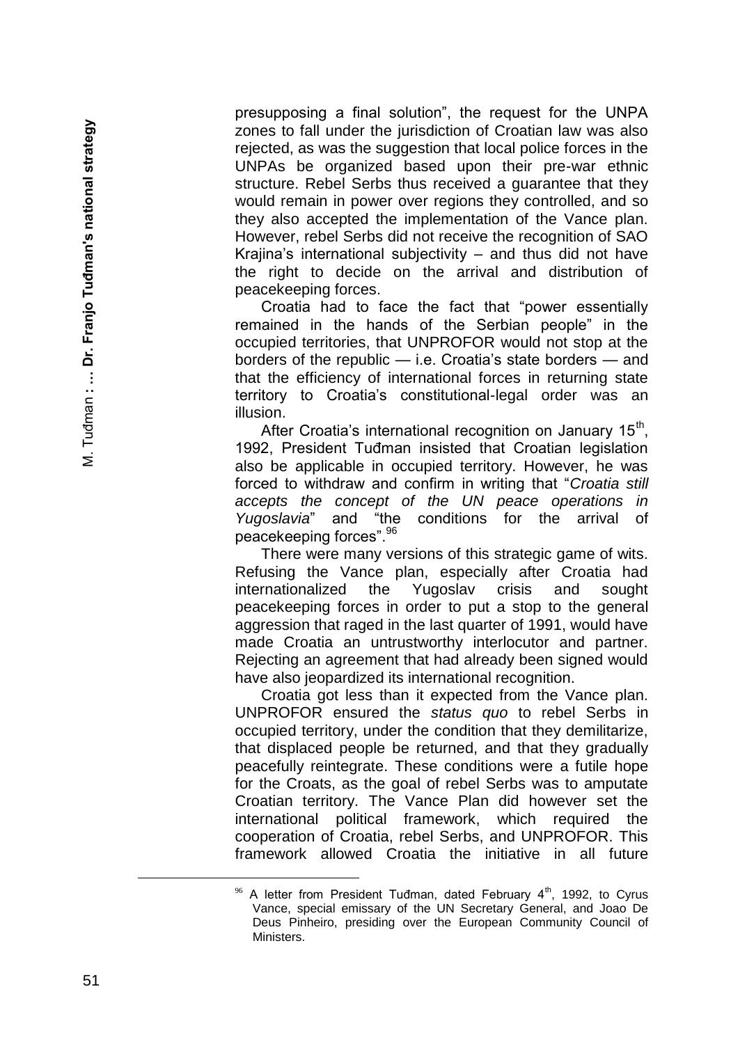presupposing a final solution", the request for the UNPA zones to fall under the jurisdiction of Croatian law was also rejected, as was the suggestion that local police forces in the UNPAs be organized based upon their pre-war ethnic structure. Rebel Serbs thus received a guarantee that they would remain in power over regions they controlled, and so they also accepted the implementation of the Vance plan. However, rebel Serbs did not receive the recognition of SAO Krajina's international subjectivity – and thus did not have the right to decide on the arrival and distribution of peacekeeping forces.

Croatia had to face the fact that "power essentially remained in the hands of the Serbian people" in the occupied territories, that UNPROFOR would not stop at the borders of the republic — i.e. Croatia's state borders — and that the efficiency of international forces in returning state territory to Croatia's constitutional-legal order was an illusion.

After Croatia's international recognition on January 15th, 1992, President Tuđman insisted that Croatian legislation also be applicable in occupied territory. However, he was forced to withdraw and confirm in writing that "*Croatia still accepts the concept of the UN peace operations in Yugoslavia*" and "the conditions for the arrival of peacekeeping forces".[96]

There were many versions of this strategic game of wits. Refusing the Vance plan, especially after Croatia had internationalized the Yugoslav crisis and sought peacekeeping forces in order to put a stop to the general aggression that raged in the last quarter of 1991, would have made Croatia an untrustworthy interlocutor and partner. Rejecting an agreement that had already been signed would have also jeopardized its international recognition.

Croatia got less than it expected from the Vance plan. UNPROFOR ensured the *status quo* to rebel Serbs in occupied territory, under the condition that they demilitarize, that displaced people be returned, and that they gradually peacefully reintegrate. These conditions were a futile hope for the Croats, as the goal of rebel Serbs was to amputate Croatian territory. The Vance Plan did however set the international political framework, which required the cooperation of Croatia, rebel Serbs, and UNPROFOR. This framework allowed Croatia the initiative in all future

---

[96] A letter from President Tuđman, dated February 4th, 1992, to Cyrus Vance, special emissary of the UN Secretary General, and Joao De Deus Pinheiro, presiding over the European Community Council of Ministers.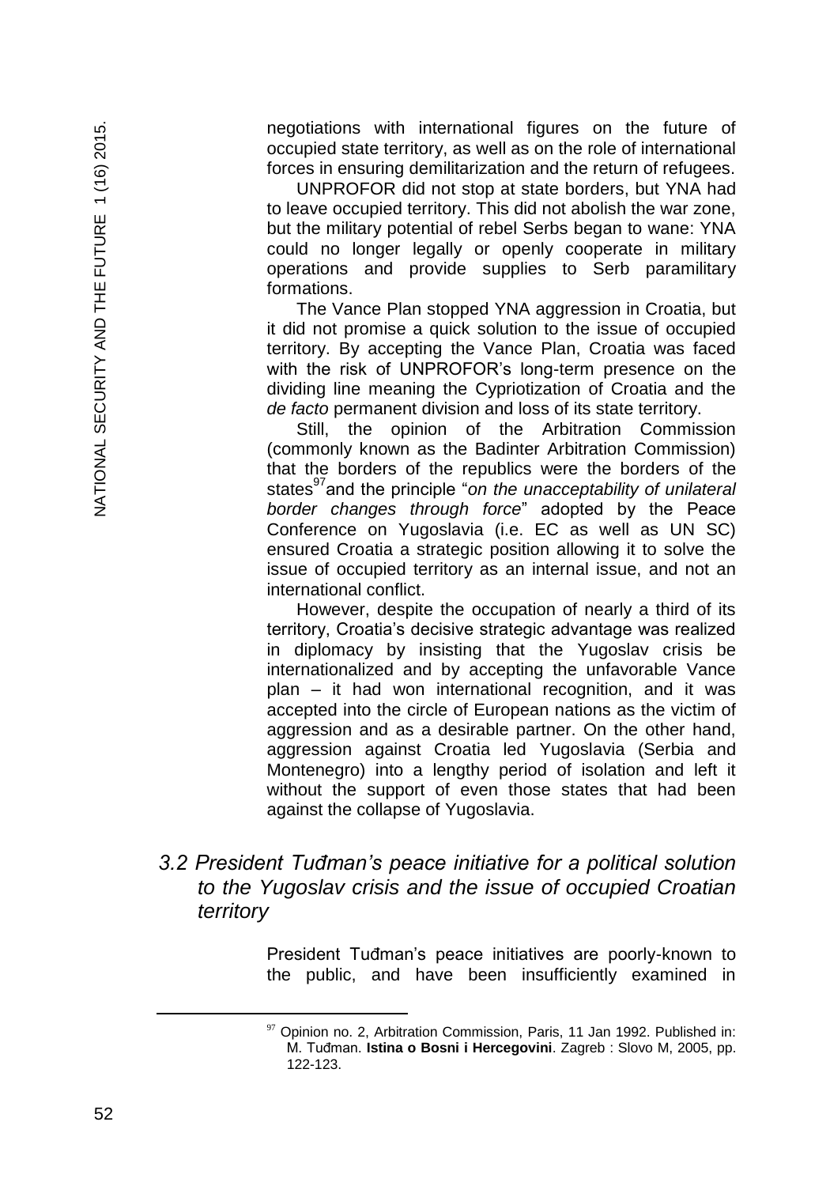negotiations with international figures on the future of occupied state territory, as well as on the role of international forces in ensuring demilitarization and the return of refugees.

UNPROFOR did not stop at state borders, but YNA had to leave occupied territory. This did not abolish the war zone, but the military potential of rebel Serbs began to wane: YNA could no longer legally or openly cooperate in military operations and provide supplies to Serb paramilitary formations.

The Vance Plan stopped YNA aggression in Croatia, but it did not promise a quick solution to the issue of occupied territory. By accepting the Vance Plan, Croatia was faced with the risk of UNPROFOR's long-term presence on the dividing line meaning the Cypriotization of Croatia and the *de facto* permanent division and loss of its state territory.

Still, the opinion of the Arbitration Commission (commonly known as the Badinter Arbitration Commission) that the borders of the republics were the borders of the states[97] and the principle "*on the unacceptability of unilateral border changes through force*" adopted by the Peace Conference on Yugoslavia (i.e. EC as well as UN SC) ensured Croatia a strategic position allowing it to solve the issue of occupied territory as an internal issue, and not an international conflict.

However, despite the occupation of nearly a third of its territory, Croatia's decisive strategic advantage was realized in diplomacy by insisting that the Yugoslav crisis be internationalized and by accepting the unfavorable Vance plan – it had won international recognition, and it was accepted into the circle of European nations as the victim of aggression and as a desirable partner. On the other hand, aggression against Croatia led Yugoslavia (Serbia and Montenegro) into a lengthy period of isolation and left it without the support of even those states that had been against the collapse of Yugoslavia.

### *3.2 President Tuđman's peace initiative for a political solution to the Yugoslav crisis and the issue of occupied Croatian territory*

President Tuđman's peace initiatives are poorly-known to the public, and have been insufficiently examined in

---

[97] Opinion no. 2, Arbitration Commission, Paris, 11 Jan 1992. Published in: M. Tuđman. **Istina o Bosni i Hercegovini**. Zagreb : Slovo M, 2005, pp. 122-123.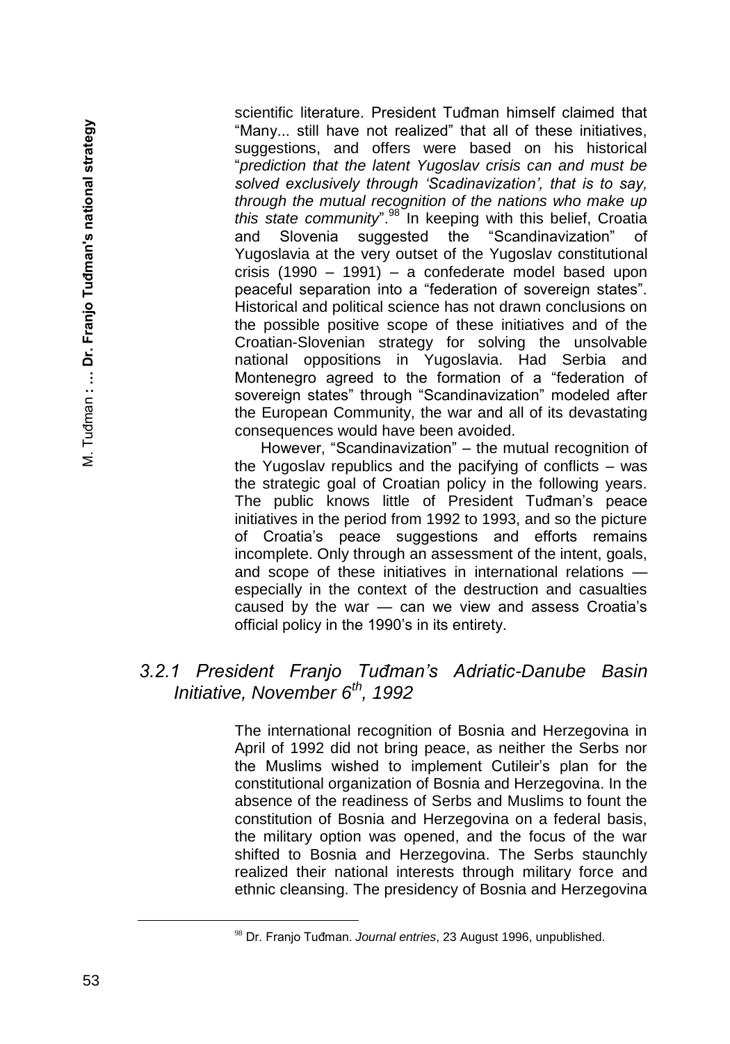scientific literature. President Tuđman himself claimed that "Many... still have not realized" that all of these initiatives, suggestions, and offers were based on his historical "*prediction that the latent Yugoslav crisis can and must be solved exclusively through 'Scadinavization', that is to say, through the mutual recognition of the nations who make up this state community*".[98] In keeping with this belief, Croatia and Slovenia suggested the "Scandinavization" of Yugoslavia at the very outset of the Yugoslav constitutional crisis (1990 – 1991) – a confederate model based upon peaceful separation into a "federation of sovereign states". Historical and political science has not drawn conclusions on the possible positive scope of these initiatives and of the Croatian-Slovenian strategy for solving the unsolvable national oppositions in Yugoslavia. Had Serbia and Montenegro agreed to the formation of a "federation of sovereign states" through "Scandinavization" modeled after the European Community, the war and all of its devastating consequences would have been avoided.

However, "Scandinavization" – the mutual recognition of the Yugoslav republics and the pacifying of conflicts – was the strategic goal of Croatian policy in the following years. The public knows little of President Tuđman's peace initiatives in the period from 1992 to 1993, and so the picture of Croatia's peace suggestions and efforts remains incomplete. Only through an assessment of the intent, goals, and scope of these initiatives in international relations — especially in the context of the destruction and casualties caused by the war — can we view and assess Croatia's official policy in the 1990's in its entirety.

### *3.2.1 President Franjo Tuđman's Adriatic-Danube Basin Initiative, November 6th, 1992*

The international recognition of Bosnia and Herzegovina in April of 1992 did not bring peace, as neither the Serbs nor the Muslims wished to implement Cutileir's plan for the constitutional organization of Bosnia and Herzegovina. In the absence of the readiness of Serbs and Muslims to fount the constitution of Bosnia and Herzegovina on a federal basis, the military option was opened, and the focus of the war shifted to Bosnia and Herzegovina. The Serbs staunchly realized their national interests through military force and ethnic cleansing. The presidency of Bosnia and Herzegovina

[98] Dr. Franjo Tuđman. *Journal entries*, 23 August 1996, unpublished.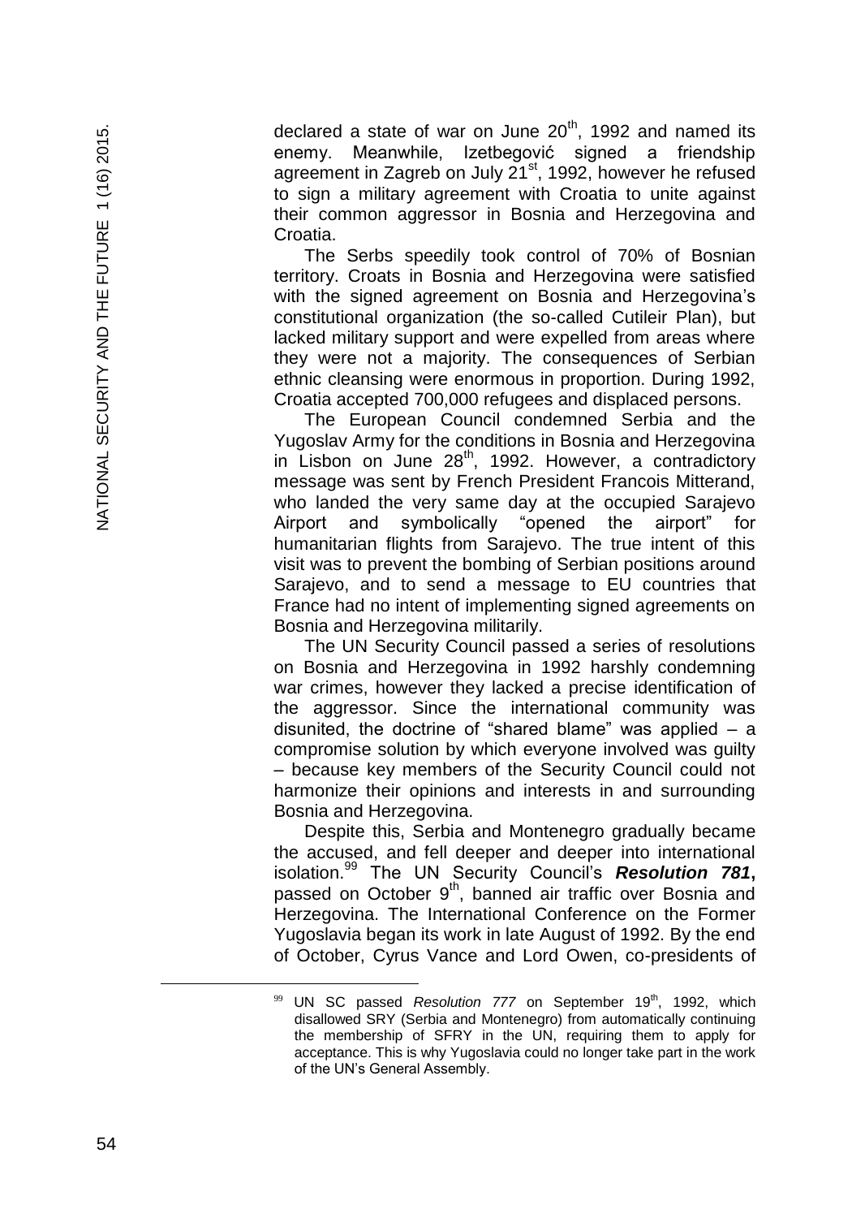declared a state of war on June 20th, 1992 and named its enemy. Meanwhile, Izetbegović signed a friendship agreement in Zagreb on July 21st, 1992, however he refused to sign a military agreement with Croatia to unite against their common aggressor in Bosnia and Herzegovina and Croatia.

The Serbs speedily took control of 70% of Bosnian territory. Croats in Bosnia and Herzegovina were satisfied with the signed agreement on Bosnia and Herzegovina's constitutional organization (the so-called Cutileir Plan), but lacked military support and were expelled from areas where they were not a majority. The consequences of Serbian ethnic cleansing were enormous in proportion. During 1992, Croatia accepted 700,000 refugees and displaced persons.

The European Council condemned Serbia and the Yugoslav Army for the conditions in Bosnia and Herzegovina in Lisbon on June 28th, 1992. However, a contradictory message was sent by French President Francois Mitterand, who landed the very same day at the occupied Sarajevo Airport and symbolically "opened the airport" for humanitarian flights from Sarajevo. The true intent of this visit was to prevent the bombing of Serbian positions around Sarajevo, and to send a message to EU countries that France had no intent of implementing signed agreements on Bosnia and Herzegovina militarily.

The UN Security Council passed a series of resolutions on Bosnia and Herzegovina in 1992 harshly condemning war crimes, however they lacked a precise identification of the aggressor. Since the international community was disunited, the doctrine of "shared blame" was applied – a compromise solution by which everyone involved was guilty – because key members of the Security Council could not harmonize their opinions and interests in and surrounding Bosnia and Herzegovina.

Despite this, Serbia and Montenegro gradually became the accused, and fell deeper and deeper into international isolation.[99] The UN Security Council's ***Resolution 781***, passed on October 9th, banned air traffic over Bosnia and Herzegovina. The International Conference on the Former Yugoslavia began its work in late August of 1992. By the end of October, Cyrus Vance and Lord Owen, co-presidents of

---

[99] UN SC passed *Resolution 777* on September 19th, 1992, which disallowed SRY (Serbia and Montenegro) from automatically continuing the membership of SFRY in the UN, requiring them to apply for acceptance. This is why Yugoslavia could no longer take part in the work of the UN's General Assembly.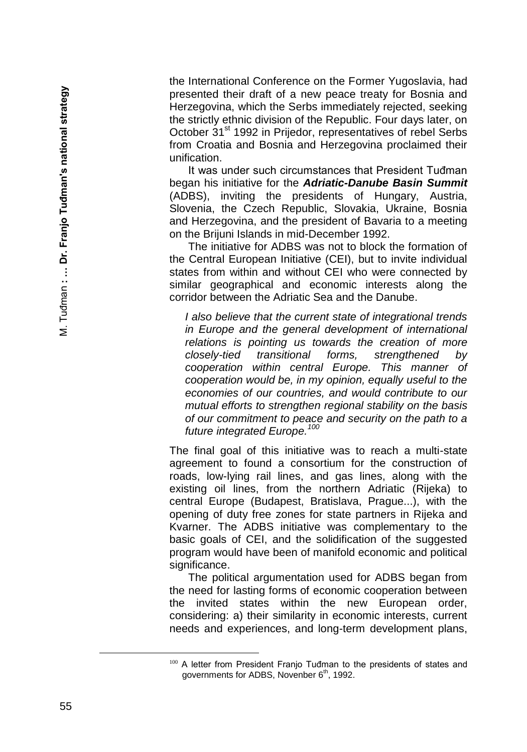the International Conference on the Former Yugoslavia, had presented their draft of a new peace treaty for Bosnia and Herzegovina, which the Serbs immediately rejected, seeking the strictly ethnic division of the Republic. Four days later, on October 31st 1992 in Prijedor, representatives of rebel Serbs from Croatia and Bosnia and Herzegovina proclaimed their unification.

It was under such circumstances that President Tuđman began his initiative for the ***Adriatic-Danube Basin Summit*** (ADBS), inviting the presidents of Hungary, Austria, Slovenia, the Czech Republic, Slovakia, Ukraine, Bosnia and Herzegovina, and the president of Bavaria to a meeting on the Brijuni Islands in mid-December 1992.

The initiative for ADBS was not to block the formation of the Central European Initiative (CEI), but to invite individual states from within and without CEI who were connected by similar geographical and economic interests along the corridor between the Adriatic Sea and the Danube.

> *I also believe that the current state of integrational trends in Europe and the general development of international relations is pointing us towards the creation of more closely-tied transitional forms, strengthened by cooperation within central Europe. This manner of cooperation would be, in my opinion, equally useful to the economies of our countries, and would contribute to our mutual efforts to strengthen regional stability on the basis of our commitment to peace and security on the path to a future integrated Europe.*[100]

The final goal of this initiative was to reach a multi-state agreement to found a consortium for the construction of roads, low-lying rail lines, and gas lines, along with the existing oil lines, from the northern Adriatic (Rijeka) to central Europe (Budapest, Bratislava, Prague...), with the opening of duty free zones for state partners in Rijeka and Kvarner. The ADBS initiative was complementary to the basic goals of CEI, and the solidification of the suggested program would have been of manifold economic and political significance.

The political argumentation used for ADBS began from the need for lasting forms of economic cooperation between the invited states within the new European order, considering: a) their similarity in economic interests, current needs and experiences, and long-term development plans,

---

[100] A letter from President Franjo Tuđman to the presidents of states and governments for ADBS, Novenber 6th, 1992.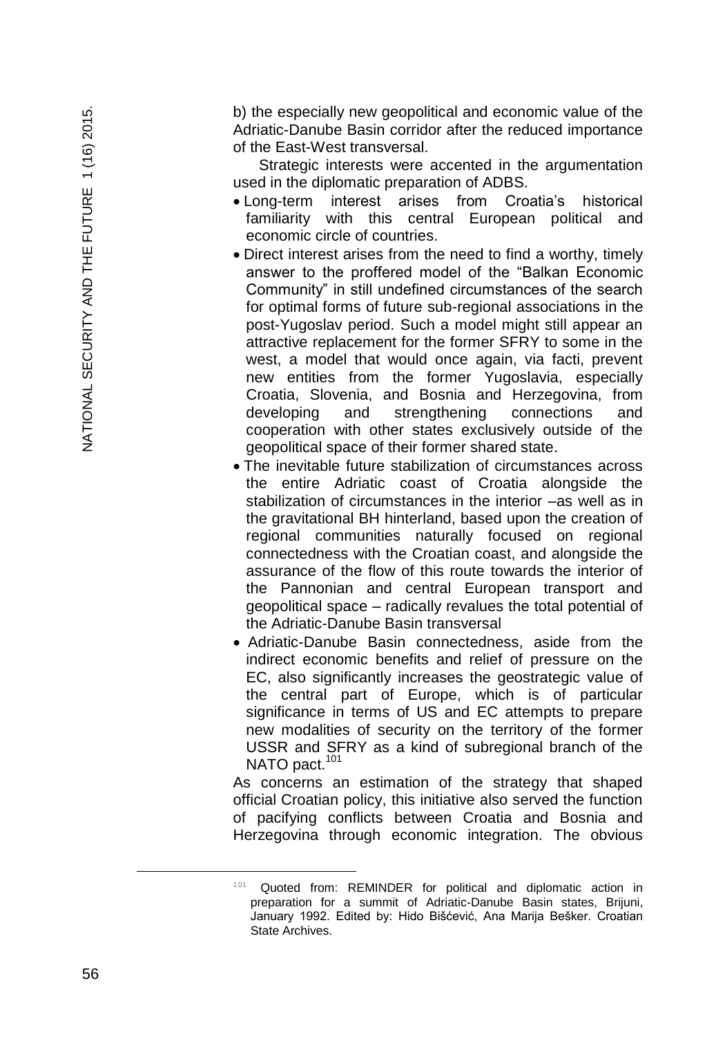b) the especially new geopolitical and economic value of the Adriatic-Danube Basin corridor after the reduced importance of the East-West transversal.

Strategic interests were accented in the argumentation used in the diplomatic preparation of ADBS.

- Long-term interest arises from Croatia's historical familiarity with this central European political and economic circle of countries.
- Direct interest arises from the need to find a worthy, timely answer to the proffered model of the "Balkan Economic Community" in still undefined circumstances of the search for optimal forms of future sub-regional associations in the post-Yugoslav period. Such a model might still appear an attractive replacement for the former SFRY to some in the west, a model that would once again, via facti, prevent new entities from the former Yugoslavia, especially Croatia, Slovenia, and Bosnia and Herzegovina, from developing and strengthening connections and cooperation with other states exclusively outside of the geopolitical space of their former shared state.
- The inevitable future stabilization of circumstances across the entire Adriatic coast of Croatia alongside the stabilization of circumstances in the interior –as well as in the gravitational BH hinterland, based upon the creation of regional communities naturally focused on regional connectedness with the Croatian coast, and alongside the assurance of the flow of this route towards the interior of the Pannonian and central European transport and geopolitical space – radically revalues the total potential of the Adriatic-Danube Basin transversal
- Adriatic-Danube Basin connectedness, aside from the indirect economic benefits and relief of pressure on the EC, also significantly increases the geostrategic value of the central part of Europe, which is of particular significance in terms of US and EC attempts to prepare new modalities of security on the territory of the former USSR and SFRY as a kind of subregional branch of the NATO pact.[101]

As concerns an estimation of the strategy that shaped official Croatian policy, this initiative also served the function of pacifying conflicts between Croatia and Bosnia and Herzegovina through economic integration. The obvious

[101] Quoted from: REMINDER for political and diplomatic action in preparation for a summit of Adriatic-Danube Basin states, Brijuni, January 1992. Edited by: Hido Bišćević, Ana Marija Bešker. Croatian State Archives.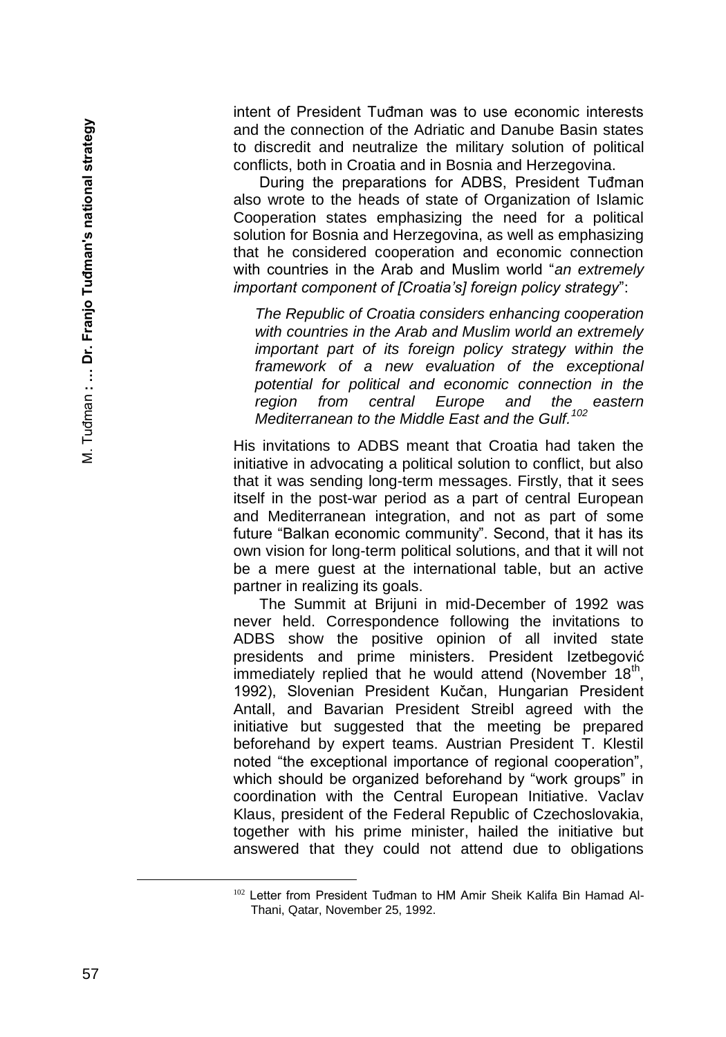intent of President Tuđman was to use economic interests and the connection of the Adriatic and Danube Basin states to discredit and neutralize the military solution of political conflicts, both in Croatia and in Bosnia and Herzegovina.

During the preparations for ADBS, President Tuđman also wrote to the heads of state of Organization of Islamic Cooperation states emphasizing the need for a political solution for Bosnia and Herzegovina, as well as emphasizing that he considered cooperation and economic connection with countries in the Arab and Muslim world "*an extremely important component of [Croatia's] foreign policy strategy*":

> *The Republic of Croatia considers enhancing cooperation with countries in the Arab and Muslim world an extremely important part of its foreign policy strategy within the framework of a new evaluation of the exceptional potential for political and economic connection in the region from central Europe and the eastern Mediterranean to the Middle East and the Gulf.*[102]

His invitations to ADBS meant that Croatia had taken the initiative in advocating a political solution to conflict, but also that it was sending long-term messages. Firstly, that it sees itself in the post-war period as a part of central European and Mediterranean integration, and not as part of some future "Balkan economic community". Second, that it has its own vision for long-term political solutions, and that it will not be a mere guest at the international table, but an active partner in realizing its goals.

The Summit at Brijuni in mid-December of 1992 was never held. Correspondence following the invitations to ADBS show the positive opinion of all invited state presidents and prime ministers. President Izetbegović immediately replied that he would attend (November 18th, 1992), Slovenian President Kučan, Hungarian President Antall, and Bavarian President Streibl agreed with the initiative but suggested that the meeting be prepared beforehand by expert teams. Austrian President T. Klestil noted "the exceptional importance of regional cooperation", which should be organized beforehand by "work groups" in coordination with the Central European Initiative. Vaclav Klaus, president of the Federal Republic of Czechoslovakia, together with his prime minister, hailed the initiative but answered that they could not attend due to obligations

---

[102] Letter from President Tuđman to HM Amir Sheik Kalifa Bin Hamad Al-Thani, Qatar, November 25, 1992.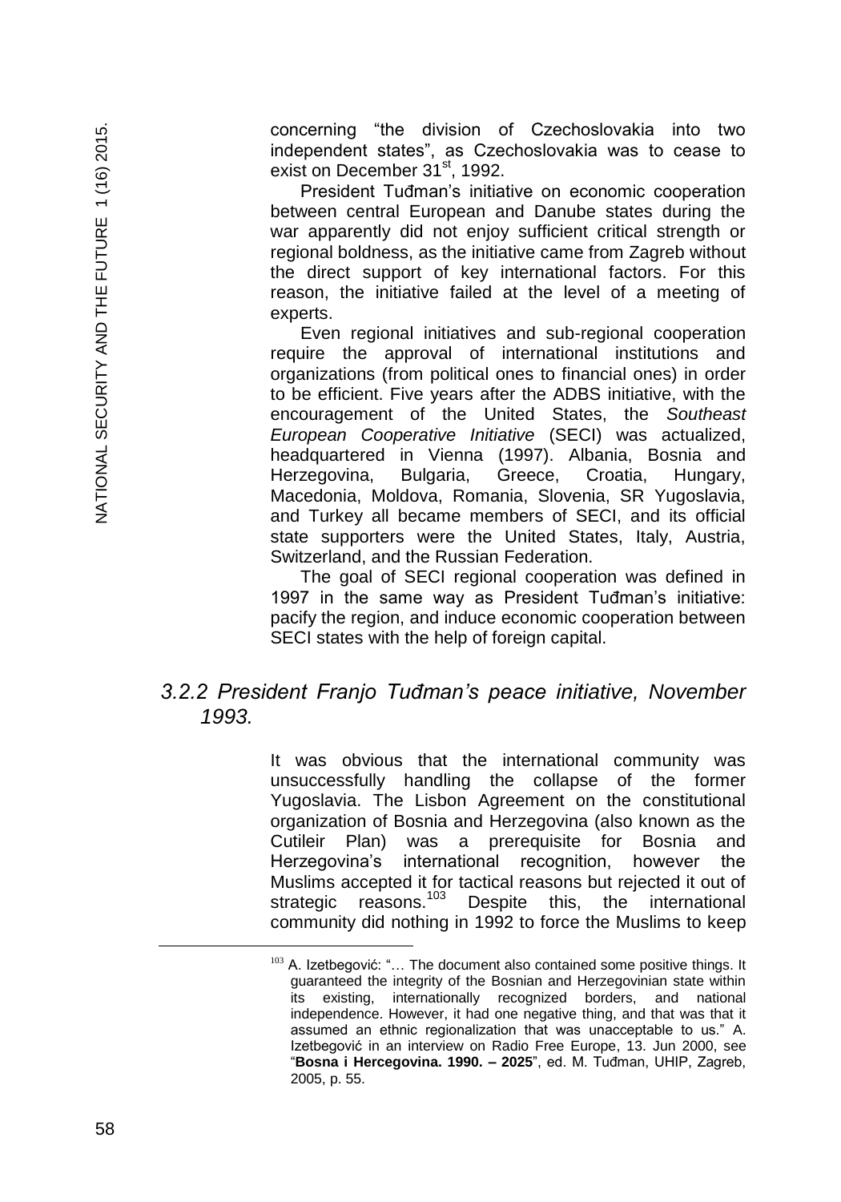concerning “the division of Czechoslovakia into two independent states”, as Czechoslovakia was to cease to exist on December 31st, 1992.

President Tuđman’s initiative on economic cooperation between central European and Danube states during the war apparently did not enjoy sufficient critical strength or regional boldness, as the initiative came from Zagreb without the direct support of key international factors. For this reason, the initiative failed at the level of a meeting of experts.

Even regional initiatives and sub-regional cooperation require the approval of international institutions and organizations (from political ones to financial ones) in order to be efficient. Five years after the ADBS initiative, with the encouragement of the United States, the *Southeast European Cooperative Initiative* (SECI) was actualized, headquartered in Vienna (1997). Albania, Bosnia and Herzegovina, Bulgaria, Greece, Croatia, Hungary, Macedonia, Moldova, Romania, Slovenia, SR Yugoslavia, and Turkey all became members of SECI, and its official state supporters were the United States, Italy, Austria, Switzerland, and the Russian Federation.

The goal of SECI regional cooperation was defined in 1997 in the same way as President Tuđman’s initiative: pacify the region, and induce economic cooperation between SECI states with the help of foreign capital.

### *3.2.2 President Franjo Tuđman’s peace initiative, November 1993.*

It was obvious that the international community was unsuccessfully handling the collapse of the former Yugoslavia. The Lisbon Agreement on the constitutional organization of Bosnia and Herzegovina (also known as the Cutileir Plan) was a prerequisite for Bosnia and Herzegovina’s international recognition, however the Muslims accepted it for tactical reasons but rejected it out of strategic reasons.[103] Despite this, the international community did nothing in 1992 to force the Muslims to keep

---

[103] A. Izetbegović: “… The document also contained some positive things. It guaranteed the integrity of the Bosnian and Herzegovinian state within its existing, internationally recognized borders, and national independence. However, it had one negative thing, and that was that it assumed an ethnic regionalization that was unacceptable to us.” A. Izetbegović in an interview on Radio Free Europe, 13. Jun 2000, see “**Bosna i Hercegovina. 1990. – 2025**”, ed. M. Tuđman, UHIP, Zagreb, 2005, p. 55.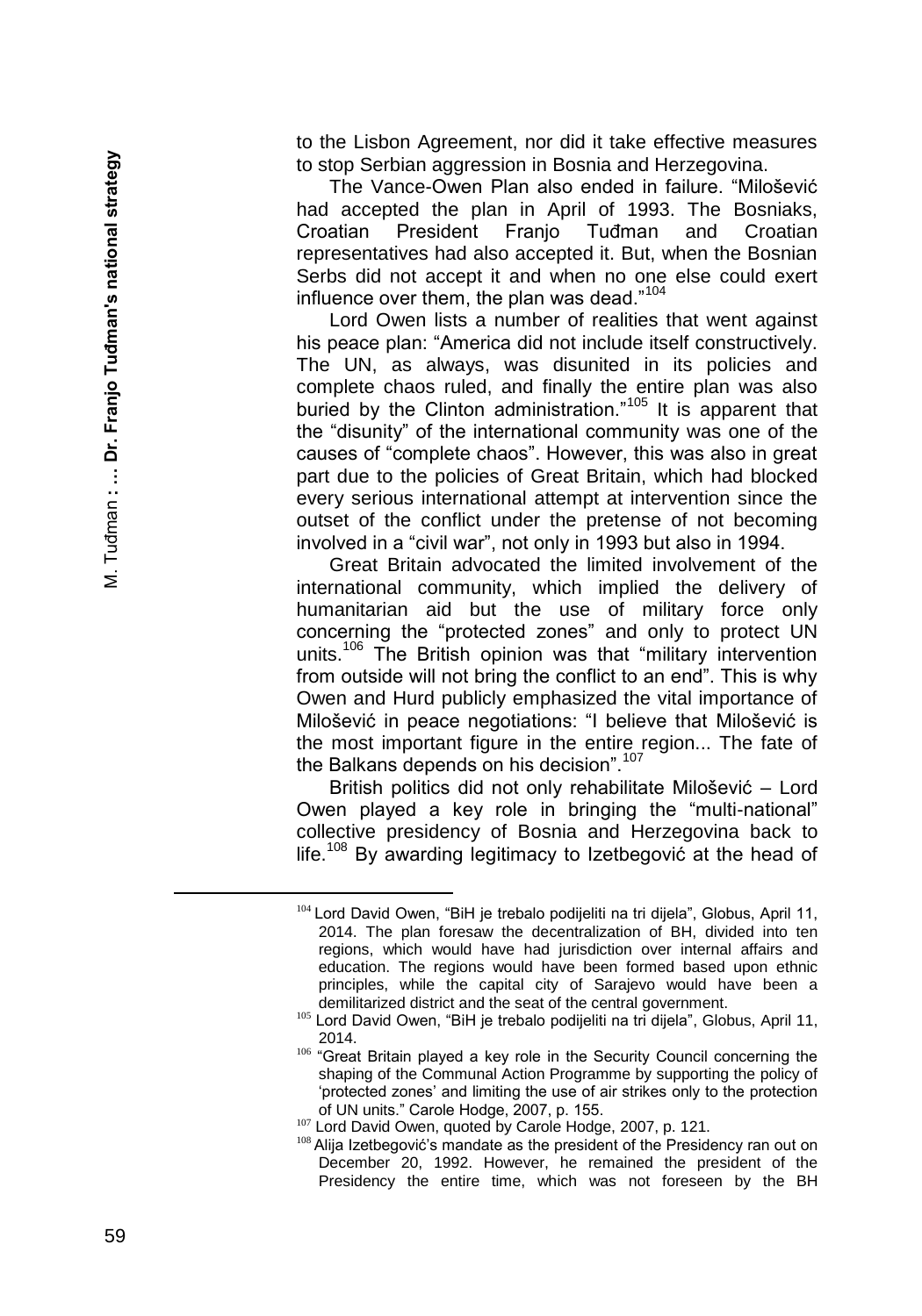to the Lisbon Agreement, nor did it take effective measures to stop Serbian aggression in Bosnia and Herzegovina.

The Vance-Owen Plan also ended in failure. "Milošević had accepted the plan in April of 1993. The Bosniaks, Croatian President Franjo Tuđman and Croatian representatives had also accepted it. But, when the Bosnian Serbs did not accept it and when no one else could exert influence over them, the plan was dead."[104]

Lord Owen lists a number of realities that went against his peace plan: "America did not include itself constructively. The UN, as always, was disunited in its policies and complete chaos ruled, and finally the entire plan was also buried by the Clinton administration."[105] It is apparent that the "disunity" of the international community was one of the causes of "complete chaos". However, this was also in great part due to the policies of Great Britain, which had blocked every serious international attempt at intervention since the outset of the conflict under the pretense of not becoming involved in a "civil war", not only in 1993 but also in 1994.

Great Britain advocated the limited involvement of the international community, which implied the delivery of humanitarian aid but the use of military force only concerning the "protected zones" and only to protect UN units.[106] The British opinion was that "military intervention from outside will not bring the conflict to an end". This is why Owen and Hurd publicly emphasized the vital importance of Milošević in peace negotiations: "I believe that Milošević is the most important figure in the entire region... The fate of the Balkans depends on his decision".[107]

British politics did not only rehabilitate Milošević – Lord Owen played a key role in bringing the "multi-national" collective presidency of Bosnia and Herzegovina back to life.[108] By awarding legitimacy to Izetbegović at the head of

---

[104] Lord David Owen, "BiH je trebalo podijeliti na tri dijela", Globus, April 11, 2014. The plan foresaw the decentralization of BH, divided into ten regions, which would have had jurisdiction over internal affairs and education. The regions would have been formed based upon ethnic principles, while the capital city of Sarajevo would have been a demilitarized district and the seat of the central government.

[105] Lord David Owen, "BiH je trebalo podijeliti na tri dijela", Globus, April 11, 2014.

[106] "Great Britain played a key role in the Security Council concerning the shaping of the Communal Action Programme by supporting the policy of 'protected zones' and limiting the use of air strikes only to the protection of UN units." Carole Hodge, 2007, p. 155.

[107] Lord David Owen, quoted by Carole Hodge, 2007, p. 121.

[108] Alija Izetbegović's mandate as the president of the Presidency ran out on December 20, 1992. However, he remained the president of the Presidency the entire time, which was not foreseen by the BH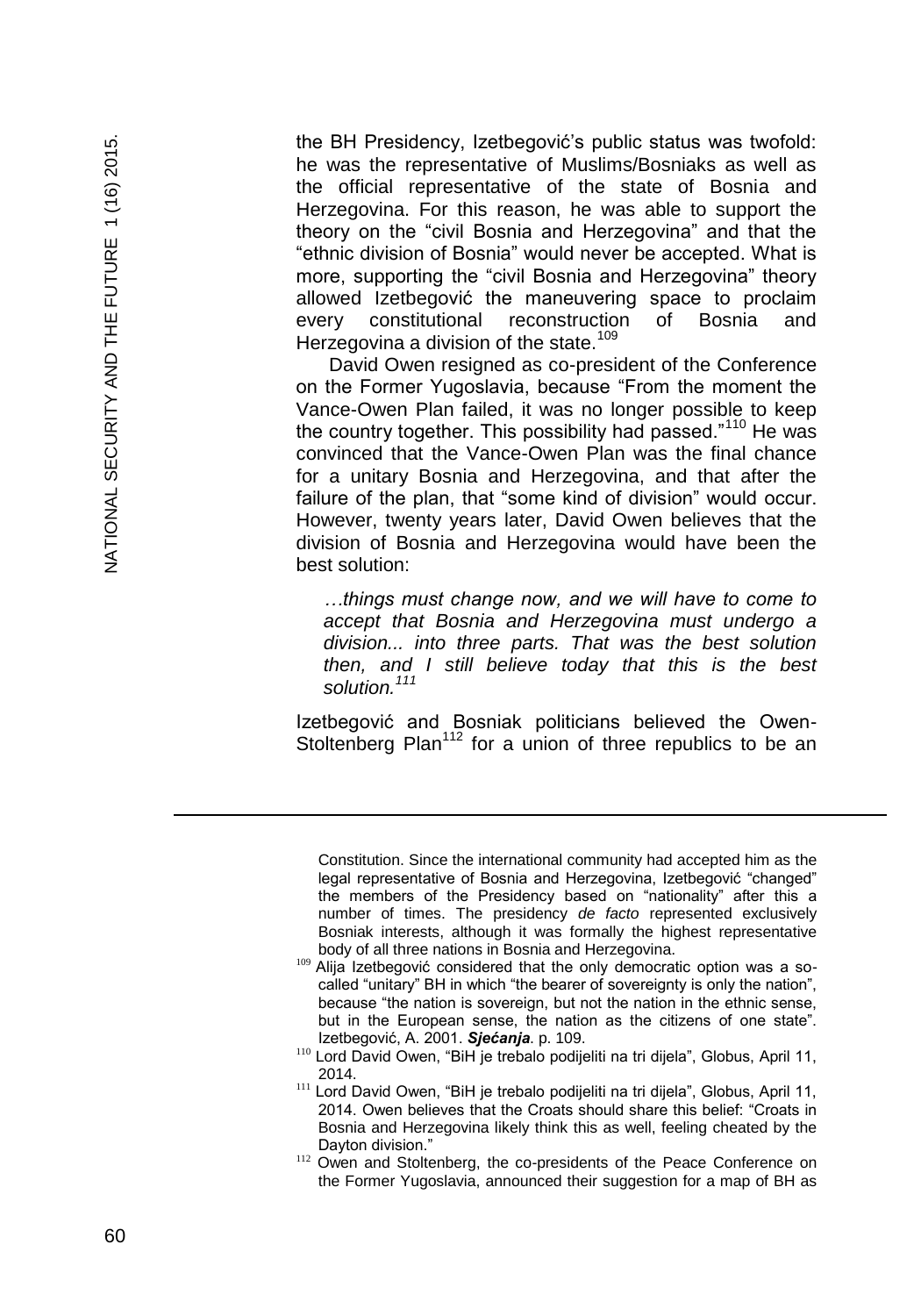the BH Presidency, Izetbegović's public status was twofold: he was the representative of Muslims/Bosniaks as well as the official representative of the state of Bosnia and Herzegovina. For this reason, he was able to support the theory on the "civil Bosnia and Herzegovina" and that the "ethnic division of Bosnia" would never be accepted. What is more, supporting the "civil Bosnia and Herzegovina" theory allowed Izetbegović the maneuvering space to proclaim every constitutional reconstruction of Bosnia and Herzegovina a division of the state.[109]

David Owen resigned as co-president of the Conference on the Former Yugoslavia, because "From the moment the Vance-Owen Plan failed, it was no longer possible to keep the country together. This possibility had passed."[110] He was convinced that the Vance-Owen Plan was the final chance for a unitary Bosnia and Herzegovina, and that after the failure of the plan, that "some kind of division" would occur. However, twenty years later, David Owen believes that the division of Bosnia and Herzegovina would have been the best solution:

> *…things must change now, and we will have to come to accept that Bosnia and Herzegovina must undergo a division... into three parts. That was the best solution then, and I still believe today that this is the best solution.*[111]

Izetbegović and Bosniak politicians believed the Owen-Stoltenberg Plan[112] for a union of three republics to be an

---

Constitution. Since the international community had accepted him as the legal representative of Bosnia and Herzegovina, Izetbegović "changed" the members of the Presidency based on "nationality" after this a number of times. The presidency *de facto* represented exclusively Bosniak interests, although it was formally the highest representative body of all three nations in Bosnia and Herzegovina.

[109] Alija Izetbegović considered that the only democratic option was a so-called "unitary" BH in which "the bearer of sovereignty is only the nation", because "the nation is sovereign, but not the nation in the ethnic sense, but in the European sense, the nation as the citizens of one state". Izetbegović, A. 2001. ***Sjećanja***. p. 109.

[110] Lord David Owen, "BiH je trebalo podijeliti na tri dijela", Globus, April 11, 2014.

[111] Lord David Owen, "BiH je trebalo podijeliti na tri dijela", Globus, April 11, 2014. Owen believes that the Croats should share this belief: "Croats in Bosnia and Herzegovina likely think this as well, feeling cheated by the Dayton division."

[112] Owen and Stoltenberg, the co-presidents of the Peace Conference on the Former Yugoslavia, announced their suggestion for a map of BH as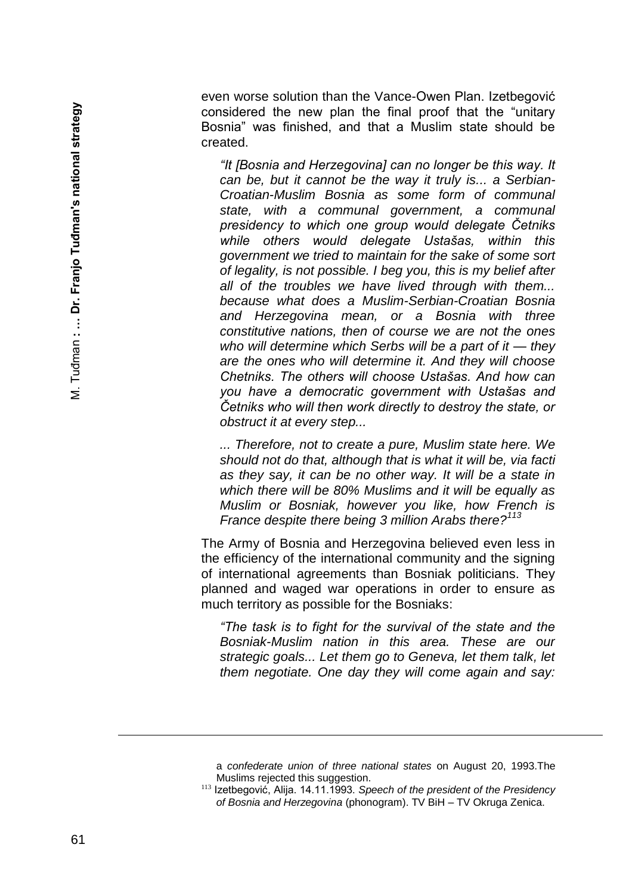even worse solution than the Vance-Owen Plan. Izetbegović considered the new plan the final proof that the "unitary Bosnia" was finished, and that a Muslim state should be created.

> *"It [Bosnia and Herzegovina] can no longer be this way. It can be, but it cannot be the way it truly is... a Serbian-Croatian-Muslim Bosnia as some form of communal state, with a communal government, a communal presidency to which one group would delegate Četniks while others would delegate Ustašas, within this government we tried to maintain for the sake of some sort of legality, is not possible. I beg you, this is my belief after all of the troubles we have lived through with them... because what does a Muslim-Serbian-Croatian Bosnia and Herzegovina mean, or a Bosnia with three constitutive nations, then of course we are not the ones who will determine which Serbs will be a part of it — they are the ones who will determine it. And they will choose Chetniks. The others will choose Ustašas. And how can you have a democratic government with Ustašas and Četniks who will then work directly to destroy the state, or obstruct it at every step...*
>
> *... Therefore, not to create a pure, Muslim state here. We should not do that, although that is what it will be, via facti as they say, it can be no other way. It will be a state in which there will be 80% Muslims and it will be equally as Muslim or Bosniak, however you like, how French is France despite there being 3 million Arabs there?*[113]

The Army of Bosnia and Herzegovina believed even less in the efficiency of the international community and the signing of international agreements than Bosniak politicians. They planned and waged war operations in order to ensure as much territory as possible for the Bosniaks:

> *"The task is to fight for the survival of the state and the Bosniak-Muslim nation in this area. These are our strategic goals... Let them go to Geneva, let them talk, let them negotiate. One day they will come again and say:*

---

a *confederate union of three national states* on August 20, 1993.The Muslims rejected this suggestion.

[113] Izetbegović, Alija. 14.11.1993. *Speech of the president of the Presidency of Bosnia and Herzegovina* (phonogram). TV BiH – TV Okruga Zenica.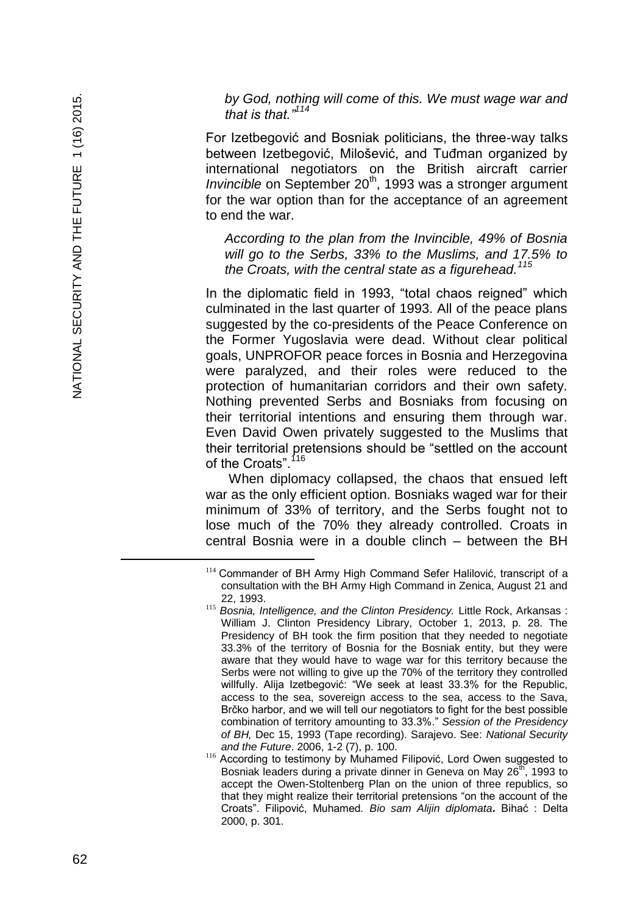*by God, nothing will come of this. We must wage war and that is that."*[114]

For Izetbegović and Bosniak politicians, the three-way talks between Izetbegović, Milošević, and Tuđman organized by international negotiators on the British aircraft carrier *Invincible* on September 20th, 1993 was a stronger argument for the war option than for the acceptance of an agreement to end the war.

*According to the plan from the Invincible, 49% of Bosnia will go to the Serbs, 33% to the Muslims, and 17.5% to the Croats, with the central state as a figurehead.*[115]

In the diplomatic field in 1993, "total chaos reigned" which culminated in the last quarter of 1993. All of the peace plans suggested by the co-presidents of the Peace Conference on the Former Yugoslavia were dead. Without clear political goals, UNPROFOR peace forces in Bosnia and Herzegovina were paralyzed, and their roles were reduced to the protection of humanitarian corridors and their own safety. Nothing prevented Serbs and Bosniaks from focusing on their territorial intentions and ensuring them through war. Even David Owen privately suggested to the Muslims that their territorial pretensions should be "settled on the account of the Croats".[116]

When diplomacy collapsed, the chaos that ensued left war as the only efficient option. Bosniaks waged war for their minimum of 33% of territory, and the Serbs fought not to lose much of the 70% they already controlled. Croats in central Bosnia were in a double clinch – between the BH

---

[114] Commander of BH Army High Command Sefer Halilović, transcript of a consultation with the BH Army High Command in Zenica, August 21 and 22, 1993.

[115] *Bosnia, Intelligence, and the Clinton Presidency.* Little Rock, Arkansas : William J. Clinton Presidency Library, October 1, 2013, p. 28. The Presidency of BH took the firm position that they needed to negotiate 33.3% of the territory of Bosnia for the Bosniak entity, but they were aware that they would have to wage war for this territory because the Serbs were not willing to give up the 70% of the territory they controlled willfully. Alija Izetbegović: "We seek at least 33.3% for the Republic, access to the sea, sovereign access to the sea, access to the Sava, Brčko harbor, and we will tell our negotiators to fight for the best possible combination of territory amounting to 33.3%." *Session of the Presidency of BH,* Dec 15, 1993 (Tape recording). Sarajevo. See: *National Security and the Future*. 2006, 1-2 (7), p. 100.

[116] According to testimony by Muhamed Filipović, Lord Owen suggested to Bosniak leaders during a private dinner in Geneva on May 26th, 1993 to accept the Owen-Stoltenberg Plan on the union of three republics, so that they might realize their territorial pretensions "on the account of the Croats". Filipović, Muhamed*. Bio sam Alijin diplomata***.** Bihać : Delta 2000, p. 301.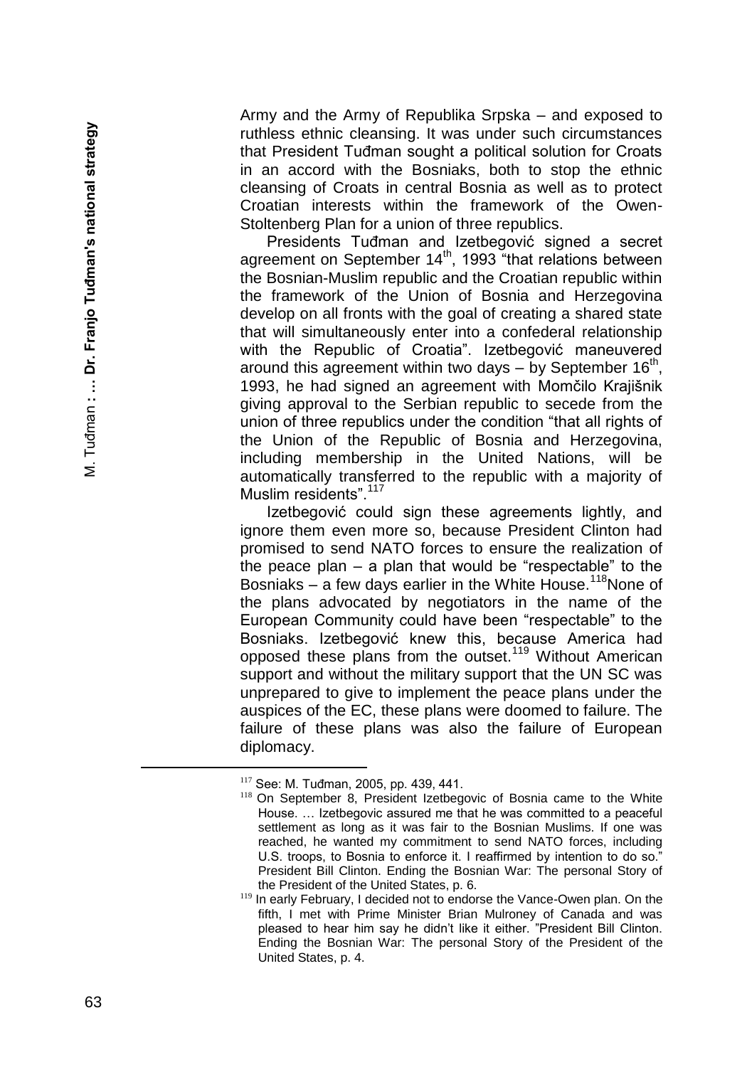Army and the Army of Republika Srpska – and exposed to ruthless ethnic cleansing. It was under such circumstances that President Tuđman sought a political solution for Croats in an accord with the Bosniaks, both to stop the ethnic cleansing of Croats in central Bosnia as well as to protect Croatian interests within the framework of the Owen-Stoltenberg Plan for a union of three republics.

Presidents Tuđman and Izetbegović signed a secret agreement on September 14th, 1993 "that relations between the Bosnian-Muslim republic and the Croatian republic within the framework of the Union of Bosnia and Herzegovina develop on all fronts with the goal of creating a shared state that will simultaneously enter into a confederal relationship with the Republic of Croatia". Izetbegović maneuvered around this agreement within two days – by September 16th, 1993, he had signed an agreement with Momčilo Krajišnik giving approval to the Serbian republic to secede from the union of three republics under the condition "that all rights of the Union of the Republic of Bosnia and Herzegovina, including membership in the United Nations, will be automatically transferred to the republic with a majority of Muslim residents".[117]

Izetbegović could sign these agreements lightly, and ignore them even more so, because President Clinton had promised to send NATO forces to ensure the realization of the peace plan – a plan that would be "respectable" to the Bosniaks – a few days earlier in the White House.[118] None of the plans advocated by negotiators in the name of the European Community could have been "respectable" to the Bosniaks. Izetbegović knew this, because America had opposed these plans from the outset.[119] Without American support and without the military support that the UN SC was unprepared to give to implement the peace plans under the auspices of the EC, these plans were doomed to failure. The failure of these plans was also the failure of European diplomacy.

---

[117] See: M. Tuđman, 2005, pp. 439, 441.

[118] On September 8, President Izetbegovic of Bosnia came to the White House. … Izetbegovic assured me that he was committed to a peaceful settlement as long as it was fair to the Bosnian Muslims. If one was reached, he wanted my commitment to send NATO forces, including U.S. troops, to Bosnia to enforce it. I reaffirmed by intention to do so." President Bill Clinton. Ending the Bosnian War: The personal Story of the President of the United States, p. 6.

[119] In early February, I decided not to endorse the Vance-Owen plan. On the fifth, I met with Prime Minister Brian Mulroney of Canada and was pleased to hear him say he didn't like it either. "President Bill Clinton. Ending the Bosnian War: The personal Story of the President of the United States, p. 4.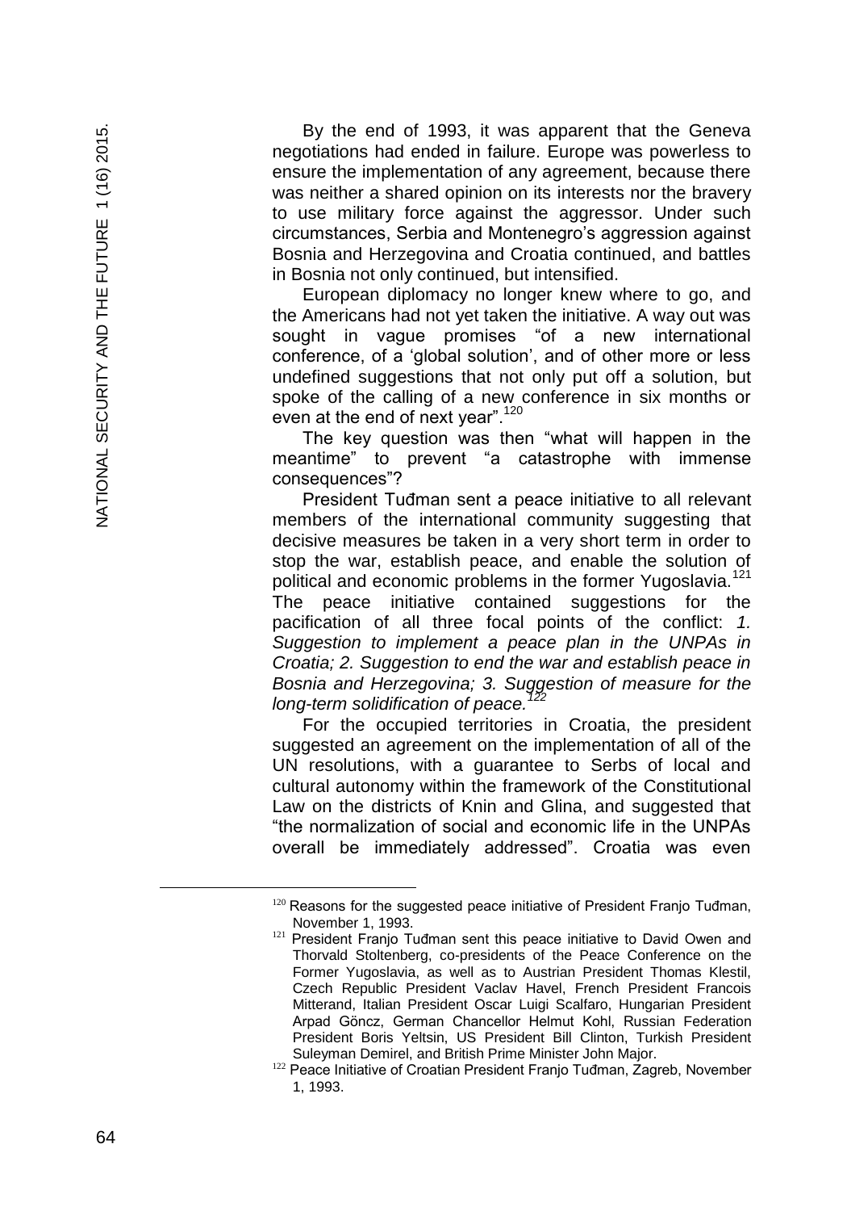By the end of 1993, it was apparent that the Geneva negotiations had ended in failure. Europe was powerless to ensure the implementation of any agreement, because there was neither a shared opinion on its interests nor the bravery to use military force against the aggressor. Under such circumstances, Serbia and Montenegro's aggression against Bosnia and Herzegovina and Croatia continued, and battles in Bosnia not only continued, but intensified.

European diplomacy no longer knew where to go, and the Americans had not yet taken the initiative. A way out was sought in vague promises "of a new international conference, of a 'global solution', and of other more or less undefined suggestions that not only put off a solution, but spoke of the calling of a new conference in six months or even at the end of next year".[120]

The key question was then "what will happen in the meantime" to prevent "a catastrophe with immense consequences"?

President Tuđman sent a peace initiative to all relevant members of the international community suggesting that decisive measures be taken in a very short term in order to stop the war, establish peace, and enable the solution of political and economic problems in the former Yugoslavia.[121] The peace initiative contained suggestions for the pacification of all three focal points of the conflict: *1. Suggestion to implement a peace plan in the UNPAs in Croatia; 2. Suggestion to end the war and establish peace in Bosnia and Herzegovina; 3. Suggestion of measure for the long-term solidification of peace.*[122]

For the occupied territories in Croatia, the president suggested an agreement on the implementation of all of the UN resolutions, with a guarantee to Serbs of local and cultural autonomy within the framework of the Constitutional Law on the districts of Knin and Glina, and suggested that "the normalization of social and economic life in the UNPAs overall be immediately addressed". Croatia was even

---

[120] Reasons for the suggested peace initiative of President Franjo Tuđman, November 1, 1993.

[121] President Franjo Tuđman sent this peace initiative to David Owen and Thorvald Stoltenberg, co-presidents of the Peace Conference on the Former Yugoslavia, as well as to Austrian President Thomas Klestil, Czech Republic President Vaclav Havel, French President Francois Mitterand, Italian President Oscar Luigi Scalfaro, Hungarian President Arpad Göncz, German Chancellor Helmut Kohl, Russian Federation President Boris Yeltsin, US President Bill Clinton, Turkish President Suleyman Demirel, and British Prime Minister John Major.

[122] Peace Initiative of Croatian President Franjo Tuđman, Zagreb, November 1, 1993.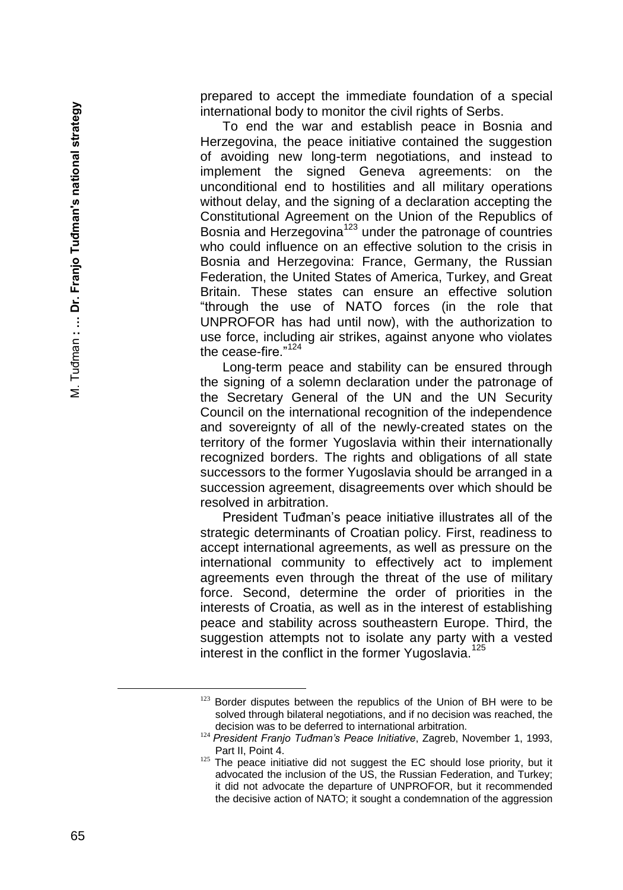prepared to accept the immediate foundation of a special international body to monitor the civil rights of Serbs.

To end the war and establish peace in Bosnia and Herzegovina, the peace initiative contained the suggestion of avoiding new long-term negotiations, and instead to implement the signed Geneva agreements: on the unconditional end to hostilities and all military operations without delay, and the signing of a declaration accepting the Constitutional Agreement on the Union of the Republics of Bosnia and Herzegovina[123] under the patronage of countries who could influence on an effective solution to the crisis in Bosnia and Herzegovina: France, Germany, the Russian Federation, the United States of America, Turkey, and Great Britain. These states can ensure an effective solution "through the use of NATO forces (in the role that UNPROFOR has had until now), with the authorization to use force, including air strikes, against anyone who violates the cease-fire."[124]

Long-term peace and stability can be ensured through the signing of a solemn declaration under the patronage of the Secretary General of the UN and the UN Security Council on the international recognition of the independence and sovereignty of all of the newly-created states on the territory of the former Yugoslavia within their internationally recognized borders. The rights and obligations of all state successors to the former Yugoslavia should be arranged in a succession agreement, disagreements over which should be resolved in arbitration.

President Tuđman's peace initiative illustrates all of the strategic determinants of Croatian policy. First, readiness to accept international agreements, as well as pressure on the international community to effectively act to implement agreements even through the threat of the use of military force. Second, determine the order of priorities in the interests of Croatia, as well as in the interest of establishing peace and stability across southeastern Europe. Third, the suggestion attempts not to isolate any party with a vested interest in the conflict in the former Yugoslavia.[125]

---

[123] Border disputes between the republics of the Union of BH were to be solved through bilateral negotiations, and if no decision was reached, the decision was to be deferred to international arbitration.

[124] *President Franjo Tuđman's Peace Initiative*, Zagreb, November 1, 1993, Part II, Point 4.

[125] The peace initiative did not suggest the EC should lose priority, but it advocated the inclusion of the US, the Russian Federation, and Turkey; it did not advocate the departure of UNPROFOR, but it recommended the decisive action of NATO; it sought a condemnation of the aggression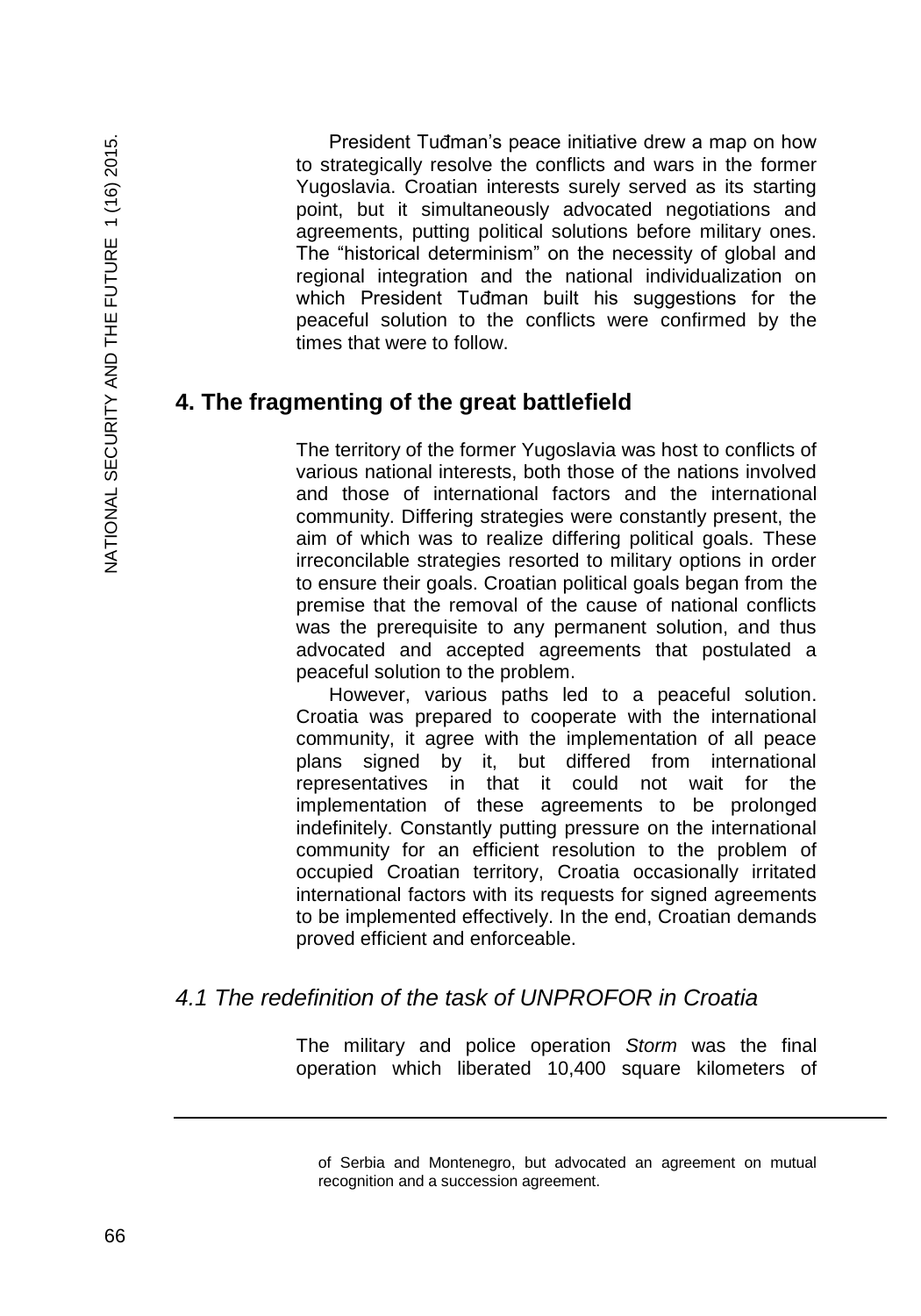President Tuđman's peace initiative drew a map on how to strategically resolve the conflicts and wars in the former Yugoslavia. Croatian interests surely served as its starting point, but it simultaneously advocated negotiations and agreements, putting political solutions before military ones. The "historical determinism" on the necessity of global and regional integration and the national individualization on which President Tuđman built his suggestions for the peaceful solution to the conflicts were confirmed by the times that were to follow.

## 4. The fragmenting of the great battlefield

The territory of the former Yugoslavia was host to conflicts of various national interests, both those of the nations involved and those of international factors and the international community. Differing strategies were constantly present, the aim of which was to realize differing political goals. These irreconcilable strategies resorted to military options in order to ensure their goals. Croatian political goals began from the premise that the removal of the cause of national conflicts was the prerequisite to any permanent solution, and thus advocated and accepted agreements that postulated a peaceful solution to the problem.

However, various paths led to a peaceful solution. Croatia was prepared to cooperate with the international community, it agree with the implementation of all peace plans signed by it, but differed from international representatives in that it could not wait for the implementation of these agreements to be prolonged indefinitely. Constantly putting pressure on the international community for an efficient resolution to the problem of occupied Croatian territory, Croatia occasionally irritated international factors with its requests for signed agreements to be implemented effectively. In the end, Croatian demands proved efficient and enforceable.

### *4.1 The redefinition of the task of UNPROFOR in Croatia*

The military and police operation *Storm* was the final operation which liberated 10,400 square kilometers of

---

of Serbia and Montenegro, but advocated an agreement on mutual recognition and a succession agreement.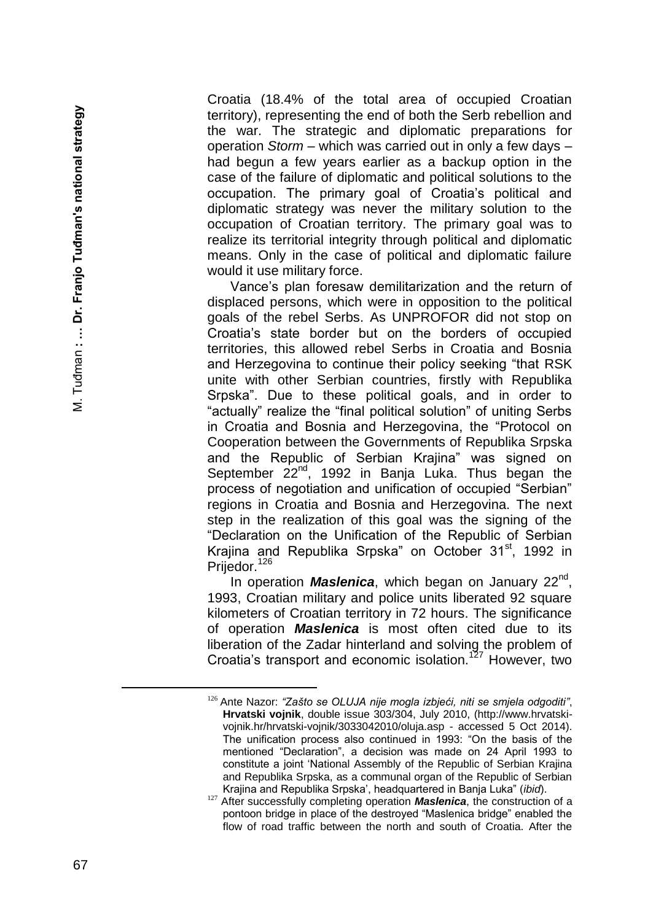Croatia (18.4% of the total area of occupied Croatian territory), representing the end of both the Serb rebellion and the war. The strategic and diplomatic preparations for operation *Storm* – which was carried out in only a few days – had begun a few years earlier as a backup option in the case of the failure of diplomatic and political solutions to the occupation. The primary goal of Croatia's political and diplomatic strategy was never the military solution to the occupation of Croatian territory. The primary goal was to realize its territorial integrity through political and diplomatic means. Only in the case of political and diplomatic failure would it use military force.

Vance's plan foresaw demilitarization and the return of displaced persons, which were in opposition to the political goals of the rebel Serbs. As UNPROFOR did not stop on Croatia's state border but on the borders of occupied territories, this allowed rebel Serbs in Croatia and Bosnia and Herzegovina to continue their policy seeking "that RSK unite with other Serbian countries, firstly with Republika Srpska". Due to these political goals, and in order to "actually" realize the "final political solution" of uniting Serbs in Croatia and Bosnia and Herzegovina, the "Protocol on Cooperation between the Governments of Republika Srpska and the Republic of Serbian Krajina" was signed on September 22nd, 1992 in Banja Luka. Thus began the process of negotiation and unification of occupied "Serbian" regions in Croatia and Bosnia and Herzegovina. The next step in the realization of this goal was the signing of the "Declaration on the Unification of the Republic of Serbian Krajina and Republika Srpska" on October 31st, 1992 in Prijedor.[126]

In operation ***Maslenica***, which began on January 22nd, 1993, Croatian military and police units liberated 92 square kilometers of Croatian territory in 72 hours. The significance of operation ***Maslenica*** is most often cited due to its liberation of the Zadar hinterland and solving the problem of Croatia's transport and economic isolation.[127] However, two

---

[126] Ante Nazor: *"Zašto se OLUJA nije mogla izbjeći, niti se smjela odgoditi"*, **Hrvatski vojnik**, double issue 303/304, July 2010, (http://www.hrvatski-vojnik.hr/hrvatski-vojnik/3033042010/oluja.asp - accessed 5 Oct 2014). The unification process also continued in 1993: "On the basis of the mentioned "Declaration", a decision was made on 24 April 1993 to constitute a joint 'National Assembly of the Republic of Serbian Krajina and Republika Srpska, as a communal organ of the Republic of Serbian Krajina and Republika Srpska', headquartered in Banja Luka" (*ibid*).

[127] After successfully completing operation ***Maslenica***, the construction of a pontoon bridge in place of the destroyed "Maslenica bridge" enabled the flow of road traffic between the north and south of Croatia. After the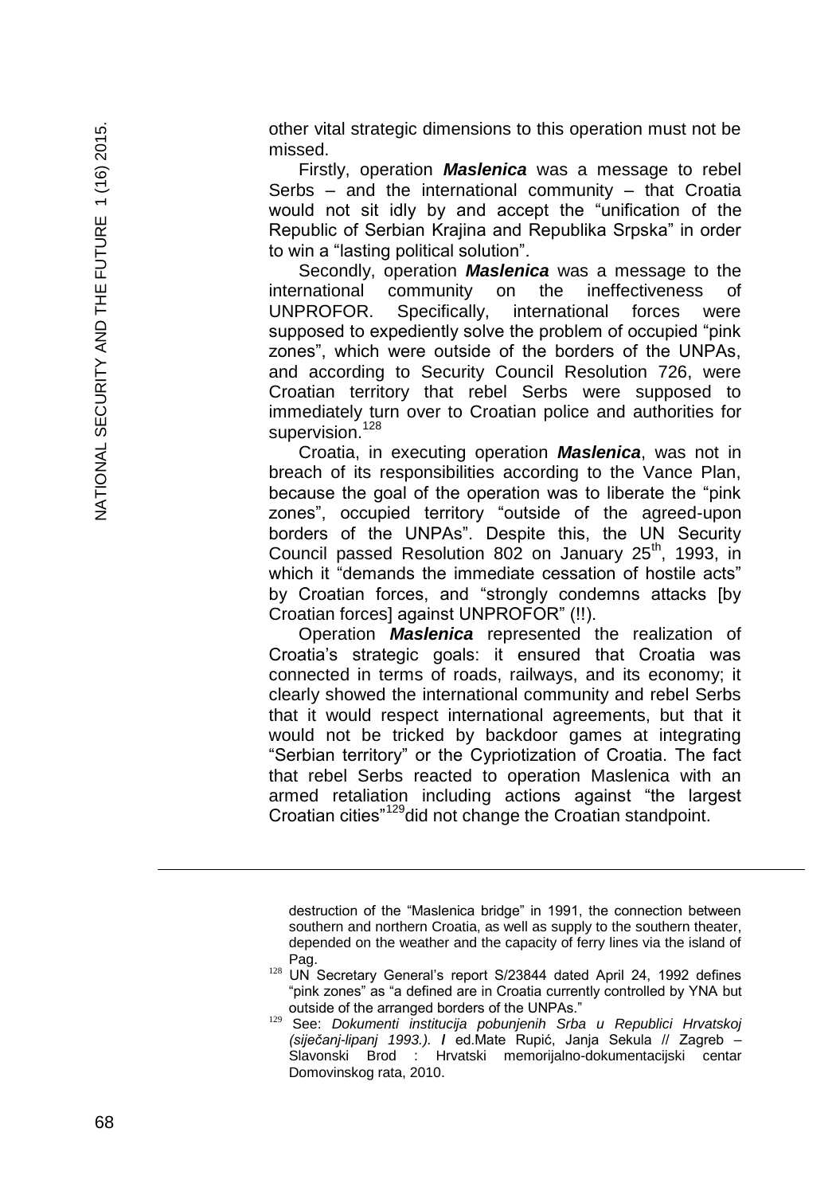other vital strategic dimensions to this operation must not be missed.

Firstly, operation ***Maslenica*** was a message to rebel Serbs – and the international community – that Croatia would not sit idly by and accept the "unification of the Republic of Serbian Krajina and Republika Srpska" in order to win a "lasting political solution".

Secondly, operation ***Maslenica*** was a message to the international community on the ineffectiveness of UNPROFOR. Specifically, international forces were supposed to expediently solve the problem of occupied "pink zones", which were outside of the borders of the UNPAs, and according to Security Council Resolution 726, were Croatian territory that rebel Serbs were supposed to immediately turn over to Croatian police and authorities for supervision.[128]

Croatia, in executing operation ***Maslenica***, was not in breach of its responsibilities according to the Vance Plan, because the goal of the operation was to liberate the "pink zones", occupied territory "outside of the agreed-upon borders of the UNPAs". Despite this, the UN Security Council passed Resolution 802 on January 25th, 1993, in which it "demands the immediate cessation of hostile acts" by Croatian forces, and "strongly condemns attacks [by Croatian forces] against UNPROFOR" (!!).

Operation ***Maslenica*** represented the realization of Croatia's strategic goals: it ensured that Croatia was connected in terms of roads, railways, and its economy; it clearly showed the international community and rebel Serbs that it would respect international agreements, but that it would not be tricked by backdoor games at integrating "Serbian territory" or the Cypriotization of Croatia. The fact that rebel Serbs reacted to operation Maslenica with an armed retaliation including actions against "the largest Croatian cities"[129] did not change the Croatian standpoint.

---

destruction of the "Maslenica bridge" in 1991, the connection between southern and northern Croatia, as well as supply to the southern theater, depended on the weather and the capacity of ferry lines via the island of Pag.

[128] UN Secretary General's report S/23844 dated April 24, 1992 defines "pink zones" as "a defined are in Croatia currently controlled by YNA but outside of the arranged borders of the UNPAs."

[129] See: *Dokumenti institucija pobunjenih Srba u Republici Hrvatskoj (siječanj-lipanj 1993.).* **/** ed.Mate Rupić, Janja Sekula // Zagreb – Slavonski Brod : Hrvatski memorijalno-dokumentacijski centar Domovinskog rata, 2010.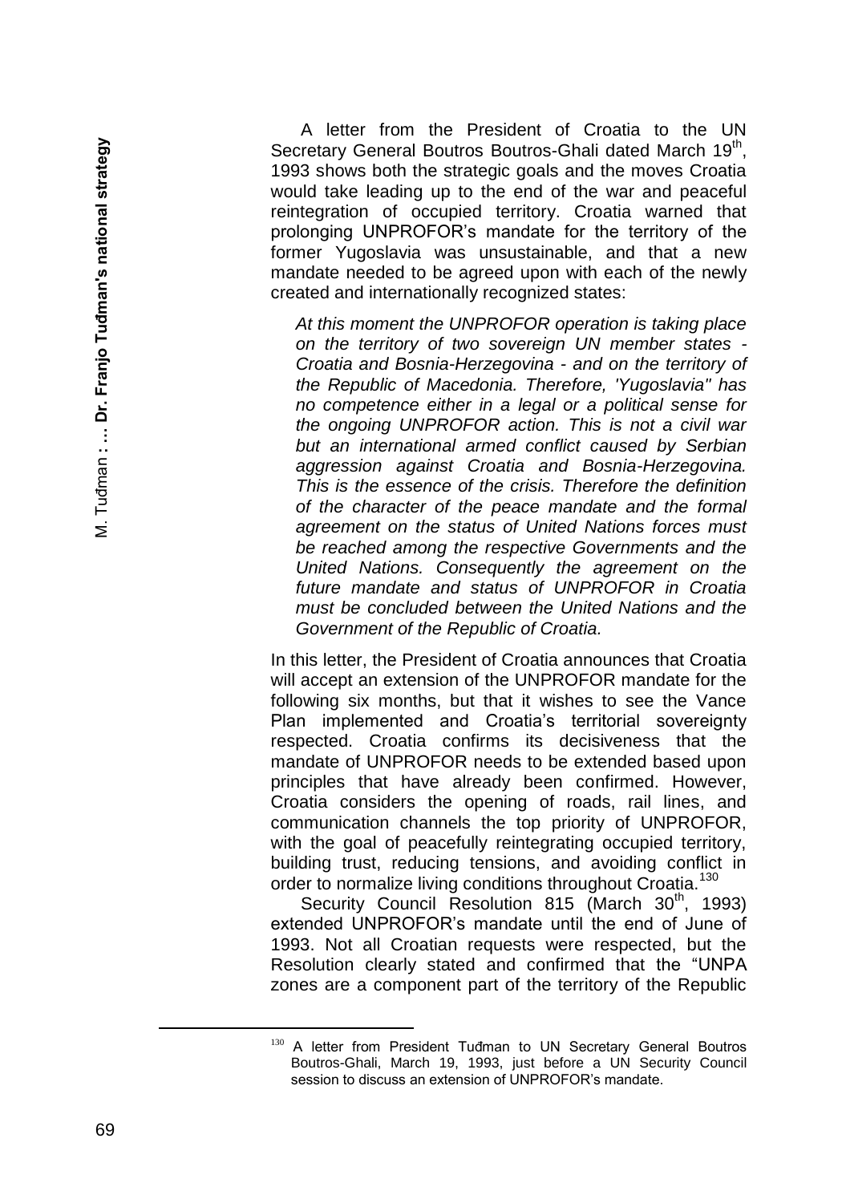A letter from the President of Croatia to the UN Secretary General Boutros Boutros-Ghali dated March 19th, 1993 shows both the strategic goals and the moves Croatia would take leading up to the end of the war and peaceful reintegration of occupied territory. Croatia warned that prolonging UNPROFOR's mandate for the territory of the former Yugoslavia was unsustainable, and that a new mandate needed to be agreed upon with each of the newly created and internationally recognized states:

> *At this moment the UNPROFOR operation is taking place on the territory of two sovereign UN member states - Croatia and Bosnia-Herzegovina - and on the territory of the Republic of Macedonia. Therefore, 'Yugoslavia" has no competence either in a legal or a political sense for the ongoing UNPROFOR action. This is not a civil war but an international armed conflict caused by Serbian aggression against Croatia and Bosnia-Herzegovina. This is the essence of the crisis. Therefore the definition of the character of the peace mandate and the formal agreement on the status of United Nations forces must be reached among the respective Governments and the United Nations. Consequently the agreement on the future mandate and status of UNPROFOR in Croatia must be concluded between the United Nations and the Government of the Republic of Croatia.*

In this letter, the President of Croatia announces that Croatia will accept an extension of the UNPROFOR mandate for the following six months, but that it wishes to see the Vance Plan implemented and Croatia's territorial sovereignty respected. Croatia confirms its decisiveness that the mandate of UNPROFOR needs to be extended based upon principles that have already been confirmed. However, Croatia considers the opening of roads, rail lines, and communication channels the top priority of UNPROFOR, with the goal of peacefully reintegrating occupied territory, building trust, reducing tensions, and avoiding conflict in order to normalize living conditions throughout Croatia.[130]

Security Council Resolution 815 (March 30th, 1993) extended UNPROFOR's mandate until the end of June of 1993. Not all Croatian requests were respected, but the Resolution clearly stated and confirmed that the "UNPA zones are a component part of the territory of the Republic

---

[130] A letter from President Tuđman to UN Secretary General Boutros Boutros-Ghali, March 19, 1993, just before a UN Security Council session to discuss an extension of UNPROFOR's mandate.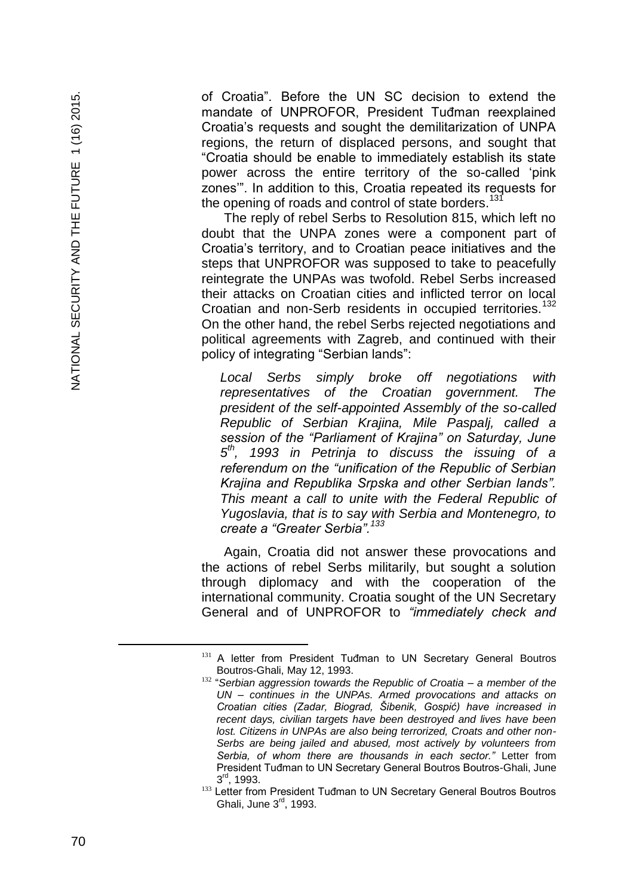of Croatia". Before the UN SC decision to extend the mandate of UNPROFOR, President Tuđman reexplained Croatia's requests and sought the demilitarization of UNPA regions, the return of displaced persons, and sought that "Croatia should be enable to immediately establish its state power across the entire territory of the so-called 'pink zones'". In addition to this, Croatia repeated its requests for the opening of roads and control of state borders.[131]

The reply of rebel Serbs to Resolution 815, which left no doubt that the UNPA zones were a component part of Croatia's territory, and to Croatian peace initiatives and the steps that UNPROFOR was supposed to take to peacefully reintegrate the UNPAs was twofold. Rebel Serbs increased their attacks on Croatian cities and inflicted terror on local Croatian and non-Serb residents in occupied territories.[132] On the other hand, the rebel Serbs rejected negotiations and political agreements with Zagreb, and continued with their policy of integrating "Serbian lands":

> *Local Serbs simply broke off negotiations with representatives of the Croatian government. The president of the self-appointed Assembly of the so-called Republic of Serbian Krajina, Mile Paspalj, called a session of the "Parliament of Krajina" on Saturday, June 5th, 1993 in Petrinja to discuss the issuing of a referendum on the "unification of the Republic of Serbian Krajina and Republika Srpska and other Serbian lands". This meant a call to unite with the Federal Republic of Yugoslavia, that is to say with Serbia and Montenegro, to create a "Greater Serbia".*[133]

Again, Croatia did not answer these provocations and the actions of rebel Serbs militarily, but sought a solution through diplomacy and with the cooperation of the international community. Croatia sought of the UN Secretary General and of UNPROFOR to *"immediately check and*

---

[131] A letter from President Tuđman to UN Secretary General Boutros Boutros-Ghali, May 12, 1993.

[132] "*Serbian aggression towards the Republic of Croatia – a member of the UN – continues in the UNPAs. Armed provocations and attacks on Croatian cities (Zadar, Biograd, Šibenik, Gospić) have increased in recent days, civilian targets have been destroyed and lives have been lost. Citizens in UNPAs are also being terrorized, Croats and other non-Serbs are being jailed and abused, most actively by volunteers from Serbia, of whom there are thousands in each sector."* Letter from President Tuđman to UN Secretary General Boutros Boutros-Ghali, June 3rd, 1993.

[133] Letter from President Tuđman to UN Secretary General Boutros Boutros Ghali, June 3rd, 1993.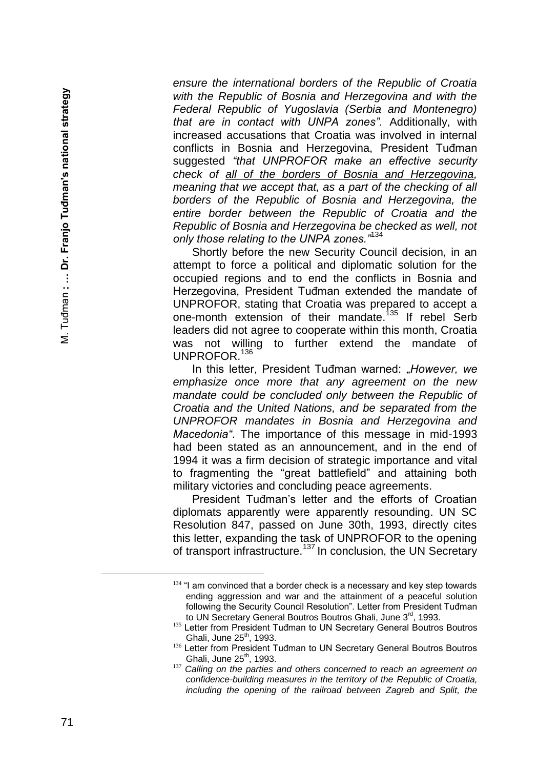*ensure the international borders of the Republic of Croatia with the Republic of Bosnia and Herzegovina and with the Federal Republic of Yugoslavia (Serbia and Montenegro) that are in contact with UNPA zones".* Additionally, with increased accusations that Croatia was involved in internal conflicts in Bosnia and Herzegovina, President Tuđman suggested *"that UNPROFOR make an effective security check of <u>all of the borders of Bosnia and Herzegovina,</u> meaning that we accept that, as a part of the checking of all borders of the Republic of Bosnia and Herzegovina, the entire border between the Republic of Croatia and the Republic of Bosnia and Herzegovina be checked as well, not only those relating to the UNPA zones."*[134]

Shortly before the new Security Council decision, in an attempt to force a political and diplomatic solution for the occupied regions and to end the conflicts in Bosnia and Herzegovina, President Tuđman extended the mandate of UNPROFOR, stating that Croatia was prepared to accept a one-month extension of their mandate.[135] If rebel Serb leaders did not agree to cooperate within this month, Croatia was not willing to further extend the mandate of UNPROFOR.[136]

In this letter, President Tuđman warned: *„However, we emphasize once more that any agreement on the new mandate could be concluded only between the Republic of Croatia and the United Nations, and be separated from the UNPROFOR mandates in Bosnia and Herzegovina and Macedonia".* The importance of this message in mid-1993 had been stated as an announcement, and in the end of 1994 it was a firm decision of strategic importance and vital to fragmenting the "great battlefield" and attaining both military victories and concluding peace agreements.

President Tuđman's letter and the efforts of Croatian diplomats apparently were apparently resounding. UN SC Resolution 847, passed on June 30th, 1993, directly cites this letter, expanding the task of UNPROFOR to the opening of transport infrastructure.[137] In conclusion, the UN Secretary

---

[134] "I am convinced that a border check is a necessary and key step towards ending aggression and war and the attainment of a peaceful solution following the Security Council Resolution". Letter from President Tuđman to UN Secretary General Boutros Boutros Ghali, June 3rd, 1993.

[135] Letter from President Tuđman to UN Secretary General Boutros Boutros Ghali, June 25th, 1993.

[136] Letter from President Tuđman to UN Secretary General Boutros Boutros Ghali, June 25th, 1993.

[137] *Calling on the parties and others concerned to reach an agreement on confidence-building measures in the territory of the Republic of Croatia, including the opening of the railroad between Zagreb and Split, the*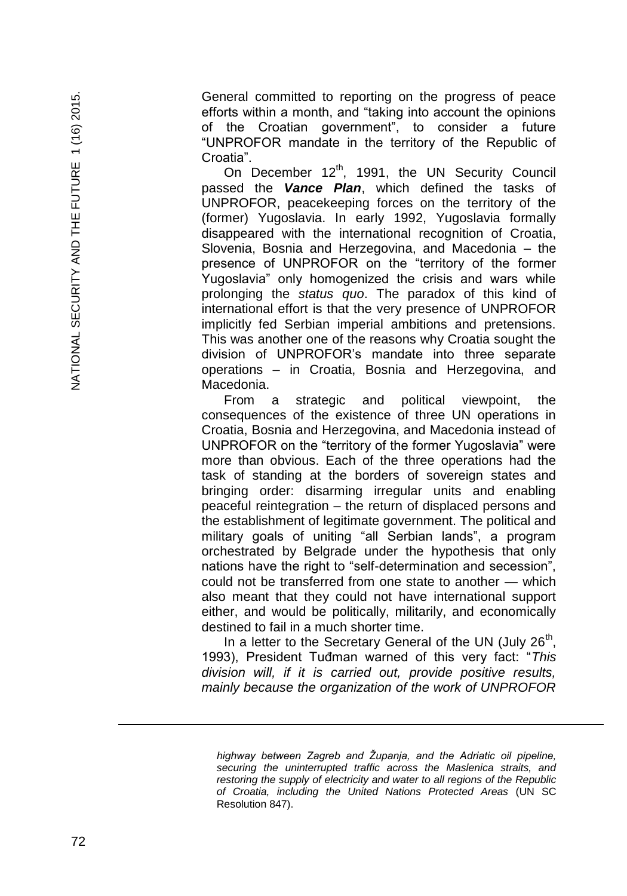General committed to reporting on the progress of peace efforts within a month, and "taking into account the opinions of the Croatian government", to consider a future "UNPROFOR mandate in the territory of the Republic of Croatia".

On December 12th, 1991, the UN Security Council passed the ***Vance Plan***, which defined the tasks of UNPROFOR, peacekeeping forces on the territory of the (former) Yugoslavia. In early 1992, Yugoslavia formally disappeared with the international recognition of Croatia, Slovenia, Bosnia and Herzegovina, and Macedonia – the presence of UNPROFOR on the "territory of the former Yugoslavia" only homogenized the crisis and wars while prolonging the *status quo*. The paradox of this kind of international effort is that the very presence of UNPROFOR implicitly fed Serbian imperial ambitions and pretensions. This was another one of the reasons why Croatia sought the division of UNPROFOR's mandate into three separate operations – in Croatia, Bosnia and Herzegovina, and Macedonia.

From a strategic and political viewpoint, the consequences of the existence of three UN operations in Croatia, Bosnia and Herzegovina, and Macedonia instead of UNPROFOR on the "territory of the former Yugoslavia" were more than obvious. Each of the three operations had the task of standing at the borders of sovereign states and bringing order: disarming irregular units and enabling peaceful reintegration – the return of displaced persons and the establishment of legitimate government. The political and military goals of uniting "all Serbian lands", a program orchestrated by Belgrade under the hypothesis that only nations have the right to "self-determination and secession", could not be transferred from one state to another — which also meant that they could not have international support either, and would be politically, militarily, and economically destined to fail in a much shorter time.

In a letter to the Secretary General of the UN (July 26th, 1993), President Tuđman warned of this very fact: "*This division will, if it is carried out, provide positive results, mainly because the organization of the work of UNPROFOR*

---

*highway between Zagreb and Županja, and the Adriatic oil pipeline, securing the uninterrupted traffic across the Maslenica straits, and restoring the supply of electricity and water to all regions of the Republic of Croatia, including the United Nations Protected Areas* (UN SC Resolution 847).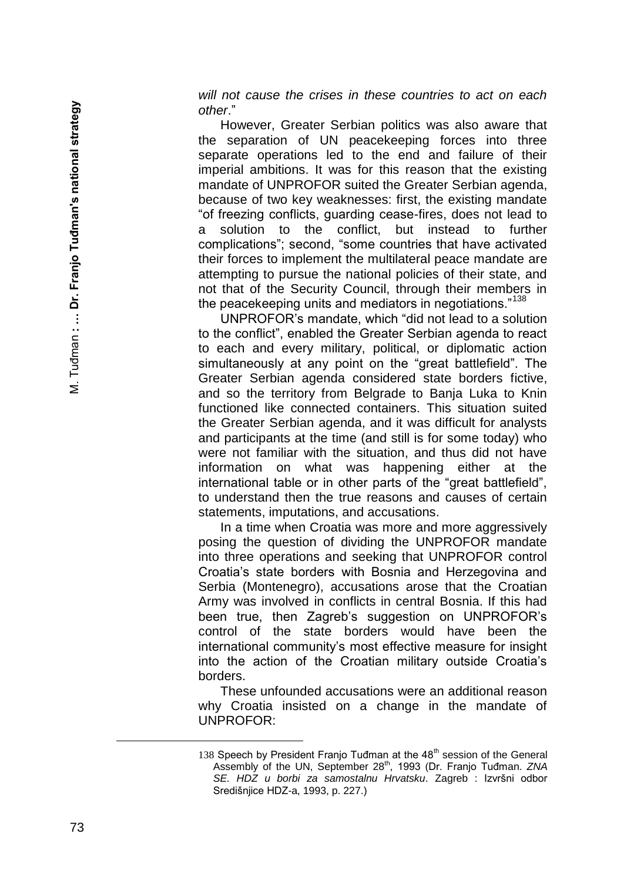*will not cause the crises in these countries to act on each other*."

However, Greater Serbian politics was also aware that the separation of UN peacekeeping forces into three separate operations led to the end and failure of their imperial ambitions. It was for this reason that the existing mandate of UNPROFOR suited the Greater Serbian agenda, because of two key weaknesses: first, the existing mandate "of freezing conflicts, guarding cease-fires, does not lead to a solution to the conflict, but instead to further complications"; second, "some countries that have activated their forces to implement the multilateral peace mandate are attempting to pursue the national policies of their state, and not that of the Security Council, through their members in the peacekeeping units and mediators in negotiations."[138]

UNPROFOR's mandate, which "did not lead to a solution to the conflict", enabled the Greater Serbian agenda to react to each and every military, political, or diplomatic action simultaneously at any point on the "great battlefield". The Greater Serbian agenda considered state borders fictive, and so the territory from Belgrade to Banja Luka to Knin functioned like connected containers. This situation suited the Greater Serbian agenda, and it was difficult for analysts and participants at the time (and still is for some today) who were not familiar with the situation, and thus did not have information on what was happening either at the international table or in other parts of the "great battlefield", to understand then the true reasons and causes of certain statements, imputations, and accusations.

In a time when Croatia was more and more aggressively posing the question of dividing the UNPROFOR mandate into three operations and seeking that UNPROFOR control Croatia's state borders with Bosnia and Herzegovina and Serbia (Montenegro), accusations arose that the Croatian Army was involved in conflicts in central Bosnia. If this had been true, then Zagreb's suggestion on UNPROFOR's control of the state borders would have been the international community's most effective measure for insight into the action of the Croatian military outside Croatia's borders.

These unfounded accusations were an additional reason why Croatia insisted on a change in the mandate of UNPROFOR:

---

138 Speech by President Franjo Tuđman at the 48th session of the General Assembly of the UN, September 28th, 1993 (Dr. Franjo Tuđman. *ZNA SE. HDZ u borbi za samostalnu Hrvatsku*. Zagreb : Izvršni odbor Središnjice HDZ-a, 1993, p. 227.)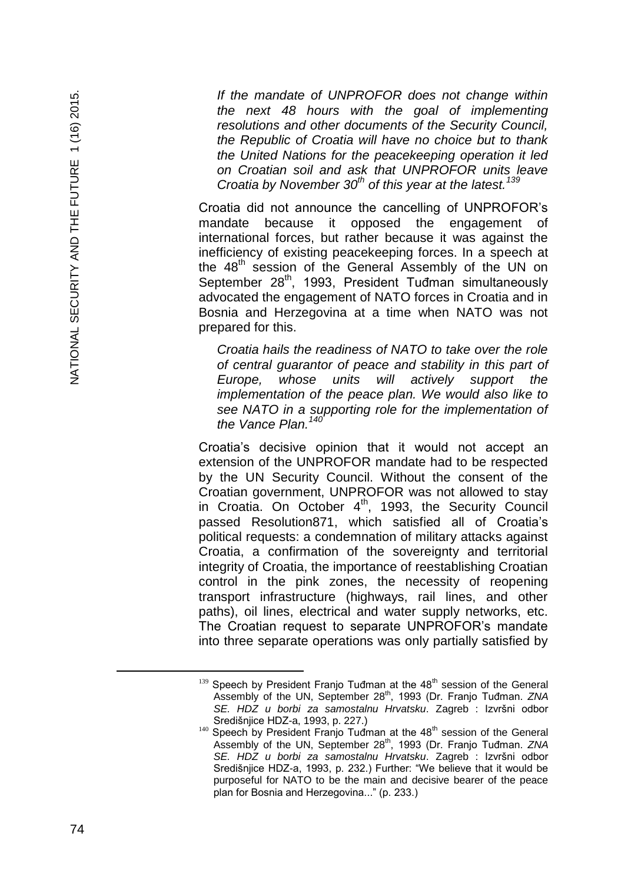*If the mandate of UNPROFOR does not change within the next 48 hours with the goal of implementing resolutions and other documents of the Security Council, the Republic of Croatia will have no choice but to thank the United Nations for the peacekeeping operation it led on Croatian soil and ask that UNPROFOR units leave Croatia by November 30th of this year at the latest.*[139]

Croatia did not announce the cancelling of UNPROFOR's mandate because it opposed the engagement of international forces, but rather because it was against the inefficiency of existing peacekeeping forces. In a speech at the 48th session of the General Assembly of the UN on September 28th, 1993, President Tuđman simultaneously advocated the engagement of NATO forces in Croatia and in Bosnia and Herzegovina at a time when NATO was not prepared for this.

*Croatia hails the readiness of NATO to take over the role of central guarantor of peace and stability in this part of Europe, whose units will actively support the implementation of the peace plan. We would also like to see NATO in a supporting role for the implementation of the Vance Plan.*[140]

Croatia's decisive opinion that it would not accept an extension of the UNPROFOR mandate had to be respected by the UN Security Council. Without the consent of the Croatian government, UNPROFOR was not allowed to stay in Croatia. On October 4th, 1993, the Security Council passed Resolution871, which satisfied all of Croatia's political requests: a condemnation of military attacks against Croatia, a confirmation of the sovereignty and territorial integrity of Croatia, the importance of reestablishing Croatian control in the pink zones, the necessity of reopening transport infrastructure (highways, rail lines, and other paths), oil lines, electrical and water supply networks, etc. The Croatian request to separate UNPROFOR's mandate into three separate operations was only partially satisfied by

---

[139] Speech by President Franjo Tuđman at the 48th session of the General Assembly of the UN, September 28th, 1993 (Dr. Franjo Tuđman. *ZNA SE. HDZ u borbi za samostalnu Hrvatsku*. Zagreb : Izvršni odbor Središnjice HDZ-a, 1993, p. 227.)

[140] Speech by President Franjo Tuđman at the 48th session of the General Assembly of the UN, September 28th, 1993 (Dr. Franjo Tuđman. *ZNA SE. HDZ u borbi za samostalnu Hrvatsku*. Zagreb : Izvršni odbor Središnjice HDZ-a, 1993, p. 232.) Further: "We believe that it would be purposeful for NATO to be the main and decisive bearer of the peace plan for Bosnia and Herzegovina..." (p. 233.)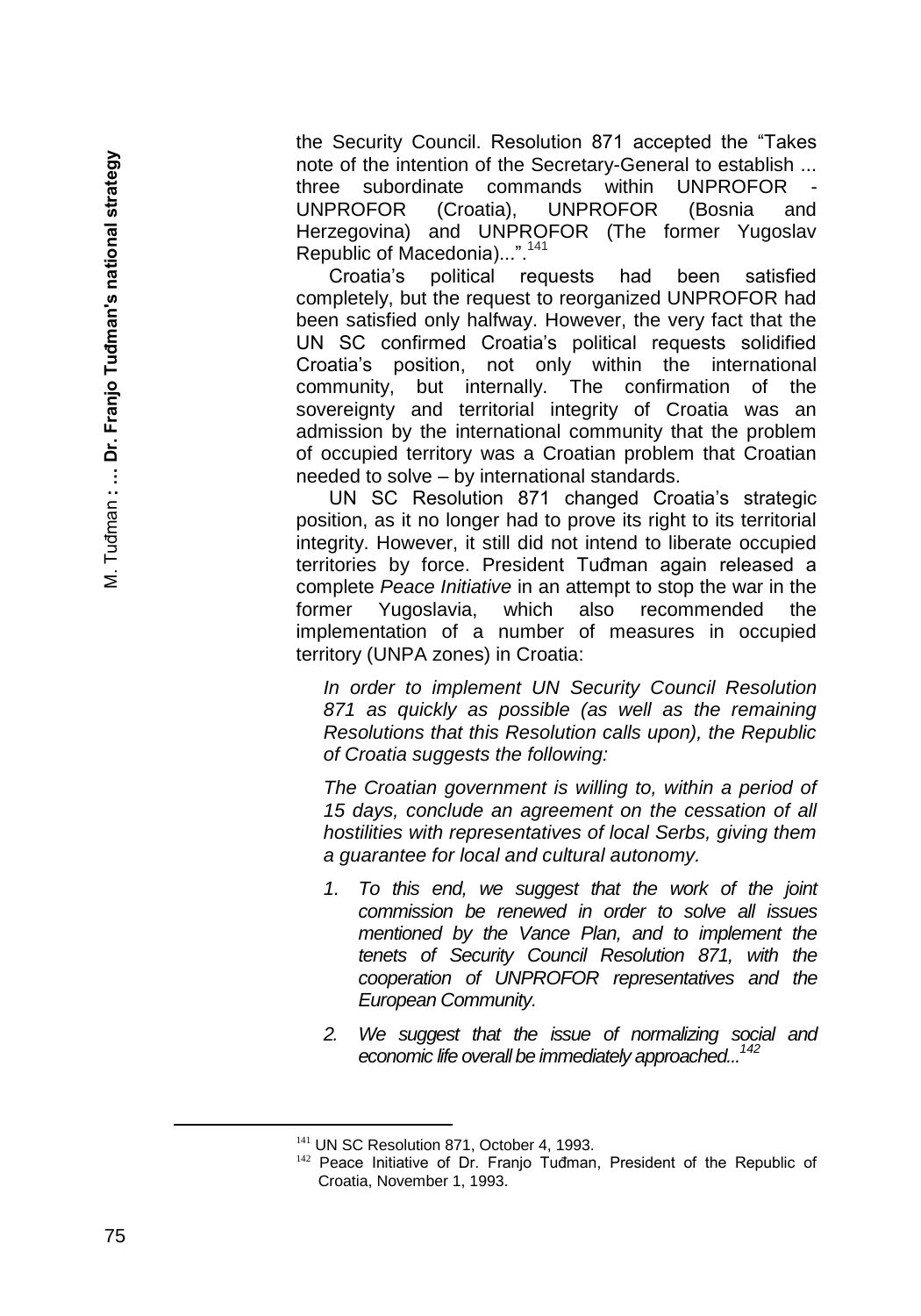the Security Council. Resolution 871 accepted the "Takes note of the intention of the Secretary-General to establish ... three subordinate commands within UNPROFOR - UNPROFOR (Croatia), UNPROFOR (Bosnia and Herzegovina) and UNPROFOR (The former Yugoslav Republic of Macedonia)...".[141]

Croatia's political requests had been satisfied completely, but the request to reorganized UNPROFOR had been satisfied only halfway. However, the very fact that the UN SC confirmed Croatia's political requests solidified Croatia's position, not only within the international community, but internally. The confirmation of the sovereignty and territorial integrity of Croatia was an admission by the international community that the problem of occupied territory was a Croatian problem that Croatian needed to solve – by international standards.

UN SC Resolution 871 changed Croatia's strategic position, as it no longer had to prove its right to its territorial integrity. However, it still did not intend to liberate occupied territories by force. President Tuđman again released a complete *Peace Initiative* in an attempt to stop the war in the former Yugoslavia, which also recommended the implementation of a number of measures in occupied territory (UNPA zones) in Croatia:

> *In order to implement UN Security Council Resolution 871 as quickly as possible (as well as the remaining Resolutions that this Resolution calls upon), the Republic of Croatia suggests the following:*
>
> *The Croatian government is willing to, within a period of 15 days, conclude an agreement on the cessation of all hostilities with representatives of local Serbs, giving them a guarantee for local and cultural autonomy.*
>
> 1. *To this end, we suggest that the work of the joint commission be renewed in order to solve all issues mentioned by the Vance Plan, and to implement the tenets of Security Council Resolution 871, with the cooperation of UNPROFOR representatives and the European Community.*
> 2. *We suggest that the issue of normalizing social and economic life overall be immediately approached...*[142]

---

[141] UN SC Resolution 871, October 4, 1993.

[142] Peace Initiative of Dr. Franjo Tuđman, President of the Republic of Croatia, November 1, 1993.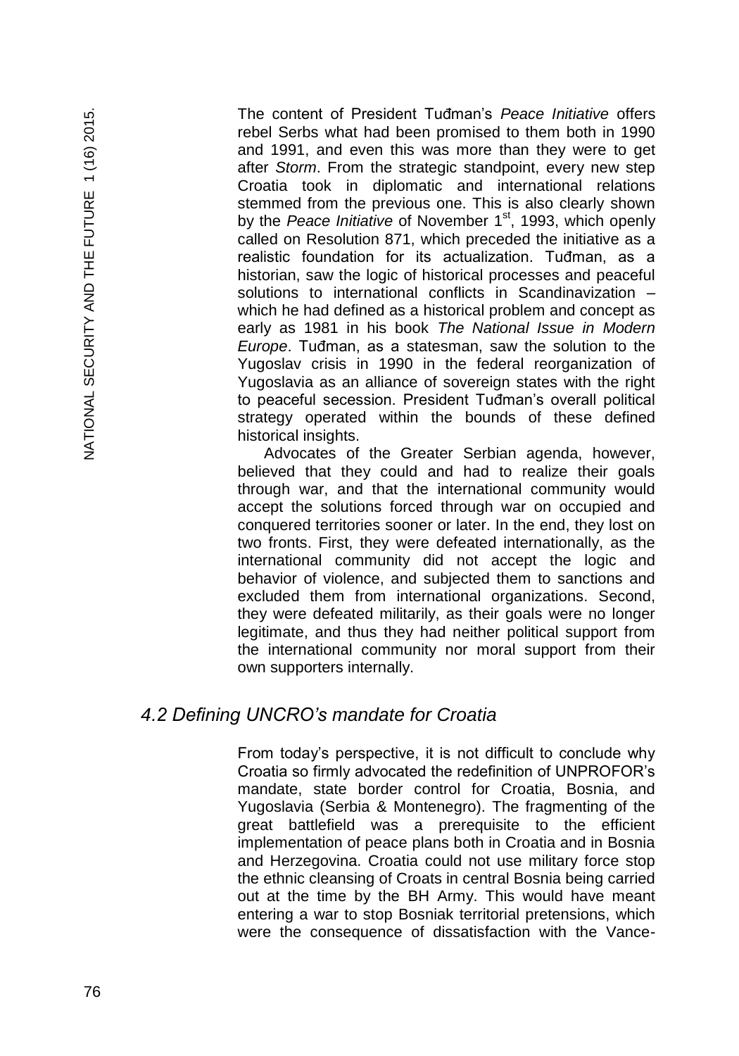The content of President Tuđman's *Peace Initiative* offers rebel Serbs what had been promised to them both in 1990 and 1991, and even this was more than they were to get after *Storm*. From the strategic standpoint, every new step Croatia took in diplomatic and international relations stemmed from the previous one. This is also clearly shown by the *Peace Initiative* of November 1st, 1993, which openly called on Resolution 871, which preceded the initiative as a realistic foundation for its actualization. Tuđman, as a historian, saw the logic of historical processes and peaceful solutions to international conflicts in Scandinavization – which he had defined as a historical problem and concept as early as 1981 in his book *The National Issue in Modern Europe*. Tuđman, as a statesman, saw the solution to the Yugoslav crisis in 1990 in the federal reorganization of Yugoslavia as an alliance of sovereign states with the right to peaceful secession. President Tuđman's overall political strategy operated within the bounds of these defined historical insights.

Advocates of the Greater Serbian agenda, however, believed that they could and had to realize their goals through war, and that the international community would accept the solutions forced through war on occupied and conquered territories sooner or later. In the end, they lost on two fronts. First, they were defeated internationally, as the international community did not accept the logic and behavior of violence, and subjected them to sanctions and excluded them from international organizations. Second, they were defeated militarily, as their goals were no longer legitimate, and thus they had neither political support from the international community nor moral support from their own supporters internally.

## *4.2 Defining UNCRO's mandate for Croatia*

From today's perspective, it is not difficult to conclude why Croatia so firmly advocated the redefinition of UNPROFOR's mandate, state border control for Croatia, Bosnia, and Yugoslavia (Serbia & Montenegro). The fragmenting of the great battlefield was a prerequisite to the efficient implementation of peace plans both in Croatia and in Bosnia and Herzegovina. Croatia could not use military force stop the ethnic cleansing of Croats in central Bosnia being carried out at the time by the BH Army. This would have meant entering a war to stop Bosniak territorial pretensions, which were the consequence of dissatisfaction with the Vance-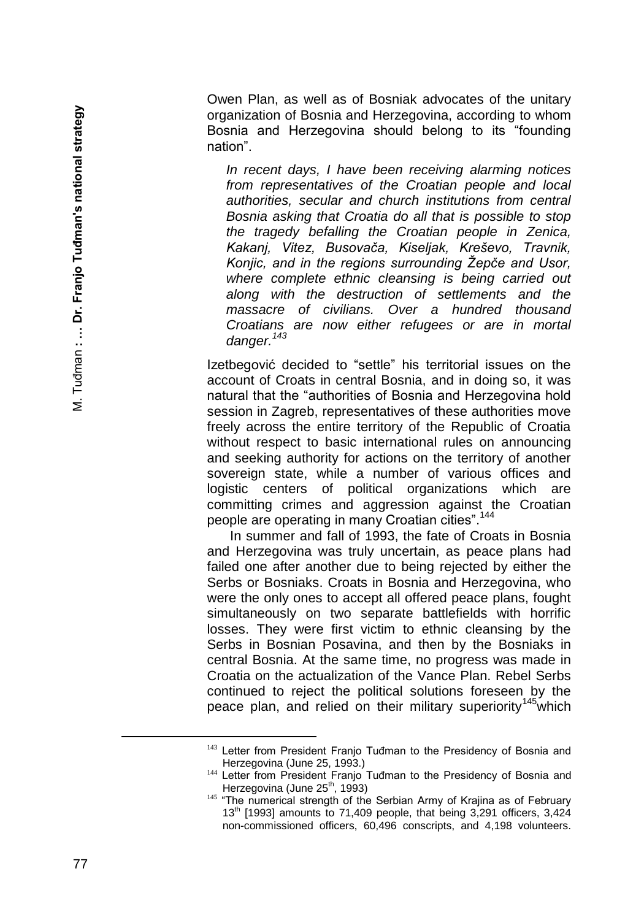Owen Plan, as well as of Bosniak advocates of the unitary organization of Bosnia and Herzegovina, according to whom Bosnia and Herzegovina should belong to its "founding nation".

> *In recent days, I have been receiving alarming notices from representatives of the Croatian people and local authorities, secular and church institutions from central Bosnia asking that Croatia do all that is possible to stop the tragedy befalling the Croatian people in Zenica, Kakanj, Vitez, Busovača, Kiseljak, Kreševo, Travnik, Konjic, and in the regions surrounding Žepče and Usor, where complete ethnic cleansing is being carried out along with the destruction of settlements and the massacre of civilians. Over a hundred thousand Croatians are now either refugees or are in mortal danger.*[143]

Izetbegović decided to "settle" his territorial issues on the account of Croats in central Bosnia, and in doing so, it was natural that the "authorities of Bosnia and Herzegovina hold session in Zagreb, representatives of these authorities move freely across the entire territory of the Republic of Croatia without respect to basic international rules on announcing and seeking authority for actions on the territory of another sovereign state, while a number of various offices and logistic centers of political organizations which are committing crimes and aggression against the Croatian people are operating in many Croatian cities".[144]

In summer and fall of 1993, the fate of Croats in Bosnia and Herzegovina was truly uncertain, as peace plans had failed one after another due to being rejected by either the Serbs or Bosniaks. Croats in Bosnia and Herzegovina, who were the only ones to accept all offered peace plans, fought simultaneously on two separate battlefields with horrific losses. They were first victim to ethnic cleansing by the Serbs in Bosnian Posavina, and then by the Bosniaks in central Bosnia. At the same time, no progress was made in Croatia on the actualization of the Vance Plan. Rebel Serbs continued to reject the political solutions foreseen by the peace plan, and relied on their military superiority[145] which

---

[143] Letter from President Franjo Tuđman to the Presidency of Bosnia and Herzegovina (June 25, 1993.)

[144] Letter from President Franjo Tuđman to the Presidency of Bosnia and Herzegovina (June 25th, 1993)

[145] "The numerical strength of the Serbian Army of Krajina as of February 13th [1993] amounts to 71,409 people, that being 3,291 officers, 3,424 non-commissioned officers, 60,496 conscripts, and 4,198 volunteers.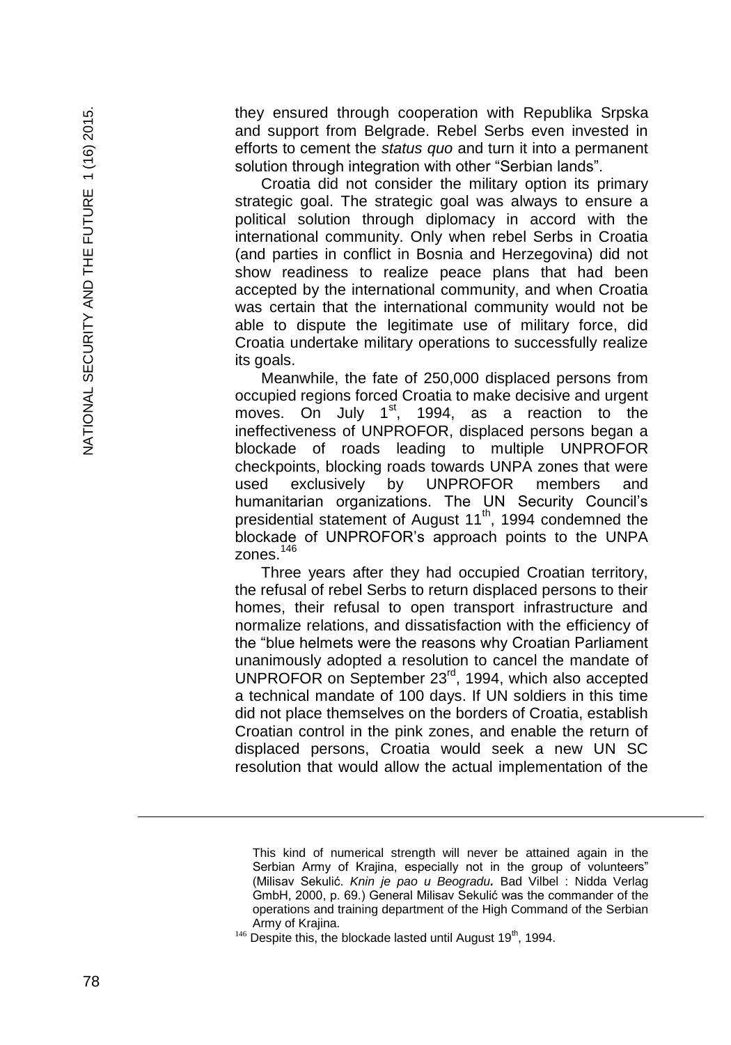they ensured through cooperation with Republika Srpska and support from Belgrade. Rebel Serbs even invested in efforts to cement the *status quo* and turn it into a permanent solution through integration with other "Serbian lands".

Croatia did not consider the military option its primary strategic goal. The strategic goal was always to ensure a political solution through diplomacy in accord with the international community. Only when rebel Serbs in Croatia (and parties in conflict in Bosnia and Herzegovina) did not show readiness to realize peace plans that had been accepted by the international community, and when Croatia was certain that the international community would not be able to dispute the legitimate use of military force, did Croatia undertake military operations to successfully realize its goals.

Meanwhile, the fate of 250,000 displaced persons from occupied regions forced Croatia to make decisive and urgent moves. On July 1st, 1994, as a reaction to the ineffectiveness of UNPROFOR, displaced persons began a blockade of roads leading to multiple UNPROFOR checkpoints, blocking roads towards UNPA zones that were used exclusively by UNPROFOR members and humanitarian organizations. The UN Security Council's presidential statement of August 11th, 1994 condemned the blockade of UNPROFOR's approach points to the UNPA zones.[146]

Three years after they had occupied Croatian territory, the refusal of rebel Serbs to return displaced persons to their homes, their refusal to open transport infrastructure and normalize relations, and dissatisfaction with the efficiency of the "blue helmets were the reasons why Croatian Parliament unanimously adopted a resolution to cancel the mandate of UNPROFOR on September 23rd, 1994, which also accepted a technical mandate of 100 days. If UN soldiers in this time did not place themselves on the borders of Croatia, establish Croatian control in the pink zones, and enable the return of displaced persons, Croatia would seek a new UN SC resolution that would allow the actual implementation of the

---

This kind of numerical strength will never be attained again in the Serbian Army of Krajina, especially not in the group of volunteers" (Milisav Sekulić. ***Knin je pao u Beogradu.*** Bad Vilbel : Nidda Verlag GmbH, 2000, p. 69.) General Milisav Sekulić was the commander of the operations and training department of the High Command of the Serbian Army of Krajina.

[146] Despite this, the blockade lasted until August 19th, 1994.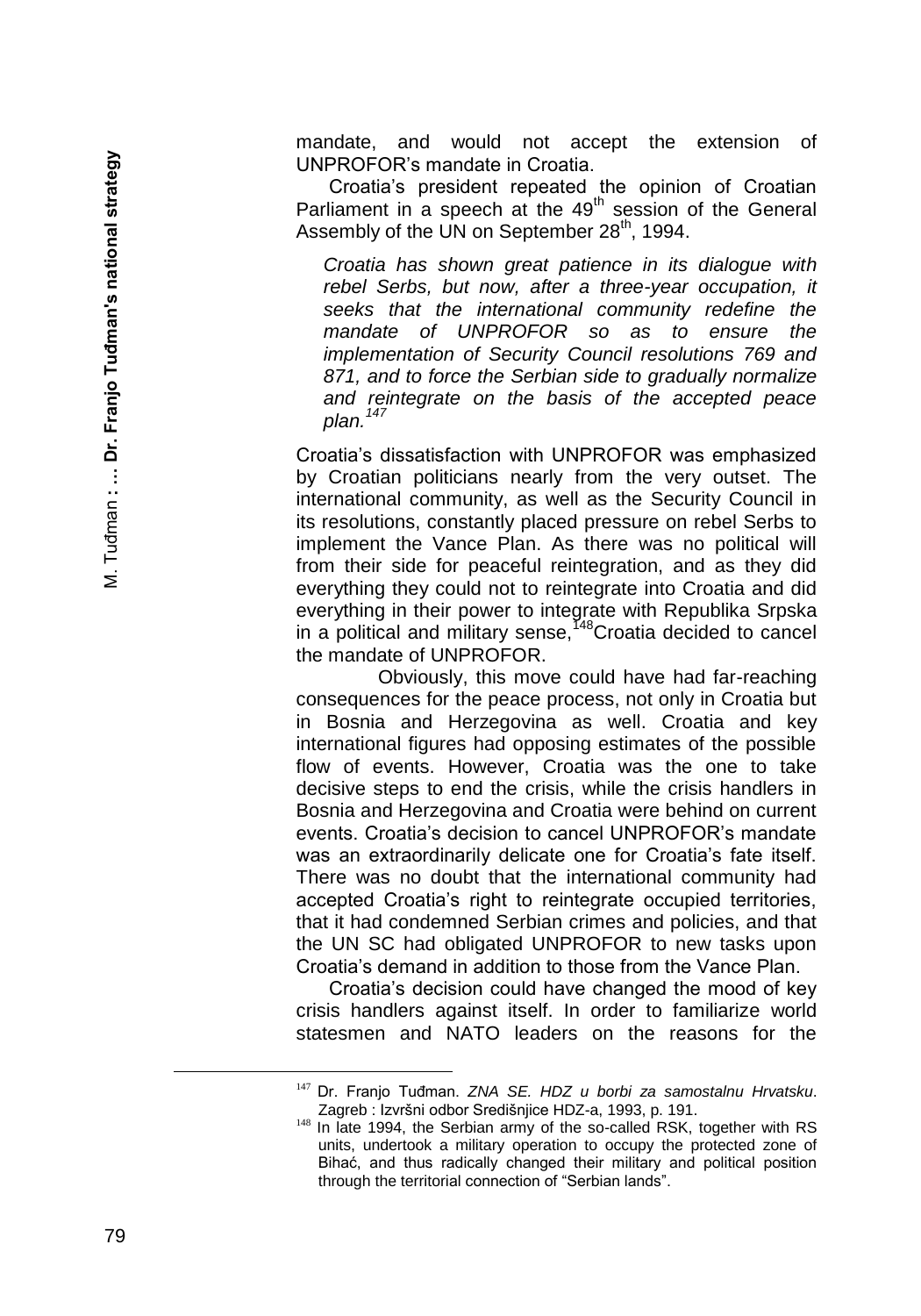mandate, and would not accept the extension of UNPROFOR's mandate in Croatia.

Croatia's president repeated the opinion of Croatian Parliament in a speech at the 49th session of the General Assembly of the UN on September 28th, 1994.

> *Croatia has shown great patience in its dialogue with rebel Serbs, but now, after a three-year occupation, it seeks that the international community redefine the mandate of UNPROFOR so as to ensure the implementation of Security Council resolutions 769 and 871, and to force the Serbian side to gradually normalize and reintegrate on the basis of the accepted peace plan.*[147]

Croatia's dissatisfaction with UNPROFOR was emphasized by Croatian politicians nearly from the very outset. The international community, as well as the Security Council in its resolutions, constantly placed pressure on rebel Serbs to implement the Vance Plan. As there was no political will from their side for peaceful reintegration, and as they did everything they could not to reintegrate into Croatia and did everything in their power to integrate with Republika Srpska in a political and military sense,[148] Croatia decided to cancel the mandate of UNPROFOR.

Obviously, this move could have had far-reaching consequences for the peace process, not only in Croatia but in Bosnia and Herzegovina as well. Croatia and key international figures had opposing estimates of the possible flow of events. However, Croatia was the one to take decisive steps to end the crisis, while the crisis handlers in Bosnia and Herzegovina and Croatia were behind on current events. Croatia's decision to cancel UNPROFOR's mandate was an extraordinarily delicate one for Croatia's fate itself. There was no doubt that the international community had accepted Croatia's right to reintegrate occupied territories, that it had condemned Serbian crimes and policies, and that the UN SC had obligated UNPROFOR to new tasks upon Croatia's demand in addition to those from the Vance Plan.

Croatia's decision could have changed the mood of key crisis handlers against itself. In order to familiarize world statesmen and NATO leaders on the reasons for the

---

[147] Dr. Franjo Tuđman. *ZNA SE. HDZ u borbi za samostalnu Hrvatsku*. Zagreb : Izvršni odbor Središnjice HDZ-a, 1993, p. 191.

[148] In late 1994, the Serbian army of the so-called RSK, together with RS units, undertook a military operation to occupy the protected zone of Bihać, and thus radically changed their military and political position through the territorial connection of "Serbian lands".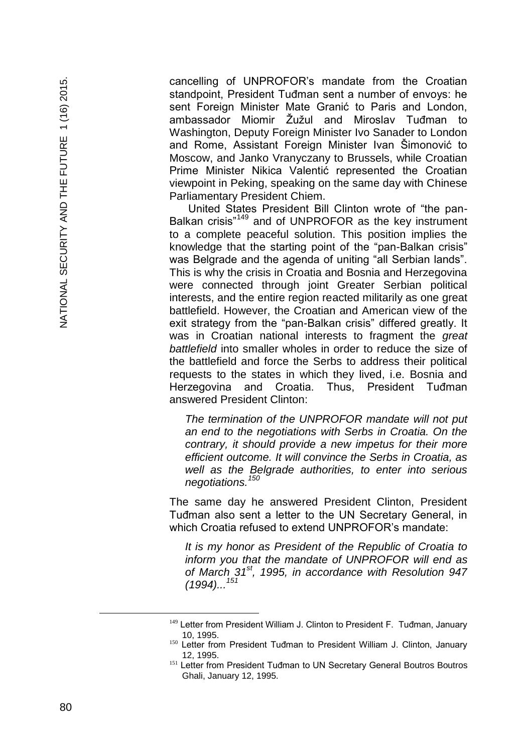cancelling of UNPROFOR's mandate from the Croatian standpoint, President Tuđman sent a number of envoys: he sent Foreign Minister Mate Granić to Paris and London, ambassador Miomir Žužul and Miroslav Tuđman to Washington, Deputy Foreign Minister Ivo Sanader to London and Rome, Assistant Foreign Minister Ivan Šimonović to Moscow, and Janko Vranyczany to Brussels, while Croatian Prime Minister Nikica Valentić represented the Croatian viewpoint in Peking, speaking on the same day with Chinese Parliamentary President Chiem.

United States President Bill Clinton wrote of "the pan-Balkan crisis"[149] and of UNPROFOR as the key instrument to a complete peaceful solution. This position implies the knowledge that the starting point of the "pan-Balkan crisis" was Belgrade and the agenda of uniting "all Serbian lands". This is why the crisis in Croatia and Bosnia and Herzegovina were connected through joint Greater Serbian political interests, and the entire region reacted militarily as one great battlefield. However, the Croatian and American view of the exit strategy from the "pan-Balkan crisis" differed greatly. It was in Croatian national interests to fragment the *great battlefield* into smaller wholes in order to reduce the size of the battlefield and force the Serbs to address their political requests to the states in which they lived, i.e. Bosnia and Herzegovina and Croatia. Thus, President Tuđman answered President Clinton:

> *The termination of the UNPROFOR mandate will not put an end to the negotiations with Serbs in Croatia. On the contrary, it should provide a new impetus for their more efficient outcome. It will convince the Serbs in Croatia, as well as the Belgrade authorities, to enter into serious negotiations.*[150]

The same day he answered President Clinton, President Tuđman also sent a letter to the UN Secretary General, in which Croatia refused to extend UNPROFOR's mandate:

> *It is my honor as President of the Republic of Croatia to inform you that the mandate of UNPROFOR will end as of March 31st, 1995, in accordance with Resolution 947 (1994)...*[151]

---

[149] Letter from President William J. Clinton to President F. Tuđman, January 10, 1995.

[150] Letter from President Tuđman to President William J. Clinton, January 12, 1995.

[151] Letter from President Tuđman to UN Secretary General Boutros Boutros Ghali, January 12, 1995.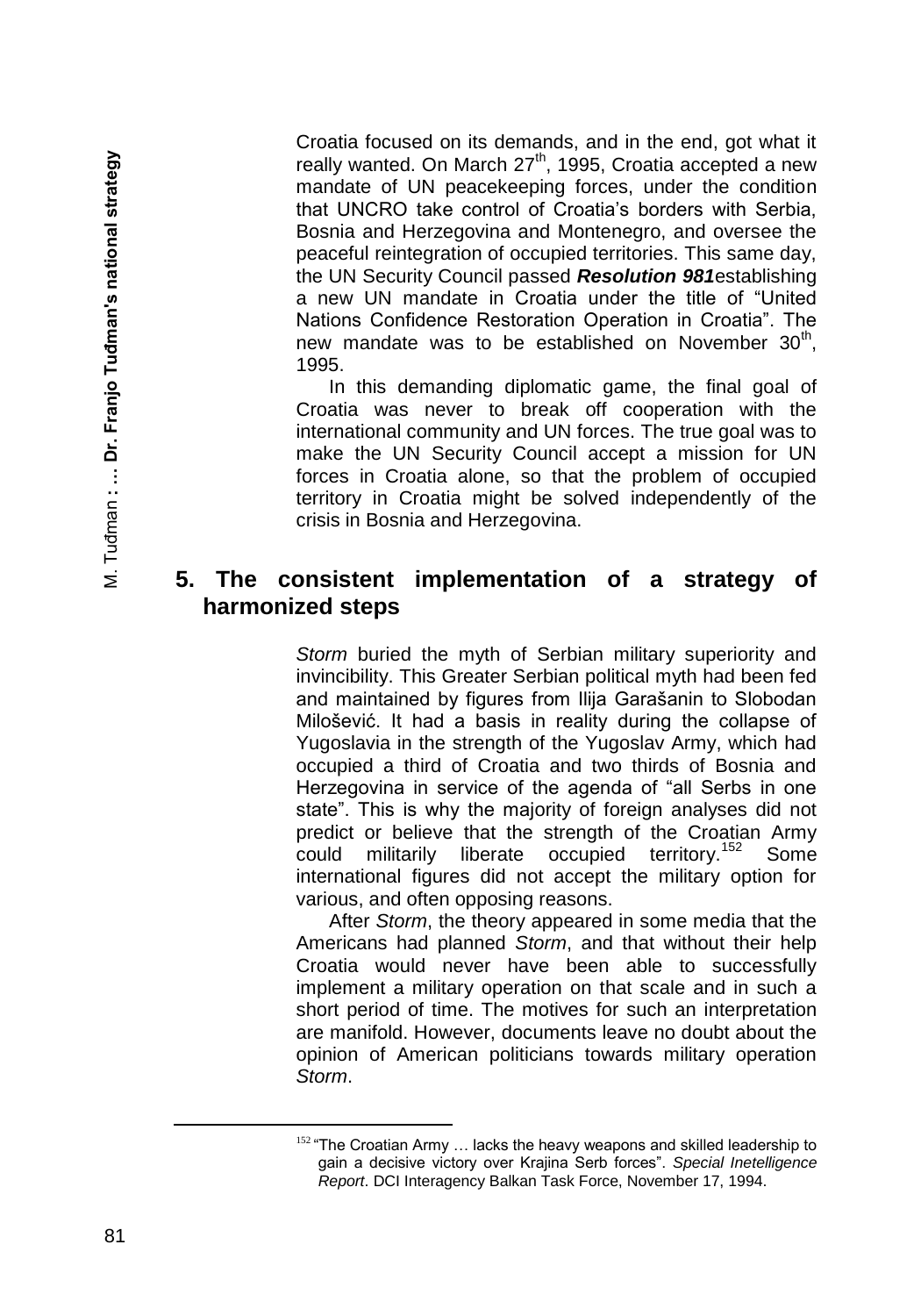Croatia focused on its demands, and in the end, got what it really wanted. On March 27th, 1995, Croatia accepted a new mandate of UN peacekeeping forces, under the condition that UNCRO take control of Croatia's borders with Serbia, Bosnia and Herzegovina and Montenegro, and oversee the peaceful reintegration of occupied territories. This same day, the UN Security Council passed ***Resolution 981***establishing a new UN mandate in Croatia under the title of "United Nations Confidence Restoration Operation in Croatia". The new mandate was to be established on November 30th, 1995.

In this demanding diplomatic game, the final goal of Croatia was never to break off cooperation with the international community and UN forces. The true goal was to make the UN Security Council accept a mission for UN forces in Croatia alone, so that the problem of occupied territory in Croatia might be solved independently of the crisis in Bosnia and Herzegovina.

## 5. The consistent implementation of a strategy of harmonized steps

*Storm* buried the myth of Serbian military superiority and invincibility. This Greater Serbian political myth had been fed and maintained by figures from Ilija Garašanin to Slobodan Milošević. It had a basis in reality during the collapse of Yugoslavia in the strength of the Yugoslav Army, which had occupied a third of Croatia and two thirds of Bosnia and Herzegovina in service of the agenda of "all Serbs in one state". This is why the majority of foreign analyses did not predict or believe that the strength of the Croatian Army could militarily liberate occupied territory.[152] Some international figures did not accept the military option for various, and often opposing reasons.

After *Storm*, the theory appeared in some media that the Americans had planned *Storm*, and that without their help Croatia would never have been able to successfully implement a military operation on that scale and in such a short period of time. The motives for such an interpretation are manifold. However, documents leave no doubt about the opinion of American politicians towards military operation *Storm*.

---

[152] "The Croatian Army … lacks the heavy weapons and skilled leadership to gain a decisive victory over Krajina Serb forces". *Special Inetelligence Report*. DCI Interagency Balkan Task Force, November 17, 1994.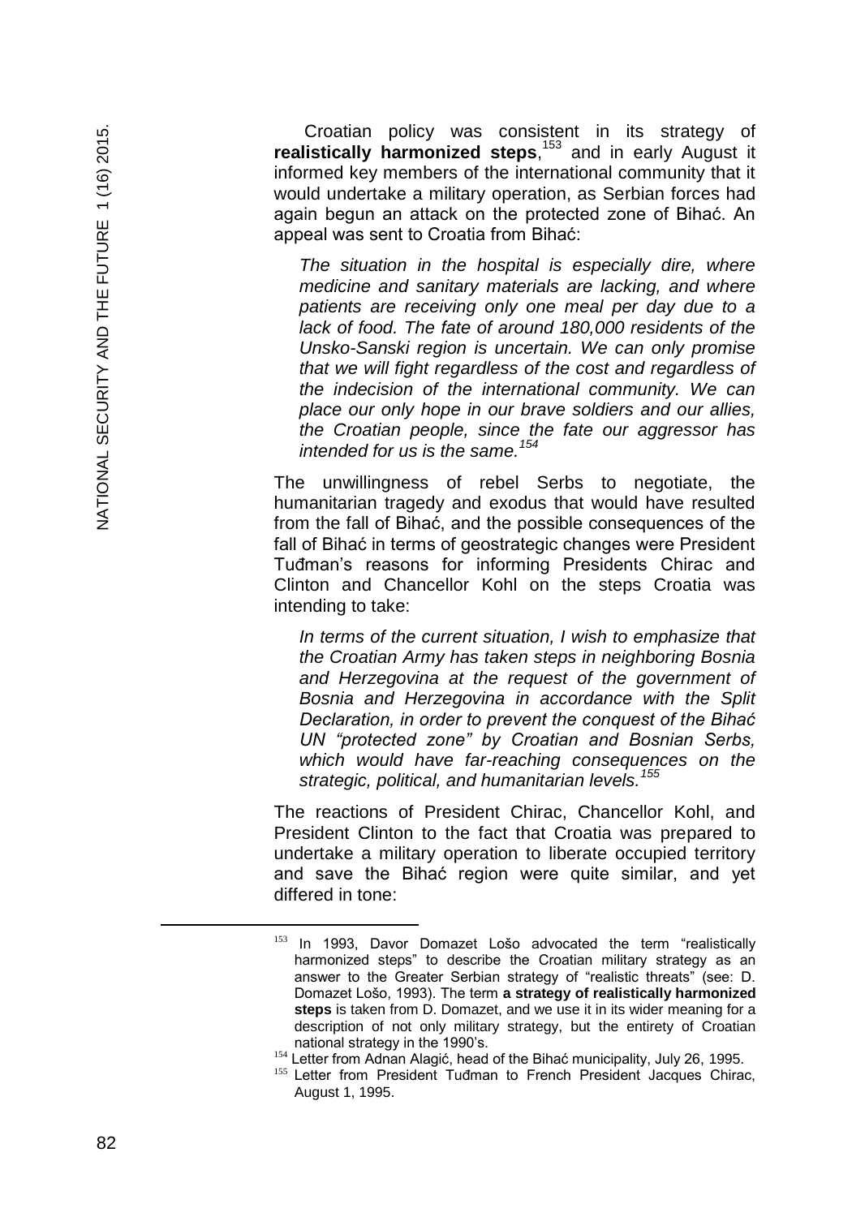Croatian policy was consistent in its strategy of **realistically harmonized steps**,[153] and in early August it informed key members of the international community that it would undertake a military operation, as Serbian forces had again begun an attack on the protected zone of Bihać. An appeal was sent to Croatia from Bihać:

> *The situation in the hospital is especially dire, where medicine and sanitary materials are lacking, and where patients are receiving only one meal per day due to a lack of food. The fate of around 180,000 residents of the Unsko-Sanski region is uncertain. We can only promise that we will fight regardless of the cost and regardless of the indecision of the international community. We can place our only hope in our brave soldiers and our allies, the Croatian people, since the fate our aggressor has intended for us is the same.*[154]

The unwillingness of rebel Serbs to negotiate, the humanitarian tragedy and exodus that would have resulted from the fall of Bihać, and the possible consequences of the fall of Bihać in terms of geostrategic changes were President Tuđman's reasons for informing Presidents Chirac and Clinton and Chancellor Kohl on the steps Croatia was intending to take:

> *In terms of the current situation, I wish to emphasize that the Croatian Army has taken steps in neighboring Bosnia and Herzegovina at the request of the government of Bosnia and Herzegovina in accordance with the Split Declaration, in order to prevent the conquest of the Bihać UN "protected zone" by Croatian and Bosnian Serbs, which would have far-reaching consequences on the strategic, political, and humanitarian levels.*[155]

The reactions of President Chirac, Chancellor Kohl, and President Clinton to the fact that Croatia was prepared to undertake a military operation to liberate occupied territory and save the Bihać region were quite similar, and yet differed in tone:

---

[153] In 1993, Davor Domazet Lošo advocated the term "realistically harmonized steps" to describe the Croatian military strategy as an answer to the Greater Serbian strategy of "realistic threats" (see: D. Domazet Lošo, 1993). The term **a strategy of realistically harmonized steps** is taken from D. Domazet, and we use it in its wider meaning for a description of not only military strategy, but the entirety of Croatian national strategy in the 1990's.

[154] Letter from Adnan Alagić, head of the Bihać municipality, July 26, 1995.

[155] Letter from President Tuđman to French President Jacques Chirac, August 1, 1995.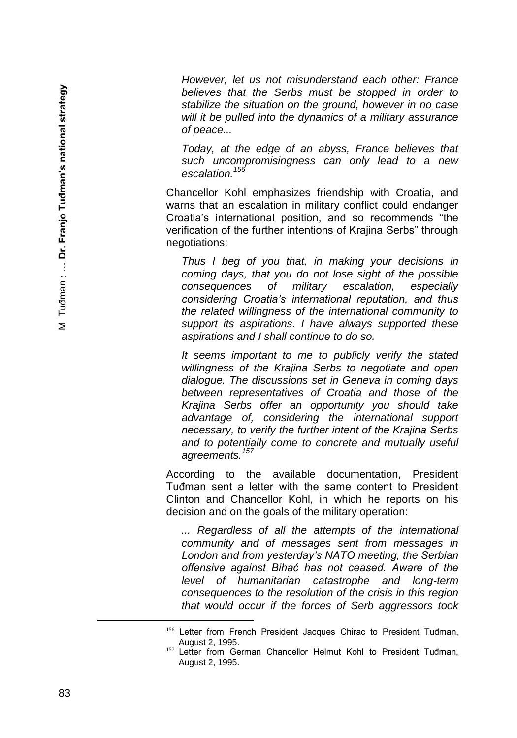*However, let us not misunderstand each other: France believes that the Serbs must be stopped in order to stabilize the situation on the ground, however in no case will it be pulled into the dynamics of a military assurance of peace...*

*Today, at the edge of an abyss, France believes that such uncompromisingness can only lead to a new escalation.*[156]

Chancellor Kohl emphasizes friendship with Croatia, and warns that an escalation in military conflict could endanger Croatia's international position, and so recommends "the verification of the further intentions of Krajina Serbs" through negotiations:

*Thus I beg of you that, in making your decisions in coming days, that you do not lose sight of the possible consequences of military escalation, especially considering Croatia's international reputation, and thus the related willingness of the international community to support its aspirations. I have always supported these aspirations and I shall continue to do so.*

*It seems important to me to publicly verify the stated willingness of the Krajina Serbs to negotiate and open dialogue. The discussions set in Geneva in coming days between representatives of Croatia and those of the Krajina Serbs offer an opportunity you should take advantage of, considering the international support necessary, to verify the further intent of the Krajina Serbs and to potentially come to concrete and mutually useful agreements.*[157]

According to the available documentation, President Tuđman sent a letter with the same content to President Clinton and Chancellor Kohl, in which he reports on his decision and on the goals of the military operation:

*... Regardless of all the attempts of the international community and of messages sent from messages in London and from yesterday's NATO meeting, the Serbian offensive against Bihać has not ceased. Aware of the level of humanitarian catastrophe and long-term consequences to the resolution of the crisis in this region that would occur if the forces of Serb aggressors took*

---

[156] Letter from French President Jacques Chirac to President Tuđman, August 2, 1995.

[157] Letter from German Chancellor Helmut Kohl to President Tuđman, August 2, 1995.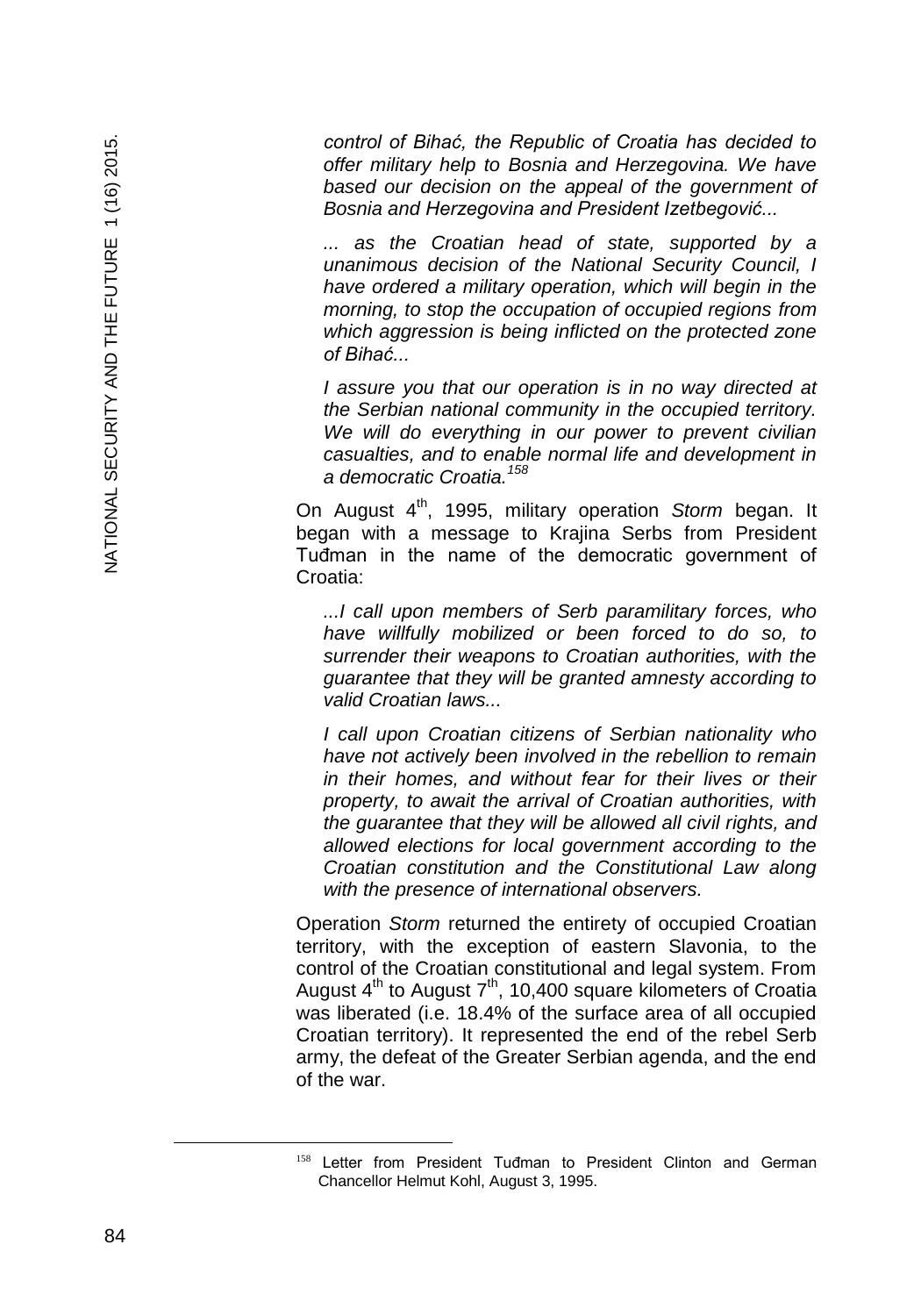*control of Bihać, the Republic of Croatia has decided to offer military help to Bosnia and Herzegovina. We have based our decision on the appeal of the government of Bosnia and Herzegovina and President Izetbegović...*

*... as the Croatian head of state, supported by a unanimous decision of the National Security Council, I have ordered a military operation, which will begin in the morning, to stop the occupation of occupied regions from which aggression is being inflicted on the protected zone of Bihać...*

*I assure you that our operation is in no way directed at the Serbian national community in the occupied territory. We will do everything in our power to prevent civilian casualties, and to enable normal life and development in a democratic Croatia.*[158]

On August 4th, 1995, military operation *Storm* began. It began with a message to Krajina Serbs from President Tuđman in the name of the democratic government of Croatia:

*...I call upon members of Serb paramilitary forces, who have willfully mobilized or been forced to do so, to surrender their weapons to Croatian authorities, with the guarantee that they will be granted amnesty according to valid Croatian laws...*

*I call upon Croatian citizens of Serbian nationality who have not actively been involved in the rebellion to remain in their homes, and without fear for their lives or their property, to await the arrival of Croatian authorities, with the guarantee that they will be allowed all civil rights, and allowed elections for local government according to the Croatian constitution and the Constitutional Law along with the presence of international observers.*

Operation *Storm* returned the entirety of occupied Croatian territory, with the exception of eastern Slavonia, to the control of the Croatian constitutional and legal system. From August 4th to August 7th, 10,400 square kilometers of Croatia was liberated (i.e. 18.4% of the surface area of all occupied Croatian territory). It represented the end of the rebel Serb army, the defeat of the Greater Serbian agenda, and the end of the war.

---

[158] Letter from President Tuđman to President Clinton and German Chancellor Helmut Kohl, August 3, 1995.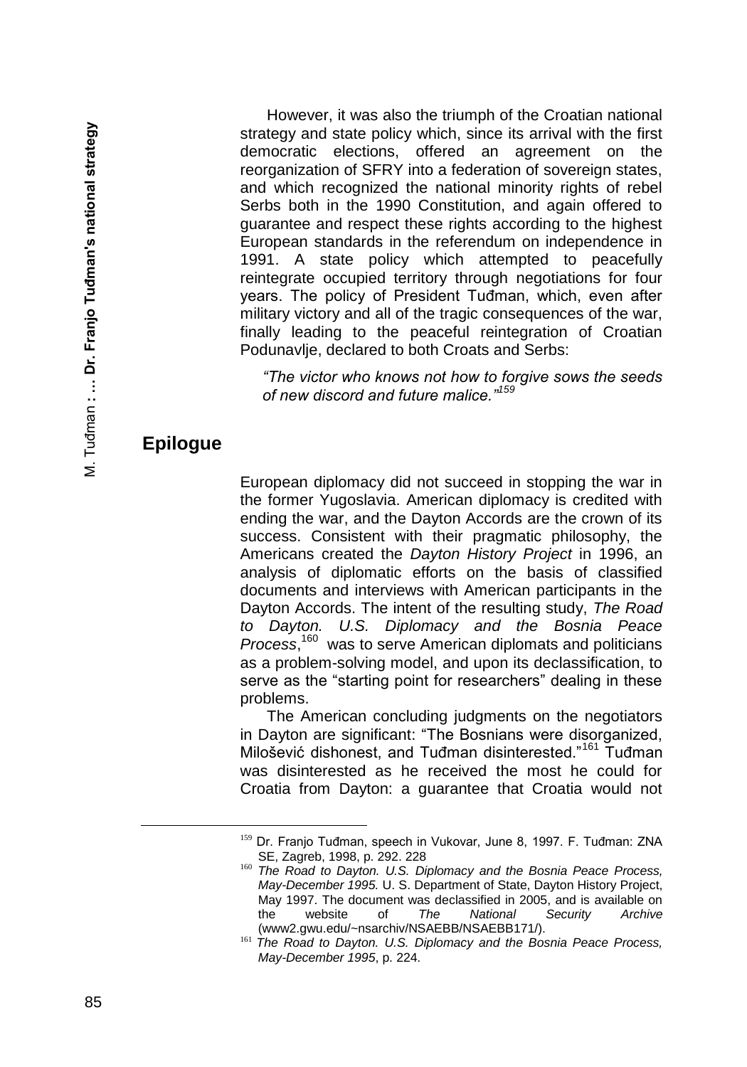However, it was also the triumph of the Croatian national strategy and state policy which, since its arrival with the first democratic elections, offered an agreement on the reorganization of SFRY into a federation of sovereign states, and which recognized the national minority rights of rebel Serbs both in the 1990 Constitution, and again offered to guarantee and respect these rights according to the highest European standards in the referendum on independence in 1991. A state policy which attempted to peacefully reintegrate occupied territory through negotiations for four years. The policy of President Tuđman, which, even after military victory and all of the tragic consequences of the war, finally leading to the peaceful reintegration of Croatian Podunavlje, declared to both Croats and Serbs:

> *"The victor who knows not how to forgive sows the seeds of new discord and future malice."*[159]

## Epilogue

European diplomacy did not succeed in stopping the war in the former Yugoslavia. American diplomacy is credited with ending the war, and the Dayton Accords are the crown of its success. Consistent with their pragmatic philosophy, the Americans created the *Dayton History Project* in 1996, an analysis of diplomatic efforts on the basis of classified documents and interviews with American participants in the Dayton Accords. The intent of the resulting study, *The Road to Dayton. U.S. Diplomacy and the Bosnia Peace Process*,[160] was to serve American diplomats and politicians as a problem-solving model, and upon its declassification, to serve as the "starting point for researchers" dealing in these problems.

The American concluding judgments on the negotiators in Dayton are significant: "The Bosnians were disorganized, Milošević dishonest, and Tuđman disinterested."[161] Tuđman was disinterested as he received the most he could for Croatia from Dayton: a guarantee that Croatia would not

---

[159] Dr. Franjo Tuđman, speech in Vukovar, June 8, 1997. F. Tuđman: ZNA SE, Zagreb, 1998, p. 292. 228

[160] *The Road to Dayton. U.S. Diplomacy and the Bosnia Peace Process, May-December 1995.* U. S. Department of State, Dayton History Project, May 1997. The document was declassified in 2005, and is available on the website of *The National Security Archive* (www2.gwu.edu/~nsarchiv/NSAEBB/NSAEBB171/).

[161] *The Road to Dayton. U.S. Diplomacy and the Bosnia Peace Process, May-December 1995*, p. 224.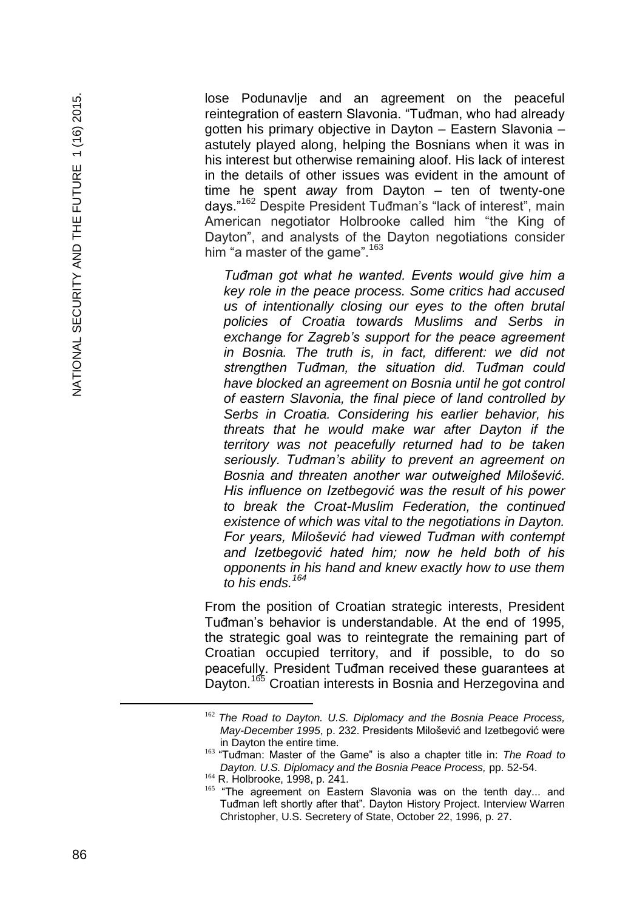lose Podunavlje and an agreement on the peaceful reintegration of eastern Slavonia. "Tuđman, who had already gotten his primary objective in Dayton – Eastern Slavonia – astutely played along, helping the Bosnians when it was in his interest but otherwise remaining aloof. His lack of interest in the details of other issues was evident in the amount of time he spent *away* from Dayton – ten of twenty-one days."[162] Despite President Tuđman's "lack of interest", main American negotiator Holbrooke called him "the King of Dayton", and analysts of the Dayton negotiations consider him "a master of the game".[163]

> *Tuđman got what he wanted. Events would give him a key role in the peace process. Some critics had accused us of intentionally closing our eyes to the often brutal policies of Croatia towards Muslims and Serbs in exchange for Zagreb's support for the peace agreement in Bosnia. The truth is, in fact, different: we did not strengthen Tuđman, the situation did. Tuđman could have blocked an agreement on Bosnia until he got control of eastern Slavonia, the final piece of land controlled by Serbs in Croatia. Considering his earlier behavior, his threats that he would make war after Dayton if the territory was not peacefully returned had to be taken seriously. Tuđman's ability to prevent an agreement on Bosnia and threaten another war outweighed Milošević. His influence on Izetbegović was the result of his power to break the Croat-Muslim Federation, the continued existence of which was vital to the negotiations in Dayton. For years, Milošević had viewed Tuđman with contempt and Izetbegović hated him; now he held both of his opponents in his hand and knew exactly how to use them to his ends.*[164]

From the position of Croatian strategic interests, President Tuđman's behavior is understandable. At the end of 1995, the strategic goal was to reintegrate the remaining part of Croatian occupied territory, and if possible, to do so peacefully. President Tuđman received these guarantees at Dayton.[165] Croatian interests in Bosnia and Herzegovina and

---

[162] *The Road to Dayton. U.S. Diplomacy and the Bosnia Peace Process, May-December 1995*, p. 232. Presidents Milošević and Izetbegović were in Dayton the entire time.

[163] "Tuđman: Master of the Game" is also a chapter title in: *The Road to Dayton. U.S. Diplomacy and the Bosnia Peace Process,* pp. 52-54.

[164] R. Holbrooke, 1998, p. 241.

[165] "The agreement on Eastern Slavonia was on the tenth day... and Tuđman left shortly after that". Dayton History Project. Interview Warren Christopher, U.S. Secretery of State, October 22, 1996, p. 27.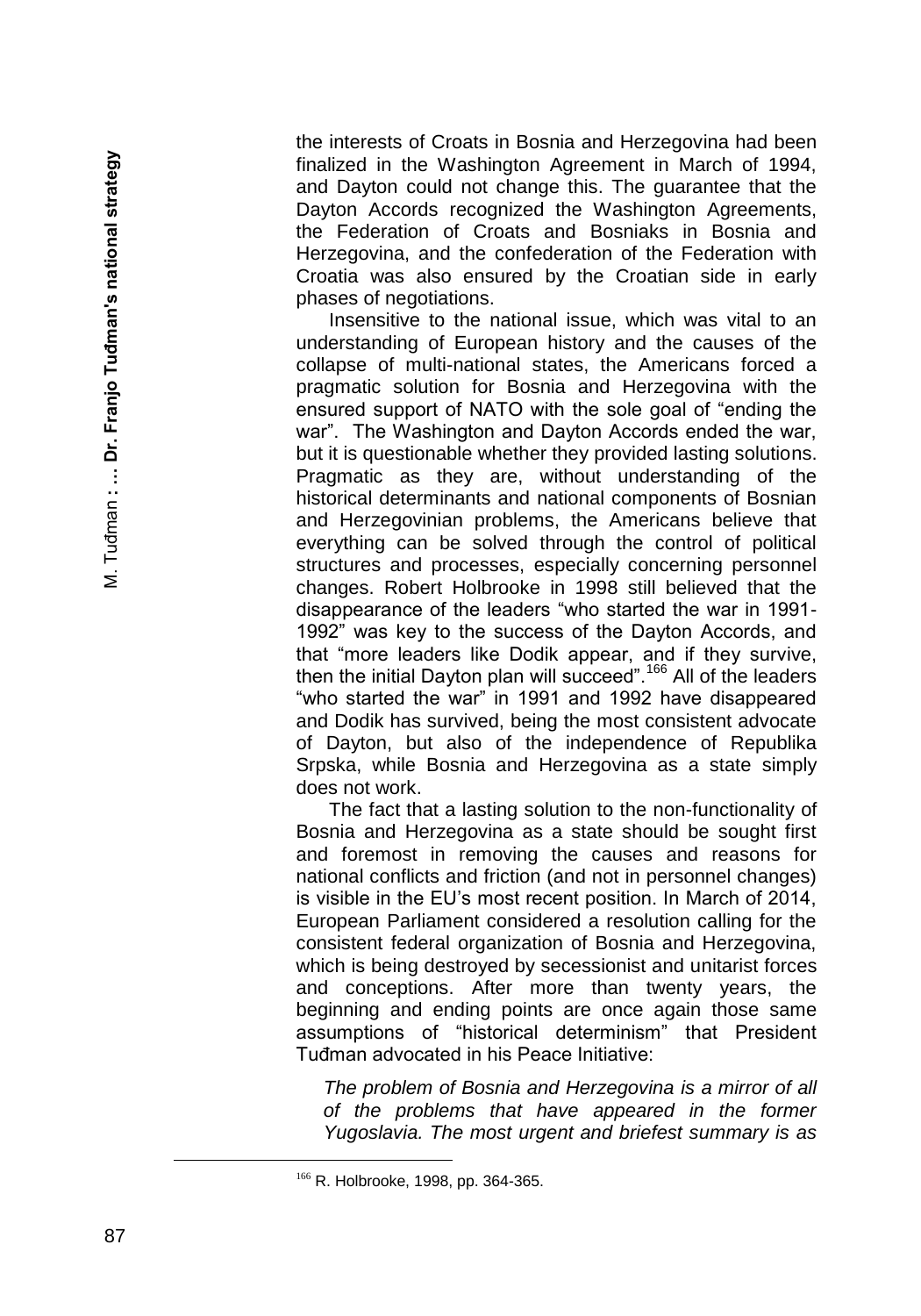the interests of Croats in Bosnia and Herzegovina had been finalized in the Washington Agreement in March of 1994, and Dayton could not change this. The guarantee that the Dayton Accords recognized the Washington Agreements, the Federation of Croats and Bosniaks in Bosnia and Herzegovina, and the confederation of the Federation with Croatia was also ensured by the Croatian side in early phases of negotiations.

Insensitive to the national issue, which was vital to an understanding of European history and the causes of the collapse of multi-national states, the Americans forced a pragmatic solution for Bosnia and Herzegovina with the ensured support of NATO with the sole goal of "ending the war". The Washington and Dayton Accords ended the war, but it is questionable whether they provided lasting solutions. Pragmatic as they are, without understanding of the historical determinants and national components of Bosnian and Herzegovinian problems, the Americans believe that everything can be solved through the control of political structures and processes, especially concerning personnel changes. Robert Holbrooke in 1998 still believed that the disappearance of the leaders "who started the war in 1991-1992" was key to the success of the Dayton Accords, and that "more leaders like Dodik appear, and if they survive, then the initial Dayton plan will succeed".[166] All of the leaders "who started the war" in 1991 and 1992 have disappeared and Dodik has survived, being the most consistent advocate of Dayton, but also of the independence of Republika Srpska, while Bosnia and Herzegovina as a state simply does not work.

The fact that a lasting solution to the non-functionality of Bosnia and Herzegovina as a state should be sought first and foremost in removing the causes and reasons for national conflicts and friction (and not in personnel changes) is visible in the EU's most recent position. In March of 2014, European Parliament considered a resolution calling for the consistent federal organization of Bosnia and Herzegovina, which is being destroyed by secessionist and unitarist forces and conceptions. After more than twenty years, the beginning and ending points are once again those same assumptions of "historical determinism" that President Tuđman advocated in his Peace Initiative:

> *The problem of Bosnia and Herzegovina is a mirror of all of the problems that have appeared in the former Yugoslavia. The most urgent and briefest summary is as*

---

[166] R. Holbrooke, 1998, pp. 364-365.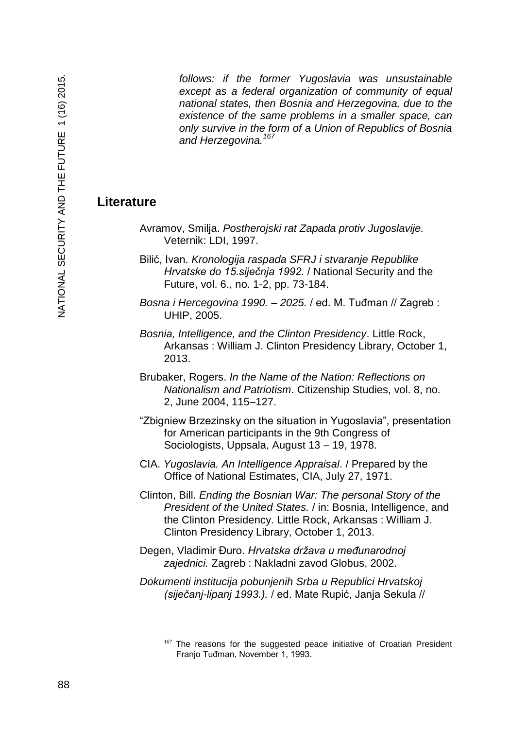*follows: if the former Yugoslavia was unsustainable except as a federal organization of community of equal national states, then Bosnia and Herzegovina, due to the existence of the same problems in a smaller space, can only survive in the form of a Union of Republics of Bosnia and Herzegovina.*[167]

## Literature

Avramov, Smilja. *Postherojski rat Zapada protiv Jugoslavije.* Veternik: LDI, 1997.

Bilić, Ivan. *Kronologija raspada SFRJ i stvaranje Republike Hrvatske do 15.siječnja 1992.* / National Security and the Future, vol. 6., no. 1-2, pp. 73-184.

*Bosna i Hercegovina 1990. – 2025.* / ed. M. Tuđman // Zagreb : UHIP, 2005.

*Bosnia, Intelligence, and the Clinton Presidency*. Little Rock, Arkansas : William J. Clinton Presidency Library, October 1, 2013.

Brubaker, Rogers. *In the Name of the Nation: Reflections on Nationalism and Patriotism*. Citizenship Studies, vol. 8, no. 2, June 2004, 115–127.

"Zbigniew Brzezinsky on the situation in Yugoslavia", presentation for American participants in the 9th Congress of Sociologists, Uppsala, August 13 – 19, 1978.

CIA. *Yugoslavia. An Intelligence Appraisal*. / Prepared by the Office of National Estimates, CIA, July 27, 1971.

Clinton, Bill. *Ending the Bosnian War: The personal Story of the President of the United States.* / in: Bosnia, Intelligence, and the Clinton Presidency. Little Rock, Arkansas : William J. Clinton Presidency Library, October 1, 2013.

Degen, Vladimir Đuro. *Hrvatska država u međunarodnoj zajednici.* Zagreb : Nakladni zavod Globus, 2002.

*Dokumenti institucija pobunjenih Srba u Republici Hrvatskoj (siječanj-lipanj 1993.).* / ed. Mate Rupić, Janja Sekula //

---

[167] The reasons for the suggested peace initiative of Croatian President Franjo Tuđman, November 1, 1993.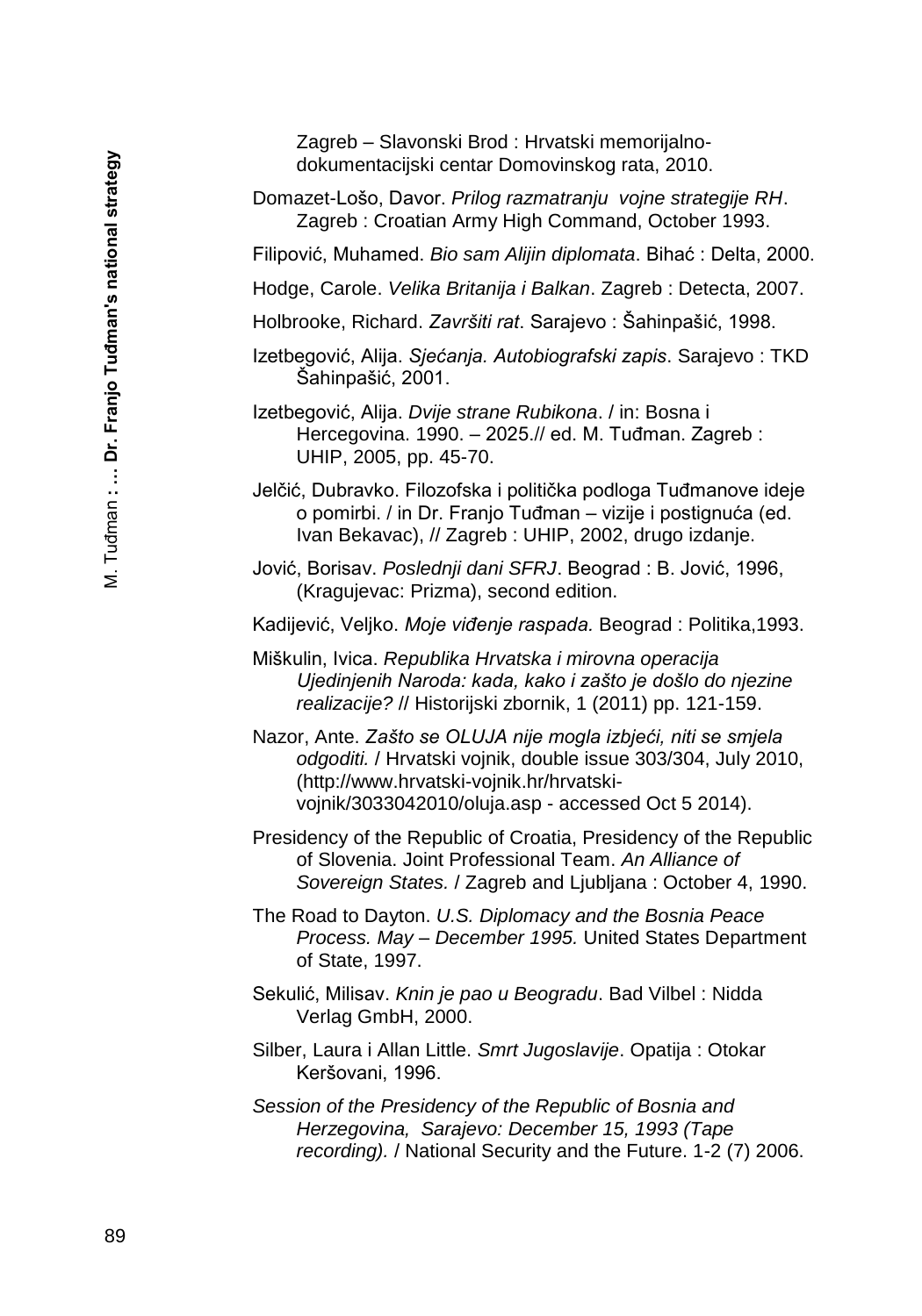Zagreb – Slavonski Brod : Hrvatski memorijalno-dokumentacijski centar Domovinskog rata, 2010.

Domazet-Lošo, Davor. *Prilog razmatranju vojne strategije RH*. Zagreb : Croatian Army High Command, October 1993.

Filipović, Muhamed. *Bio sam Alijin diplomata*. Bihać : Delta, 2000.

Hodge, Carole. *Velika Britanija i Balkan*. Zagreb : Detecta, 2007.

Holbrooke, Richard. *Završiti rat*. Sarajevo : Šahinpašić, 1998.

Izetbegović, Alija. *Sjećanja. Autobiografski zapis*. Sarajevo : TKD Šahinpašić, 2001.

Izetbegović, Alija. *Dvije strane Rubikona*. / in: Bosna i Hercegovina. 1990. – 2025.// ed. M. Tuđman. Zagreb : UHIP, 2005, pp. 45-70.

Jelčić, Dubravko. Filozofska i politička podloga Tuđmanove ideje o pomirbi. / in Dr. Franjo Tuđman – vizije i postignuća (ed. Ivan Bekavac), // Zagreb : UHIP, 2002, drugo izdanje.

Jović, Borisav. *Poslednji dani SFRJ*. Beograd : B. Jović, 1996, (Kragujevac: Prizma), second edition.

Kadijević, Veljko. *Moje viđenje raspada.* Beograd : Politika,1993.

Miškulin, Ivica. *Republika Hrvatska i mirovna operacija Ujedinjenih Naroda: kada, kako i zašto je došlo do njezine realizacije?* // Historijski zbornik, 1 (2011) pp. 121-159.

Nazor, Ante. *Zašto se OLUJA nije mogla izbjeći, niti se smjela odgoditi.* / Hrvatski vojnik, double issue 303/304, July 2010, (http://www.hrvatski-vojnik.hr/hrvatski-vojnik/3033042010/oluja.asp - accessed Oct 5 2014).

Presidency of the Republic of Croatia, Presidency of the Republic of Slovenia. Joint Professional Team. *An Alliance of Sovereign States.* / Zagreb and Ljubljana : October 4, 1990.

The Road to Dayton. *U.S. Diplomacy and the Bosnia Peace Process. May – December 1995.* United States Department of State, 1997.

Sekulić, Milisav. *Knin je pao u Beogradu*. Bad Vilbel : Nidda Verlag GmbH, 2000.

Silber, Laura i Allan Little. *Smrt Jugoslavije*. Opatija : Otokar Keršovani, 1996.

*Session of the Presidency of the Republic of Bosnia and Herzegovina, Sarajevo: December 15, 1993 (Tape recording).* / National Security and the Future. 1-2 (7) 2006.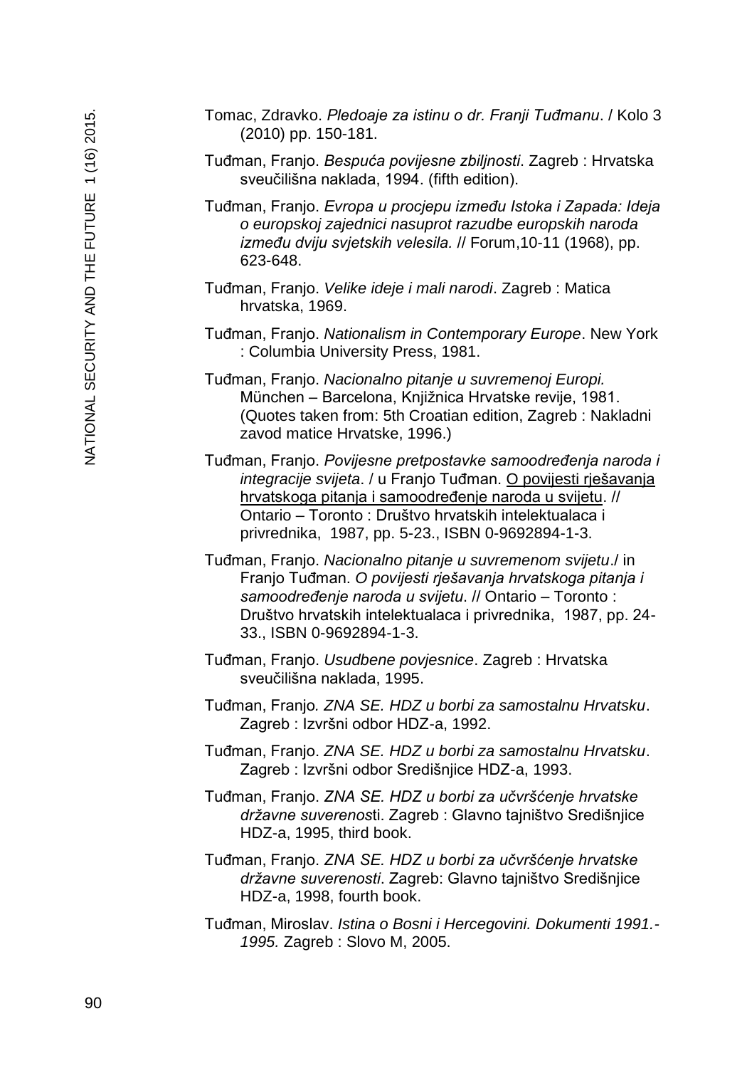Tomac, Zdravko. *Pledoaje za istinu o dr. Franji Tuđmanu*. / Kolo 3 (2010) pp. 150-181.

Tuđman, Franjo. *Bespuća povijesne zbiljnosti*. Zagreb : Hrvatska sveučilišna naklada, 1994. (fifth edition).

Tuđman, Franjo. *Evropa u procjepu između Istoka i Zapada: Ideja o europskoj zajednici nasuprot razudbe europskih naroda između dviju svjetskih velesila.* // Forum,10-11 (1968), pp. 623-648.

Tuđman, Franjo. *Velike ideje i mali narodi*. Zagreb : Matica hrvatska, 1969.

Tuđman, Franjo. *Nationalism in Contemporary Europe*. New York : Columbia University Press, 1981.

Tuđman, Franjo. *Nacionalno pitanje u suvremenoj Europi.* München – Barcelona, Knjižnica Hrvatske revije, 1981. (Quotes taken from: 5th Croatian edition, Zagreb : Nakladni zavod matice Hrvatske, 1996.)

Tuđman, Franjo. *Povijesne pretpostavke samoodređenja naroda i integracije svijeta*. / u Franjo Tuđman. O povijesti rješavanja hrvatskoga pitanja i samoodređenje naroda u svijetu. // Ontario – Toronto : Društvo hrvatskih intelektualaca i privrednika, 1987, pp. 5-23., ISBN 0-9692894-1-3.

Tuđman, Franjo. *Nacionalno pitanje u suvremenom svijetu*./ in Franjo Tuđman. *O povijesti rješavanja hrvatskoga pitanja i samoodređenje naroda u svijetu*. // Ontario – Toronto : Društvo hrvatskih intelektualaca i privrednika, 1987, pp. 24-33., ISBN 0-9692894-1-3.

Tuđman, Franjo. *Usudbene povjesnice*. Zagreb : Hrvatska sveučilišna naklada, 1995.

Tuđman, Franjo. *ZNA SE. HDZ u borbi za samostalnu Hrvatsku*. Zagreb : Izvršni odbor HDZ-a, 1992.

Tuđman, Franjo. *ZNA SE. HDZ u borbi za samostalnu Hrvatsku*. Zagreb : Izvršni odbor Središnjice HDZ-a, 1993.

Tuđman, Franjo. *ZNA SE. HDZ u borbi za učvršćenje hrvatske državne suverenos*ti. Zagreb : Glavno tajništvo Središnjice HDZ-a, 1995, third book.

Tuđman, Franjo. *ZNA SE. HDZ u borbi za učvršćenje hrvatske državne suverenosti*. Zagreb: Glavno tajništvo Središnjice HDZ-a, 1998, fourth book.

Tuđman, Miroslav. *Istina o Bosni i Hercegovini. Dokumenti 1991.-1995.* Zagreb : Slovo M, 2005.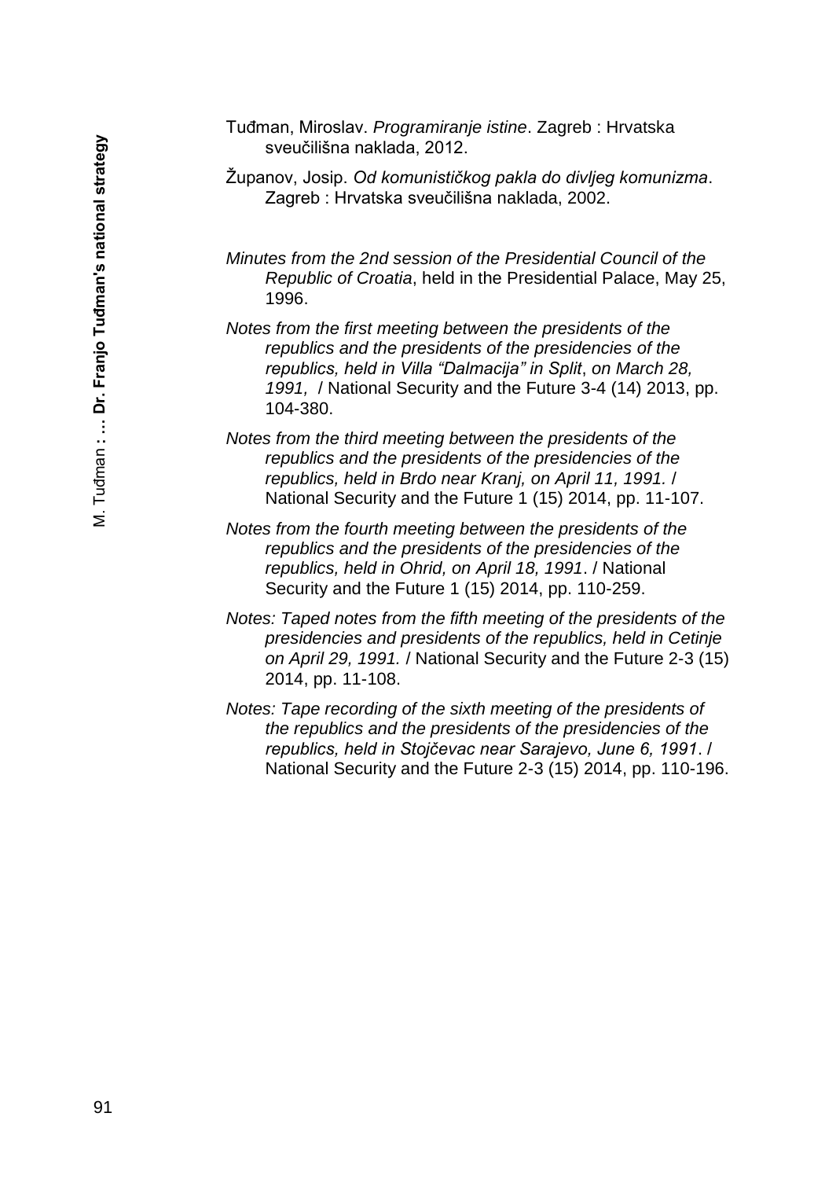Tuđman, Miroslav. *Programiranje istine*. Zagreb : Hrvatska sveučilišna naklada, 2012.

Županov, Josip. *Od komunističkog pakla do divljeg komunizma*. Zagreb : Hrvatska sveučilišna naklada, 2002.

*Minutes from the 2nd session of the Presidential Council of the Republic of Croatia*, held in the Presidential Palace, May 25, 1996.

*Notes from the first meeting between the presidents of the republics and the presidents of the presidencies of the republics, held in Villa "Dalmacija" in Split*, *on March 28, 1991,* / National Security and the Future 3-4 (14) 2013, pp. 104-380.

*Notes from the third meeting between the presidents of the republics and the presidents of the presidencies of the republics, held in Brdo near Kranj, on April 11, 1991.* / National Security and the Future 1 (15) 2014, pp. 11-107.

*Notes from the fourth meeting between the presidents of the republics and the presidents of the presidencies of the republics, held in Ohrid, on April 18, 1991*. / National Security and the Future 1 (15) 2014, pp. 110-259.

*Notes: Taped notes from the fifth meeting of the presidents of the presidencies and presidents of the republics, held in Cetinje on April 29, 1991.* / National Security and the Future 2-3 (15) 2014, pp. 11-108.

*Notes: Tape recording of the sixth meeting of the presidents of the republics and the presidents of the presidencies of the republics, held in Stojčevac near Sarajevo, June 6, 1991*. / National Security and the Future 2-3 (15) 2014, pp. 110-196.